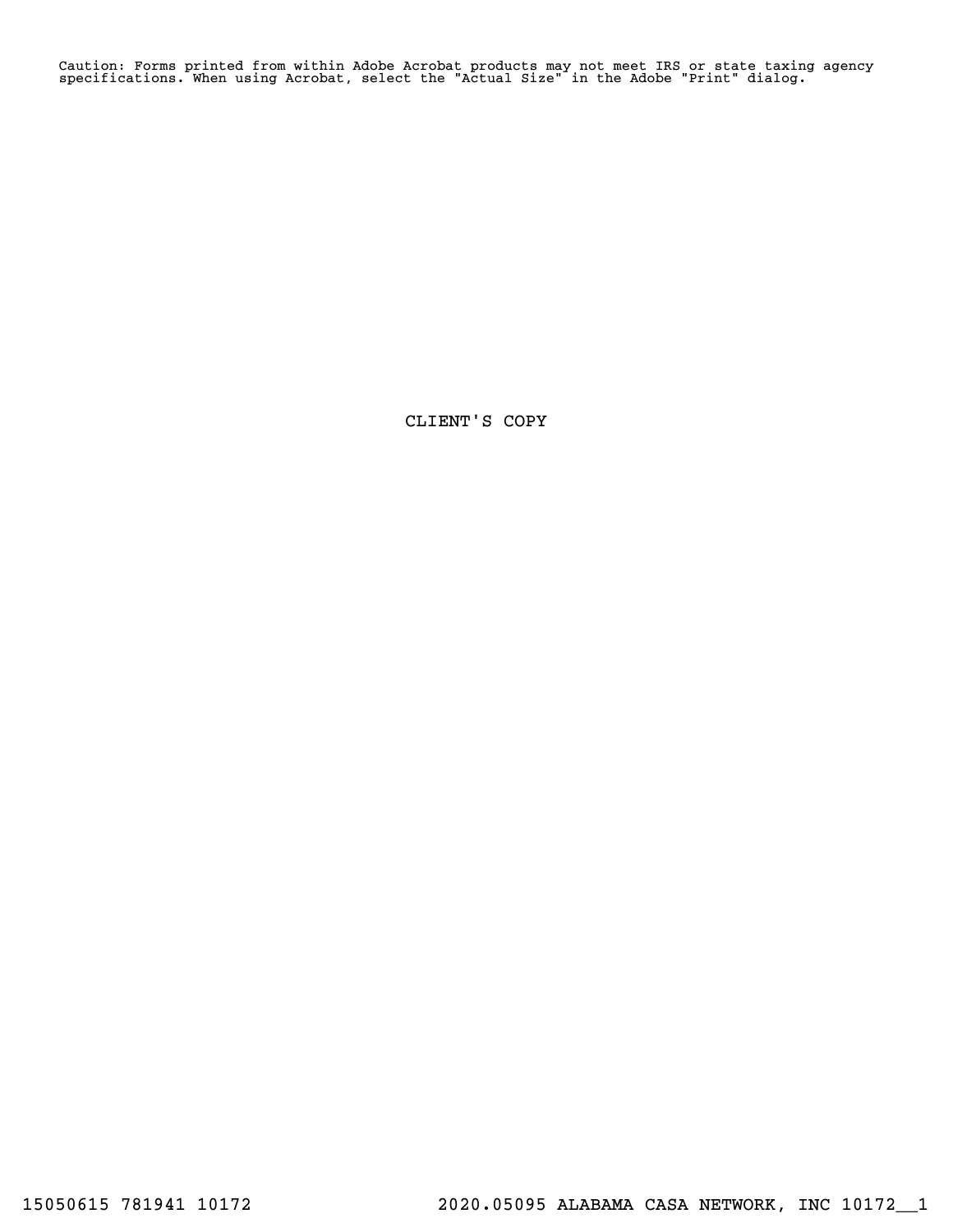Caution: Forms printed from within Adobe Acrobat products may not meet IRS or state taxing agency specifications. When using Acrobat, select the "Actual Size" in the Adobe "Print" dialog.

CLIENT'S COPY

15050615 781941 10172 2020.05095 ALABAMA CASA NETWORK, INC 10172__1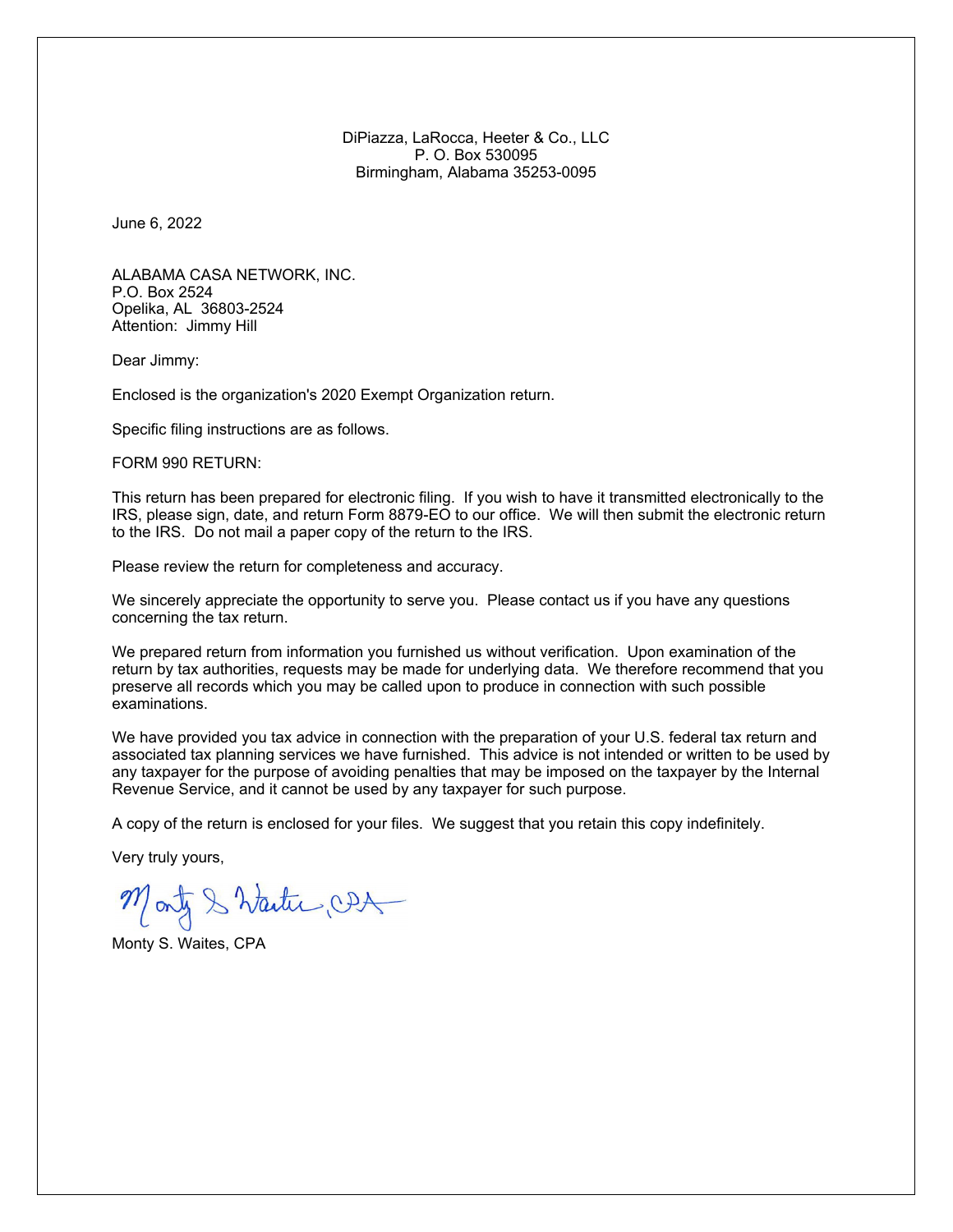DiPiazza, LaRocca, Heeter & Co., LLC
P. O. Box 530095
Birmingham, Alabama 35253-0095

June 6, 2022

ALABAMA CASA NETWORK, INC.
P.O. Box 2524
Opelika, AL 36803-2524
Attention: Jimmy Hill

Dear Jimmy:

Enclosed is the organization's 2020 Exempt Organization return.

Specific filing instructions are as follows.

FORM 990 RETURN:

This return has been prepared for electronic filing. If you wish to have it transmitted electronically to the IRS, please sign, date, and return Form 8879-EO to our office. We will then submit the electronic return to the IRS. Do not mail a paper copy of the return to the IRS.

Please review the return for completeness and accuracy.

We sincerely appreciate the opportunity to serve you. Please contact us if you have any questions concerning the tax return.

We prepared return from information you furnished us without verification. Upon examination of the return by tax authorities, requests may be made for underlying data. We therefore recommend that you preserve all records which you may be called upon to produce in connection with such possible examinations.

We have provided you tax advice in connection with the preparation of your U.S. federal tax return and associated tax planning services we have furnished. This advice is not intended or written to be used by any taxpayer for the purpose of avoiding penalties that may be imposed on the taxpayer by the Internal Revenue Service, and it cannot be used by any taxpayer for such purpose.

A copy of the return is enclosed for your files. We suggest that you retain this copy indefinitely.

Very truly yours,

Monty S. Waites, CPA

Monty S. Waites, CPA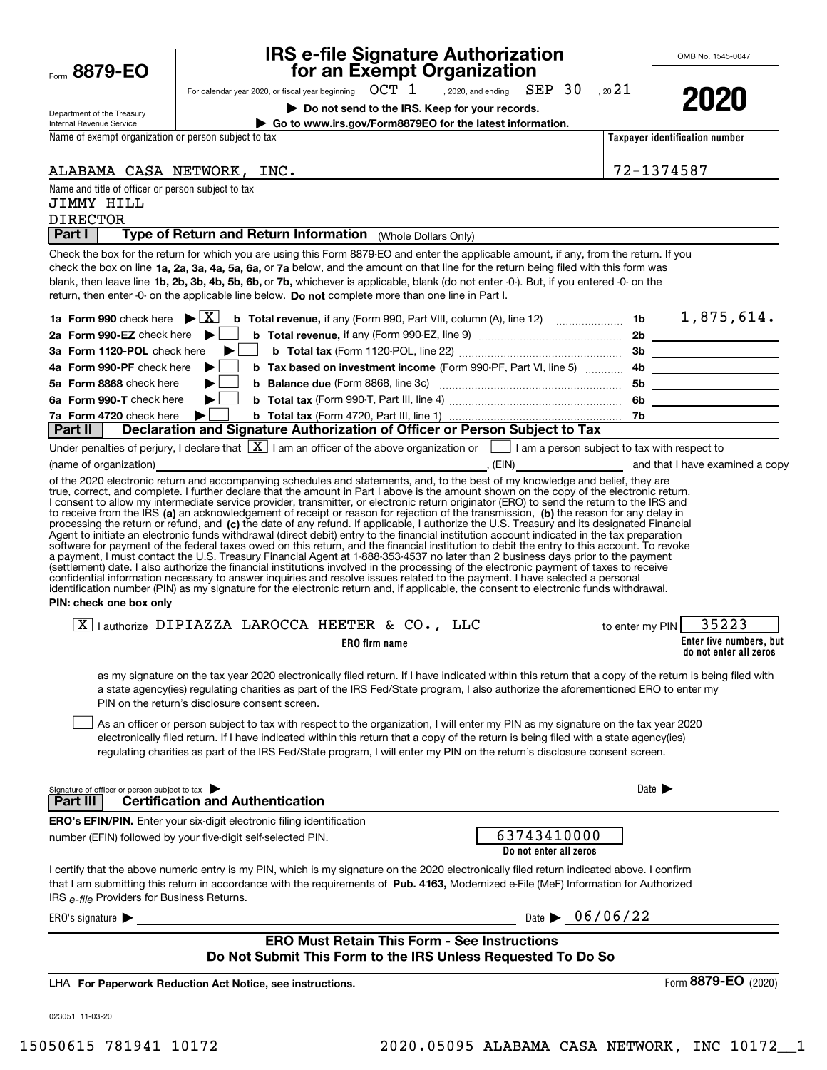Form **8879-EO**

Department of the Treasury
Internal Revenue Service

# IRS e-file Signature Authorization for an Exempt Organization

For calendar year 2020, or fiscal year beginning OCT 1, 2020, and ending SEP 30, 2021

**▶ Do not send to the IRS. Keep for your records.**

**▶ Go to www.irs.gov/Form8879EO for the latest information.**

OMB No. 1545-0047

**2020**

| Name of exempt organization or person subject to tax | Taxpayer identification number |
|---|---|
| ALABAMA CASA NETWORK, INC. | 72-1374587 |

Name and title of officer or person subject to tax
JIMMY HILL
DIRECTOR

## Part I — Type of Return and Return Information (Whole Dollars Only)

Check the box for the return for which you are using this Form 8879-EO and enter the applicable amount, if any, from the return. If you check the box on line **1a, 2a, 3a, 4a, 5a, 6a,** or **7a** below, and the amount on that line for the return being filed with this form was blank, then leave line **1b, 2b, 3b, 4b, 5b, 6b,** or **7b,** whichever is applicable, blank (do not enter -0-). But, if you entered -0- on the return, then enter -0- on the applicable line below. **Do not** complete more than one line in Part I.

| | | | |
|---|---|---|---|
| **1a Form 990** check here ▶ [X] | **b Total revenue,** if any (Form 990, Part VIII, column (A), line 12) | 1b | 1,875,614. |
| **2a Form 990-EZ** check here ▶ [ ] | **b Total revenue,** if any (Form 990-EZ, line 9) | 2b | |
| **3a Form 1120-POL** check here ▶ [ ] | **b Total tax** (Form 1120-POL, line 22) | 3b | |
| **4a Form 990-PF** check here ▶ [ ] | **b Tax based on investment income** (Form 990-PF, Part VI, line 5) | 4b | |
| **5a Form 8868** check here ▶ [ ] | **b Balance due** (Form 8868, line 3c) | 5b | |
| **6a Form 990-T** check here ▶ [ ] | **b Total tax** (Form 990-T, Part III, line 4) | 6b | |
| **7a Form 4720** check here ▶ [ ] | **b Total tax** (Form 4720, Part III, line 1) | 7b | |

## Part II — Declaration and Signature Authorization of Officer or Person Subject to Tax

Under penalties of perjury, I declare that [X] I am an officer of the above organization or [ ] I am a person subject to tax with respect to (name of organization) ______, (EIN) ______ and that I have examined a copy of the 2020 electronic return and accompanying schedules and statements, and, to the best of my knowledge and belief, they are true, correct, and complete. I further declare that the amount in Part I above is the amount shown on the copy of the electronic return. I consent to allow my intermediate service provider, transmitter, or electronic return originator (ERO) to send the return to the IRS and to receive from the IRS **(a)** an acknowledgement of receipt or reason for rejection of the transmission, **(b)** the reason for any delay in processing the return or refund, and **(c)** the date of any refund. If applicable, I authorize the U.S. Treasury and its designated Financial Agent to initiate an electronic funds withdrawal (direct debit) entry to the financial institution account indicated in the tax preparation software for payment of the federal taxes owed on this return, and the financial institution to debit the entry to this account. To revoke a payment, I must contact the U.S. Treasury Financial Agent at 1-888-353-4537 no later than 2 business days prior to the payment (settlement) date. I also authorize the financial institutions involved in the processing of the electronic payment of taxes to receive confidential information necessary to answer inquiries and resolve issues related to the payment. I have selected a personal identification number (PIN) as my signature for the electronic return and, if applicable, the consent to electronic funds withdrawal.

**PIN: check one box only**

[X] I authorize DIPIAZZA LAROCCA HEETER & CO., LLC (**ERO firm name**) to enter my PIN 35223 (**Enter five numbers, but do not enter all zeros**)

as my signature on the tax year 2020 electronically filed return. If I have indicated within this return that a copy of the return is being filed with a state agency(ies) regulating charities as part of the IRS Fed/State program, I also authorize the aforementioned ERO to enter my PIN on the return's disclosure consent screen.

[ ] As an officer or person subject to tax with respect to the organization, I will enter my PIN as my signature on the tax year 2020 electronically filed return. If I have indicated within this return that a copy of the return is being filed with a state agency(ies) regulating charities as part of the IRS Fed/State program, I will enter my PIN on the return's disclosure consent screen.

Signature of officer or person subject to tax ▶ ______ Date ▶ ______

## Part III — Certification and Authentication

**ERO's EFIN/PIN.** Enter your six-digit electronic filing identification number (EFIN) followed by your five-digit self-selected PIN. 63743410000 (**Do not enter all zeros**)

I certify that the above numeric entry is my PIN, which is my signature on the 2020 electronically filed return indicated above. I confirm that I am submitting this return in accordance with the requirements of **Pub. 4163,** Modernized e-File (MeF) Information for Authorized IRS *e-file* Providers for Business Returns.

ERO's signature ▶ ______ Date ▶ 06/06/22

**ERO Must Retain This Form - See Instructions**
**Do Not Submit This Form to the IRS Unless Requested To Do So**

LHA **For Paperwork Reduction Act Notice, see instructions.** Form **8879-EO** (2020)

023051 11-03-20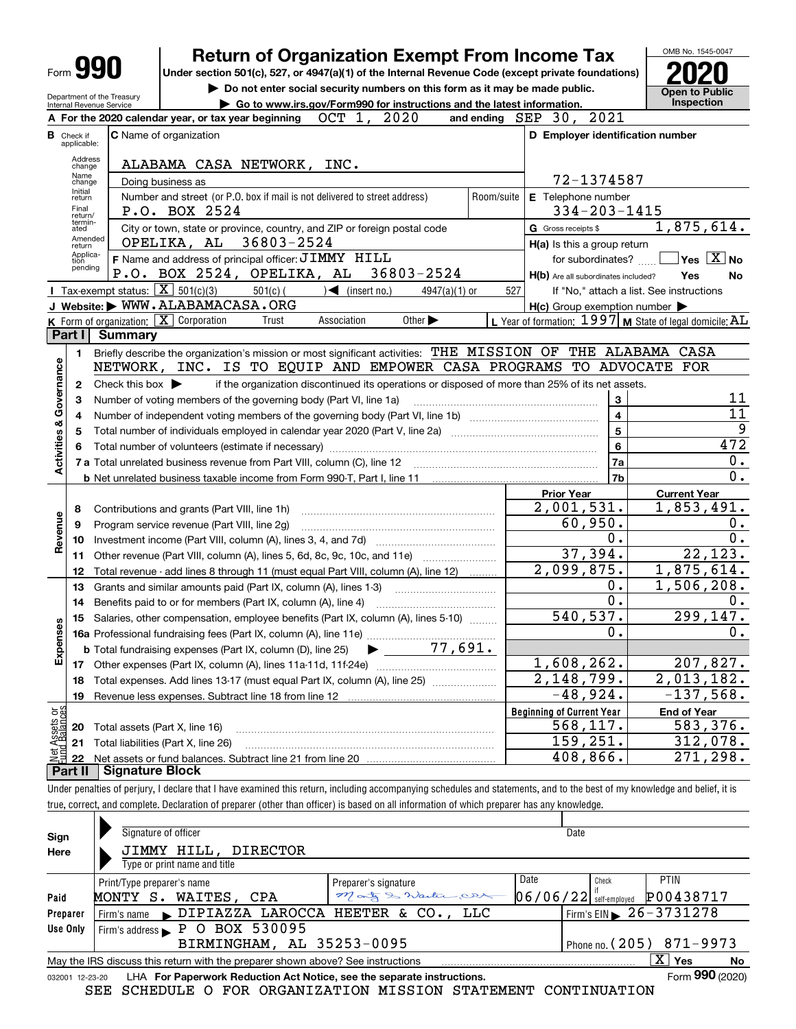# Form 990 — Return of Organization Exempt From Income Tax (2020)

**Under section 501(c), 527, or 4947(a)(1) of the Internal Revenue Code (except private foundations)**

▶ Do not enter social security numbers on this form as it may be made public.

▶ Go to www.irs.gov/Form990 for instructions and the latest information.

Department of the Treasury, Internal Revenue Service

OMB No. 1545-0047 — **2020** — Open to Public Inspection

**A** For the 2020 calendar year, or tax year beginning OCT 1, 2020 and ending SEP 30, 2021

**B** Check if applicable: Address change, Name change, Initial return, Final return/terminated, Amended return, Application pending

**C** Name of organization: ALABAMA CASA NETWORK, INC.

Doing business as

Number and street (or P.O. box if mail is not delivered to street address): P.O. BOX 2524 — Room/suite

City or town, state or province, country, and ZIP or foreign postal code: OPELIKA, AL 36803-2524

**D** Employer identification number: 72-1374587

**E** Telephone number: 334-203-1415

**G** Gross receipts $ 1,875,614.

**F** Name and address of principal officer: JIMMY HILL, P.O. BOX 2524, OPELIKA, AL 36803-2524

**H(a)** Is this a group return for subordinates? ☐ Yes ☒ No

**H(b)** Are all subordinates included? Yes No — If "No," attach a list. See instructions

**H(c)** Group exemption number ▶

**I** Tax-exempt status: ☒ 501(c)(3) ☐ 501(c) ( ) ◀ (insert no.) ☐ 4947(a)(1) or ☐ 527

**J** Website: ▶ WWW.ALABAMACASA.ORG

**K** Form of organization: ☒ Corporation ☐ Trust ☐ Association ☐ Other ▶

**L** Year of formation: 1997 **M** State of legal domicile: AL

## Part I Summary

**Activities & Governance**

1. Briefly describe the organization's mission or most significant activities: THE MISSION OF THE ALABAMA CASA NETWORK, INC. IS TO EQUIP AND EMPOWER CASA PROGRAMS TO ADVOCATE FOR
2. Check this box ▶ ☐ if the organization discontinued its operations or disposed of more than 25% of its net assets.

| | | | |
|---|---|---|---|
| 3 | Number of voting members of the governing body (Part VI, line 1a) | 3 | 11 |
| 4 | Number of independent voting members of the governing body (Part VI, line 1b) | 4 | 11 |
| 5 | Total number of individuals employed in calendar year 2020 (Part V, line 2a) | 5 | 9 |
| 6 | Total number of volunteers (estimate if necessary) | 6 | 472 |
| 7a | Total unrelated business revenue from Part VIII, column (C), line 12 | 7a | 0. |
| b | Net unrelated business taxable income from Form 990-T, Part I, line 11 | 7b | 0. |

| | | Prior Year | Current Year |
|---|---|---|---|
| **Revenue** | | | |
| 8 | Contributions and grants (Part VIII, line 1h) | 2,001,531. | 1,853,491. |
| 9 | Program service revenue (Part VIII, line 2g) | 60,950. | 0. |
| 10 | Investment income (Part VIII, column (A), lines 3, 4, and 7d) | 0. | 0. |
| 11 | Other revenue (Part VIII, column (A), lines 5, 6d, 8c, 9c, 10c, and 11e) | 37,394. | 22,123. |
| 12 | Total revenue - add lines 8 through 11 (must equal Part VIII, column (A), line 12) | 2,099,875. | 1,875,614. |
| **Expenses** | | | |
| 13 | Grants and similar amounts paid (Part IX, column (A), lines 1-3) | 0. | 1,506,208. |
| 14 | Benefits paid to or for members (Part IX, column (A), line 4) | 0. | 0. |
| 15 | Salaries, other compensation, employee benefits (Part IX, column (A), lines 5-10) | 540,537. | 299,147. |
| 16a | Professional fundraising fees (Part IX, column (A), line 11e) | 0. | 0. |
| b | Total fundraising expenses (Part IX, column (D), line 25) ▶ 77,691. | | |
| 17 | Other expenses (Part IX, column (A), lines 11a-11d, 11f-24e) | 1,608,262. | 207,827. |
| 18 | Total expenses. Add lines 13-17 (must equal Part IX, column (A), line 25) | 2,148,799. | 2,013,182. |
| 19 | Revenue less expenses. Subtract line 18 from line 12 | -48,924. | -137,568. |
| **Net Assets or Fund Balances** | | **Beginning of Current Year** | **End of Year** |
| 20 | Total assets (Part X, line 16) | 568,117. | 583,376. |
| 21 | Total liabilities (Part X, line 26) | 159,251. | 312,078. |
| 22 | Net assets or fund balances. Subtract line 21 from line 20 | 408,866. | 271,298. |

## Part II Signature Block

Under penalties of perjury, I declare that I have examined this return, including accompanying schedules and statements, and to the best of my knowledge and belief, it is true, correct, and complete. Declaration of preparer (other than officer) is based on all information of which preparer has any knowledge.

**Sign Here**

Signature of officer — Date

JIMMY HILL, DIRECTOR — Type or print name and title

**Paid Preparer Use Only**

| Print/Type preparer's name | Preparer's signature | Date | Check if self-employed | PTIN |
|---|---|---|---|---|
| MONTY S. WAITES, CPA | Monty S. Waites, CPA | 06/06/22 | | P00438717 |

Firm's name ▶ DIPIAZZA LAROCCA HEETER & CO., LLC — Firm's EIN ▶ 26-3731278

Firm's address ▶ P O BOX 530095, BIRMINGHAM, AL 35253-0095 — Phone no. (205) 871-9973

May the IRS discuss this return with the preparer shown above? See instructions ☒ Yes ☐ No

032001 12-23-20 LHA For Paperwork Reduction Act Notice, see the separate instructions. Form **990** (2020)

SEE SCHEDULE O FOR ORGANIZATION MISSION STATEMENT CONTINUATION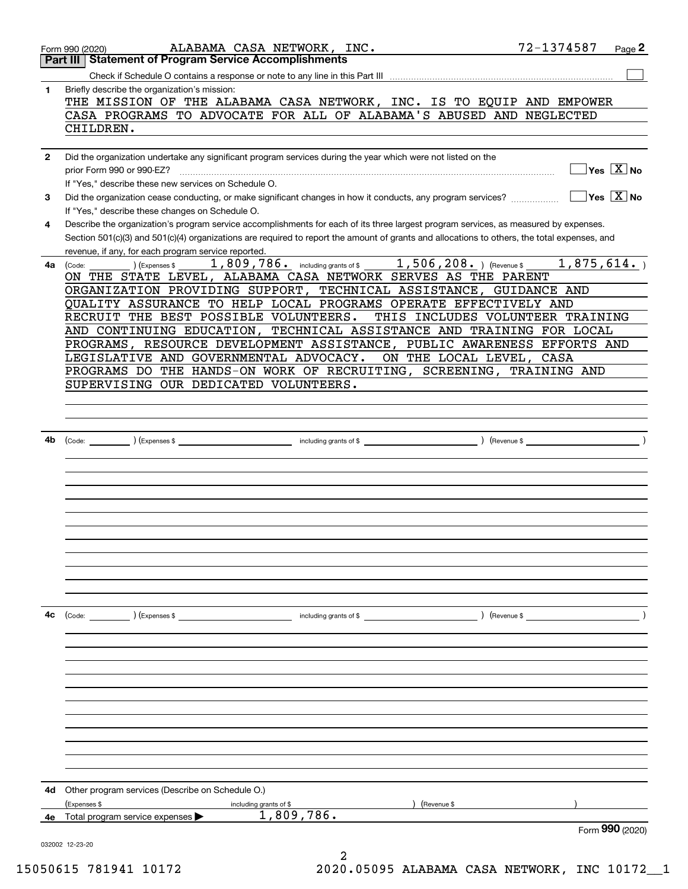Form 990 (2020) ALABAMA CASA NETWORK, INC. 72-1374587 Page **2**

## Part III Statement of Program Service Accomplishments

Check if Schedule O contains a response or note to any line in this Part III ☐

**1** Briefly describe the organization's mission:

THE MISSION OF THE ALABAMA CASA NETWORK, INC. IS TO EQUIP AND EMPOWER CASA PROGRAMS TO ADVOCATE FOR ALL OF ALABAMA'S ABUSED AND NEGLECTED CHILDREN.

**2** Did the organization undertake any significant program services during the year which were not listed on the prior Form 990 or 990-EZ? ☐ Yes ☒ No

If "Yes," describe these new services on Schedule O.

**3** Did the organization cease conducting, or make significant changes in how it conducts, any program services? ☐ Yes ☒ No

If "Yes," describe these changes on Schedule O.

**4** Describe the organization's program service accomplishments for each of its three largest program services, as measured by expenses. Section 501(c)(3) and 501(c)(4) organizations are required to report the amount of grants and allocations to others, the total expenses, and revenue, if any, for each program service reported.

**4a** (Code: ) (Expenses $ 1,809,786. including grants of $ 1,506,208. ) (Revenue $ 1,875,614. )

ON THE STATE LEVEL, ALABAMA CASA NETWORK SERVES AS THE PARENT ORGANIZATION PROVIDING SUPPORT, TECHNICAL ASSISTANCE, GUIDANCE AND QUALITY ASSURANCE TO HELP LOCAL PROGRAMS OPERATE EFFECTIVELY AND RECRUIT THE BEST POSSIBLE VOLUNTEERS. THIS INCLUDES VOLUNTEER TRAINING AND CONTINUING EDUCATION, TECHNICAL ASSISTANCE AND TRAINING FOR LOCAL PROGRAMS, RESOURCE DEVELOPMENT ASSISTANCE, PUBLIC AWARENESS EFFORTS AND LEGISLATIVE AND GOVERNMENTAL ADVOCACY. ON THE LOCAL LEVEL, CASA PROGRAMS DO THE HANDS-ON WORK OF RECRUITING, SCREENING, TRAINING AND SUPERVISING OUR DEDICATED VOLUNTEERS.

**4b** (Code: ) (Expenses $ including grants of $ ) (Revenue $ )

**4c** (Code: ) (Expenses $ including grants of $ ) (Revenue $ )

**4d** Other program services (Describe on Schedule O.)

(Expenses $ including grants of $ ) (Revenue $ )

**4e** Total program service expenses ▶ 1,809,786.

Form **990** (2020)

032002 12-23-20

15050615 781941 10172 2020.05095 ALABAMA CASA NETWORK, INC 10172__1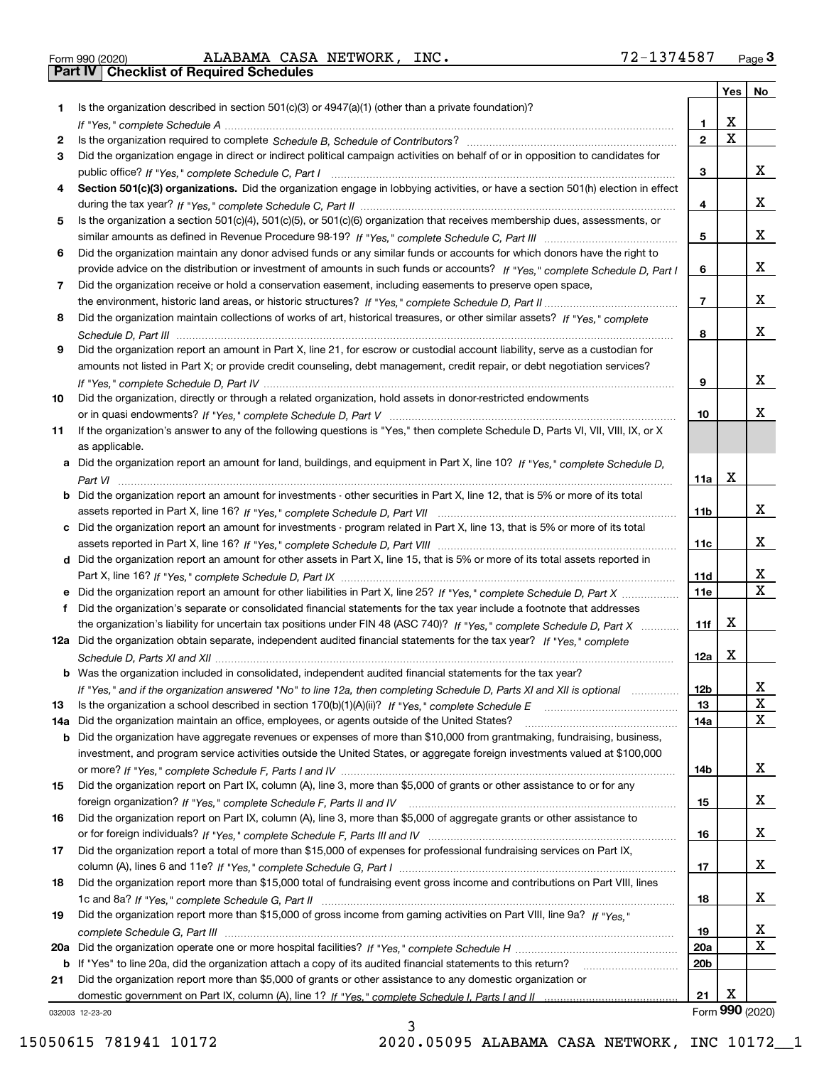Form 990 (2020) ALABAMA CASA NETWORK, INC. 72-1374587

**Part IV | Checklist of Required Schedules**

| | | | Yes | No |
|---|---|---|---|---|
| 1 | Is the organization described in section 501(c)(3) or 4947(a)(1) (other than a private foundation)? *If "Yes," complete Schedule A* | 1 | X | |
| 2 | Is the organization required to complete *Schedule B, Schedule of Contributors*? | 2 | X | |
| 3 | Did the organization engage in direct or indirect political campaign activities on behalf of or in opposition to candidates for public office? *If "Yes," complete Schedule C, Part I* | 3 | | X |
| 4 | **Section 501(c)(3) organizations.** Did the organization engage in lobbying activities, or have a section 501(h) election in effect during the tax year? *If "Yes," complete Schedule C, Part II* | 4 | | X |
| 5 | Is the organization a section 501(c)(4), 501(c)(5), or 501(c)(6) organization that receives membership dues, assessments, or similar amounts as defined in Revenue Procedure 98-19? *If "Yes," complete Schedule C, Part III* | 5 | | X |
| 6 | Did the organization maintain any donor advised funds or any similar funds or accounts for which donors have the right to provide advice on the distribution or investment of amounts in such funds or accounts? *If "Yes," complete Schedule D, Part I* | 6 | | X |
| 7 | Did the organization receive or hold a conservation easement, including easements to preserve open space, the environment, historic land areas, or historic structures? *If "Yes," complete Schedule D, Part II* | 7 | | X |
| 8 | Did the organization maintain collections of works of art, historical treasures, or other similar assets? *If "Yes," complete Schedule D, Part III* | 8 | | X |
| 9 | Did the organization report an amount in Part X, line 21, for escrow or custodial account liability, serve as a custodian for amounts not listed in Part X; or provide credit counseling, debt management, credit repair, or debt negotiation services? *If "Yes," complete Schedule D, Part IV* | 9 | | X |
| 10 | Did the organization, directly or through a related organization, hold assets in donor-restricted endowments or in quasi endowments? *If "Yes," complete Schedule D, Part V* | 10 | | X |
| 11 | If the organization's answer to any of the following questions is "Yes," then complete Schedule D, Parts VI, VII, VIII, IX, or X as applicable. | | | |
| a | Did the organization report an amount for land, buildings, and equipment in Part X, line 10? *If "Yes," complete Schedule D, Part VI* | 11a | X | |
| b | Did the organization report an amount for investments - other securities in Part X, line 12, that is 5% or more of its total assets reported in Part X, line 16? *If "Yes," complete Schedule D, Part VII* | 11b | | X |
| c | Did the organization report an amount for investments - program related in Part X, line 13, that is 5% or more of its total assets reported in Part X, line 16? *If "Yes," complete Schedule D, Part VIII* | 11c | | X |
| d | Did the organization report an amount for other assets in Part X, line 15, that is 5% or more of its total assets reported in Part X, line 16? *If "Yes," complete Schedule D, Part IX* | 11d | | X |
| e | Did the organization report an amount for other liabilities in Part X, line 25? *If "Yes," complete Schedule D, Part X* | 11e | | X |
| f | Did the organization's separate or consolidated financial statements for the tax year include a footnote that addresses the organization's liability for uncertain tax positions under FIN 48 (ASC 740)? *If "Yes," complete Schedule D, Part X* | 11f | X | |
| 12a | Did the organization obtain separate, independent audited financial statements for the tax year? *If "Yes," complete Schedule D, Parts XI and XII* | 12a | X | |
| b | Was the organization included in consolidated, independent audited financial statements for the tax year? *If "Yes," and if the organization answered "No" to line 12a, then completing Schedule D, Parts XI and XII is optional* | 12b | | X |
| 13 | Is the organization a school described in section 170(b)(1)(A)(ii)? *If "Yes," complete Schedule E* | 13 | | X |
| 14a | Did the organization maintain an office, employees, or agents outside of the United States? | 14a | | X |
| b | Did the organization have aggregate revenues or expenses of more than $10,000 from grantmaking, fundraising, business, investment, and program service activities outside the United States, or aggregate foreign investments valued at $100,000 or more? *If "Yes," complete Schedule F, Parts I and IV* | 14b | | X |
| 15 | Did the organization report on Part IX, column (A), line 3, more than $5,000 of grants or other assistance to or for any foreign organization? *If "Yes," complete Schedule F, Parts II and IV* | 15 | | X |
| 16 | Did the organization report on Part IX, column (A), line 3, more than $5,000 of aggregate grants or other assistance to or for foreign individuals? *If "Yes," complete Schedule F, Parts III and IV* | 16 | | X |
| 17 | Did the organization report a total of more than $15,000 of expenses for professional fundraising services on Part IX, column (A), lines 6 and 11e? *If "Yes," complete Schedule G, Part I* | 17 | | X |
| 18 | Did the organization report more than $15,000 total of fundraising event gross income and contributions on Part VIII, lines 1c and 8a? *If "Yes," complete Schedule G, Part II* | 18 | | X |
| 19 | Did the organization report more than $15,000 of gross income from gaming activities on Part VIII, line 9a? *If "Yes," complete Schedule G, Part III* | 19 | | X |
| 20a | Did the organization operate one or more hospital facilities? *If "Yes," complete Schedule H* | 20a | | X |
| b | If "Yes" to line 20a, did the organization attach a copy of its audited financial statements to this return? | 20b | | |
| 21 | Did the organization report more than $5,000 of grants or other assistance to any domestic organization or domestic government on Part IX, column (A), line 1? *If "Yes," complete Schedule I, Parts I and II* | 21 | X | |

032003 12-23-20

Form **990** (2020)

15050615 781941 10172 2020.05095 ALABAMA CASA NETWORK, INC 10172__1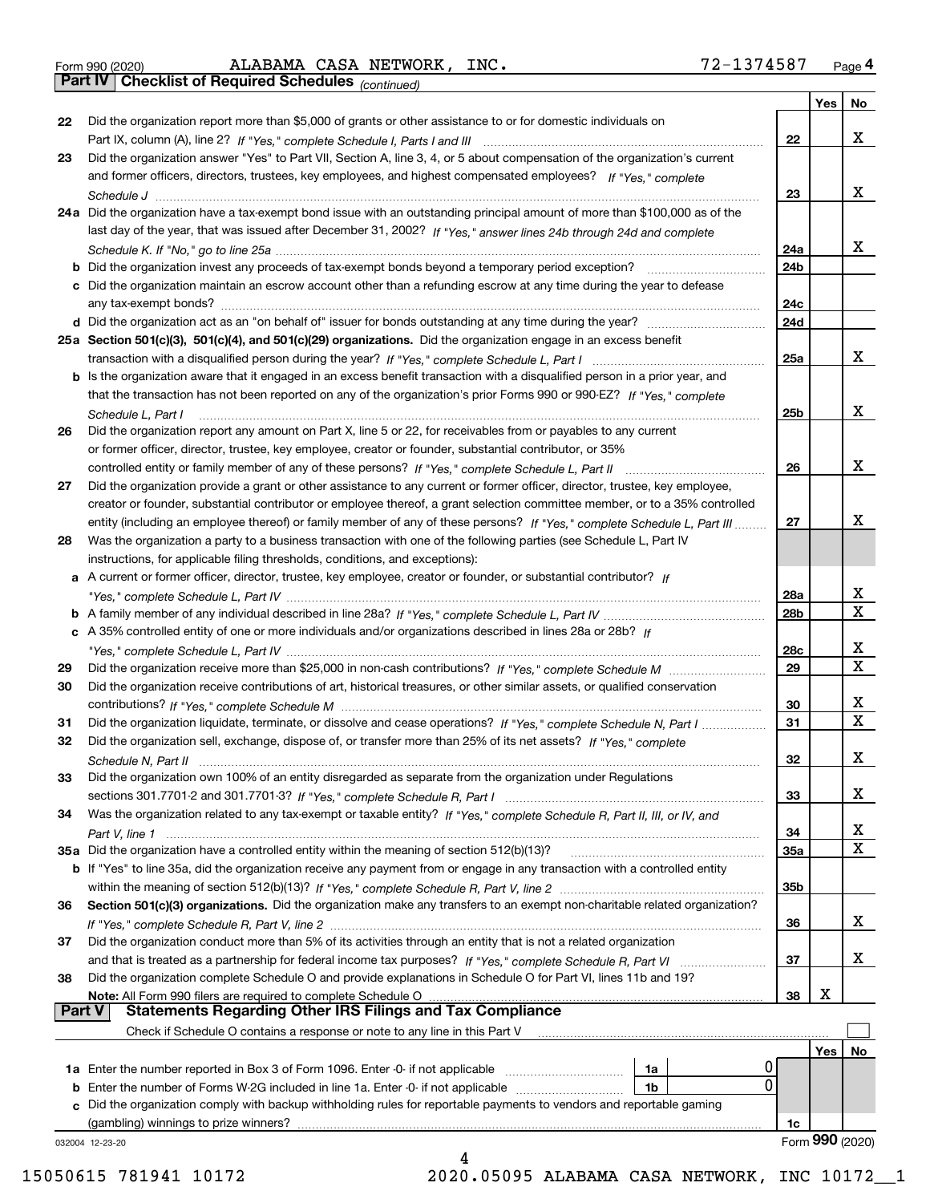Form 990 (2020) ALABAMA CASA NETWORK, INC. 72-1374587 Page **4**

**Part IV | Checklist of Required Schedules** *(continued)*

| | | | Yes | No |
|---|---|---|---|---|
| **22** | Did the organization report more than $5,000 of grants or other assistance to or for domestic individuals on Part IX, column (A), line 2? *If "Yes," complete Schedule I, Parts I and III* | **22** | | X |
| **23** | Did the organization answer "Yes" to Part VII, Section A, line 3, 4, or 5 about compensation of the organization's current and former officers, directors, trustees, key employees, and highest compensated employees? *If "Yes," complete Schedule J* | **23** | | X |
| **24a** | Did the organization have a tax-exempt bond issue with an outstanding principal amount of more than $100,000 as of the last day of the year, that was issued after December 31, 2002? *If "Yes," answer lines 24b through 24d and complete Schedule K. If "No," go to line 25a* | **24a** | | X |
| **b** | Did the organization invest any proceeds of tax-exempt bonds beyond a temporary period exception? | **24b** | | |
| **c** | Did the organization maintain an escrow account other than a refunding escrow at any time during the year to defease any tax-exempt bonds? | **24c** | | |
| **d** | Did the organization act as an "on behalf of" issuer for bonds outstanding at any time during the year? | **24d** | | |
| **25a** | **Section 501(c)(3), 501(c)(4), and 501(c)(29) organizations.** Did the organization engage in an excess benefit transaction with a disqualified person during the year? *If "Yes," complete Schedule L, Part I* | **25a** | | X |
| **b** | Is the organization aware that it engaged in an excess benefit transaction with a disqualified person in a prior year, and that the transaction has not been reported on any of the organization's prior Forms 990 or 990-EZ? *If "Yes," complete Schedule L, Part I* | **25b** | | X |
| **26** | Did the organization report any amount on Part X, line 5 or 22, for receivables from or payables to any current or former officer, director, trustee, key employee, creator or founder, substantial contributor, or 35% controlled entity or family member of any of these persons? *If "Yes," complete Schedule L, Part II* | **26** | | X |
| **27** | Did the organization provide a grant or other assistance to any current or former officer, director, trustee, key employee, creator or founder, substantial contributor or employee thereof, a grant selection committee member, or to a 35% controlled entity (including an employee thereof) or family member of any of these persons? *If "Yes," complete Schedule L, Part III* | **27** | | X |
| **28** | Was the organization a party to a business transaction with one of the following parties (see Schedule L, Part IV instructions, for applicable filing thresholds, conditions, and exceptions): | | | |
| **a** | A current or former officer, director, trustee, key employee, creator or founder, or substantial contributor? *If "Yes," complete Schedule L, Part IV* | **28a** | | X |
| **b** | A family member of any individual described in line 28a? *If "Yes," complete Schedule L, Part IV* | **28b** | | X |
| **c** | A 35% controlled entity of one or more individuals and/or organizations described in lines 28a or 28b? *If "Yes," complete Schedule L, Part IV* | **28c** | | X |
| **29** | Did the organization receive more than $25,000 in non-cash contributions? *If "Yes," complete Schedule M* | **29** | | X |
| **30** | Did the organization receive contributions of art, historical treasures, or other similar assets, or qualified conservation contributions? *If "Yes," complete Schedule M* | **30** | | X |
| **31** | Did the organization liquidate, terminate, or dissolve and cease operations? *If "Yes," complete Schedule N, Part I* | **31** | | X |
| **32** | Did the organization sell, exchange, dispose of, or transfer more than 25% of its net assets? *If "Yes," complete Schedule N, Part II* | **32** | | X |
| **33** | Did the organization own 100% of an entity disregarded as separate from the organization under Regulations sections 301.7701-2 and 301.7701-3? *If "Yes," complete Schedule R, Part I* | **33** | | X |
| **34** | Was the organization related to any tax-exempt or taxable entity? *If "Yes," complete Schedule R, Part II, III, or IV, and Part V, line 1* | **34** | | X |
| **35a** | Did the organization have a controlled entity within the meaning of section 512(b)(13)? | **35a** | | X |
| **b** | If "Yes" to line 35a, did the organization receive any payment from or engage in any transaction with a controlled entity within the meaning of section 512(b)(13)? *If "Yes," complete Schedule R, Part V, line 2* | **35b** | | |
| **36** | **Section 501(c)(3) organizations.** Did the organization make any transfers to an exempt non-charitable related organization? *If "Yes," complete Schedule R, Part V, line 2* | **36** | | X |
| **37** | Did the organization conduct more than 5% of its activities through an entity that is not a related organization and that is treated as a partnership for federal income tax purposes? *If "Yes," complete Schedule R, Part VI* | **37** | | X |
| **38** | Did the organization complete Schedule O and provide explanations in Schedule O for Part VI, lines 11b and 19? **Note:** All Form 990 filers are required to complete Schedule O | **38** | X | |

**Part V | Statements Regarding Other IRS Filings and Tax Compliance**

Check if Schedule O contains a response or note to any line in this Part V ☐

| | | | | | Yes | No |
|---|---|---|---|---|---|---|
| **1a** | Enter the number reported in Box 3 of Form 1096. Enter -0- if not applicable | **1a** | 0 | | | |
| **b** | Enter the number of Forms W-2G included in line 1a. Enter -0- if not applicable | **1b** | 0 | | | |
| **c** | Did the organization comply with backup withholding rules for reportable payments to vendors and reportable gaming (gambling) winnings to prize winners? | | | **1c** | | |

032004 12-23-20 Form **990** (2020)

15050615 781941 10172 2020.05095 ALABAMA CASA NETWORK, INC 10172__1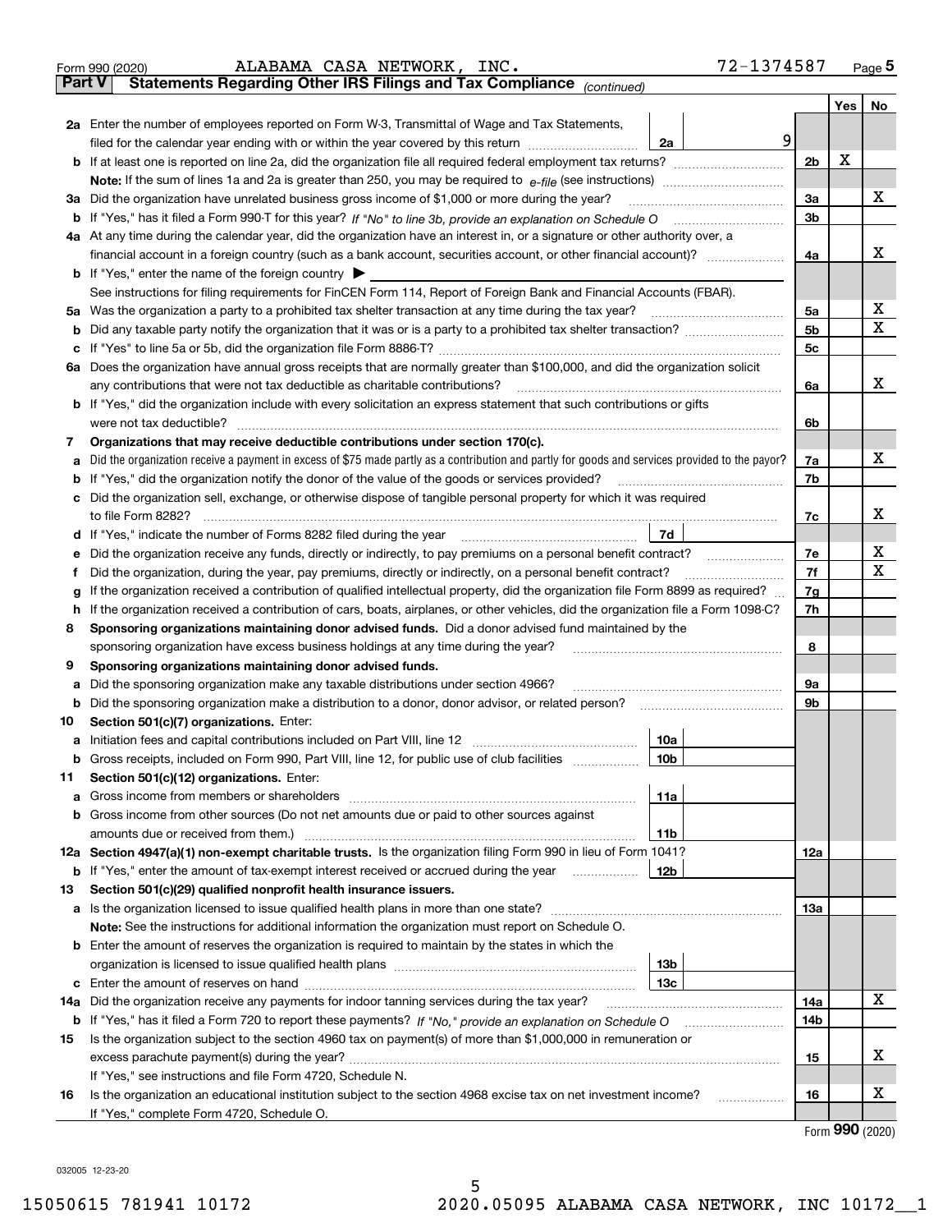Form 990 (2020) ALABAMA CASA NETWORK, INC. 72-1374587

## Part V Statements Regarding Other IRS Filings and Tax Compliance *(continued)*

| | | | | Yes | No |
|---|---|---|---|---|---|
| **2a** | Enter the number of employees reported on Form W-3, Transmittal of Wage and Tax Statements, filed for the calendar year ending with or within the year covered by this return | 2a | 9 | | |
| **b** | If at least one is reported on line 2a, did the organization file all required federal employment tax returns? | | 2b | X | |
| | **Note:** If the sum of lines 1a and 2a is greater than 250, you may be required to *e-file* (see instructions) | | | | |
| **3a** | Did the organization have unrelated business gross income of $1,000 or more during the year? | | 3a | | X |
| **b** | If "Yes," has it filed a Form 990-T for this year? *If "No" to line 3b, provide an explanation on Schedule O* | | 3b | | |
| **4a** | At any time during the calendar year, did the organization have an interest in, or a signature or other authority over, a financial account in a foreign country (such as a bank account, securities account, or other financial account)? | | 4a | | X |
| **b** | If "Yes," enter the name of the foreign country ▶ | | | | |
| | See instructions for filing requirements for FinCEN Form 114, Report of Foreign Bank and Financial Accounts (FBAR). | | | | |
| **5a** | Was the organization a party to a prohibited tax shelter transaction at any time during the tax year? | | 5a | | X |
| **b** | Did any taxable party notify the organization that it was or is a party to a prohibited tax shelter transaction? | | 5b | | X |
| **c** | If "Yes" to line 5a or 5b, did the organization file Form 8886-T? | | 5c | | |
| **6a** | Does the organization have annual gross receipts that are normally greater than $100,000, and did the organization solicit any contributions that were not tax deductible as charitable contributions? | | 6a | | X |
| **b** | If "Yes," did the organization include with every solicitation an express statement that such contributions or gifts were not tax deductible? | | 6b | | |
| **7** | **Organizations that may receive deductible contributions under section 170(c).** | | | | |
| **a** | Did the organization receive a payment in excess of $75 made partly as a contribution and partly for goods and services provided to the payor? | | 7a | | X |
| **b** | If "Yes," did the organization notify the donor of the value of the goods or services provided? | | 7b | | |
| **c** | Did the organization sell, exchange, or otherwise dispose of tangible personal property for which it was required to file Form 8282? | | 7c | | X |
| **d** | If "Yes," indicate the number of Forms 8282 filed during the year | 7d | | | |
| **e** | Did the organization receive any funds, directly or indirectly, to pay premiums on a personal benefit contract? | | 7e | | X |
| **f** | Did the organization, during the year, pay premiums, directly or indirectly, on a personal benefit contract? | | 7f | | X |
| **g** | If the organization received a contribution of qualified intellectual property, did the organization file Form 8899 as required? | | 7g | | |
| **h** | If the organization received a contribution of cars, boats, airplanes, or other vehicles, did the organization file a Form 1098-C? | | 7h | | |
| **8** | **Sponsoring organizations maintaining donor advised funds.** Did a donor advised fund maintained by the sponsoring organization have excess business holdings at any time during the year? | | 8 | | |
| **9** | **Sponsoring organizations maintaining donor advised funds.** | | | | |
| **a** | Did the sponsoring organization make any taxable distributions under section 4966? | | 9a | | |
| **b** | Did the sponsoring organization make a distribution to a donor, donor advisor, or related person? | | 9b | | |
| **10** | **Section 501(c)(7) organizations.** Enter: | | | | |
| **a** | Initiation fees and capital contributions included on Part VIII, line 12 | 10a | | | |
| **b** | Gross receipts, included on Form 990, Part VIII, line 12, for public use of club facilities | 10b | | | |
| **11** | **Section 501(c)(12) organizations.** Enter: | | | | |
| **a** | Gross income from members or shareholders | 11a | | | |
| **b** | Gross income from other sources (Do not net amounts due or paid to other sources against amounts due or received from them.) | 11b | | | |
| **12a** | **Section 4947(a)(1) non-exempt charitable trusts.** Is the organization filing Form 990 in lieu of Form 1041? | | 12a | | |
| **b** | If "Yes," enter the amount of tax-exempt interest received or accrued during the year | 12b | | | |
| **13** | **Section 501(c)(29) qualified nonprofit health insurance issuers.** | | | | |
| **a** | Is the organization licensed to issue qualified health plans in more than one state? | | 13a | | |
| | **Note:** See the instructions for additional information the organization must report on Schedule O. | | | | |
| **b** | Enter the amount of reserves the organization is required to maintain by the states in which the organization is licensed to issue qualified health plans | 13b | | | |
| **c** | Enter the amount of reserves on hand | 13c | | | |
| **14a** | Did the organization receive any payments for indoor tanning services during the tax year? | | 14a | | X |
| **b** | If "Yes," has it filed a Form 720 to report these payments? *If "No," provide an explanation on Schedule O* | | 14b | | |
| **15** | Is the organization subject to the section 4960 tax on payment(s) of more than $1,000,000 in remuneration or excess parachute payment(s) during the year? | | 15 | | X |
| | If "Yes," see instructions and file Form 4720, Schedule N. | | | | |
| **16** | Is the organization an educational institution subject to the section 4968 excise tax on net investment income? | | 16 | | X |
| | If "Yes," complete Form 4720, Schedule O. | | | | |

Form **990** (2020)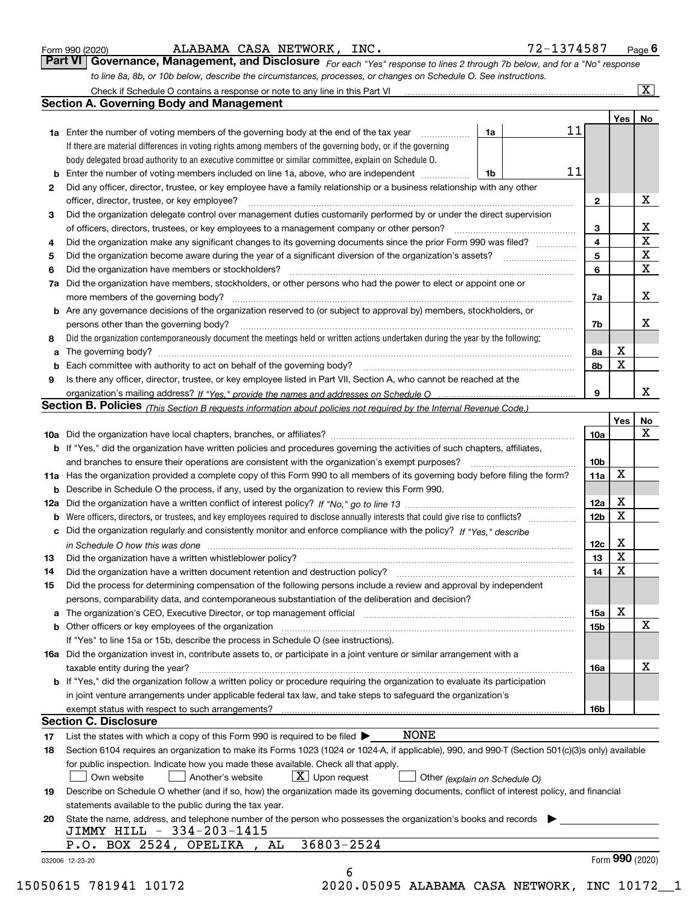Form 990 (2020) ALABAMA CASA NETWORK, INC. 72-1374587 Page 6

## Part VI Governance, Management, and Disclosure

*For each "Yes" response to lines 2 through 7b below, and for a "No" response to line 8a, 8b, or 10b below, describe the circumstances, processes, or changes on Schedule O. See instructions.*

Check if Schedule O contains a response or note to any line in this Part VI [X]

### Section A. Governing Body and Management

| | | | | Yes | No |
|---|---|---|---|---|---|
| **1a** | Enter the number of voting members of the governing body at the end of the tax year. If there are material differences in voting rights among members of the governing body, or if the governing body delegated broad authority to an executive committee or similar committee, explain on Schedule O. | 1a | 11 | | |
| **b** | Enter the number of voting members included on line 1a, above, who are independent | 1b | 11 | | |
| **2** | Did any officer, director, trustee, or key employee have a family relationship or a business relationship with any other officer, director, trustee, or key employee? | 2 | | | X |
| **3** | Did the organization delegate control over management duties customarily performed by or under the direct supervision of officers, directors, trustees, or key employees to a management company or other person? | 3 | | | X |
| **4** | Did the organization make any significant changes to its governing documents since the prior Form 990 was filed? | 4 | | | X |
| **5** | Did the organization become aware during the year of a significant diversion of the organization's assets? | 5 | | | X |
| **6** | Did the organization have members or stockholders? | 6 | | | X |
| **7a** | Did the organization have members, stockholders, or other persons who had the power to elect or appoint one or more members of the governing body? | 7a | | | X |
| **b** | Are any governance decisions of the organization reserved to (or subject to approval by) members, stockholders, or persons other than the governing body? | 7b | | | X |
| **8** | Did the organization contemporaneously document the meetings held or written actions undertaken during the year by the following: | | | | |
| **a** | The governing body? | 8a | | X | |
| **b** | Each committee with authority to act on behalf of the governing body? | 8b | | X | |
| **9** | Is there any officer, director, trustee, or key employee listed in Part VII, Section A, who cannot be reached at the organization's mailing address? *If "Yes," provide the names and addresses on Schedule O* | 9 | | | X |

### Section B. Policies *(This Section B requests information about policies not required by the Internal Revenue Code.)*

| | | | Yes | No |
|---|---|---|---|---|
| **10a** | Did the organization have local chapters, branches, or affiliates? | 10a | | X |
| **b** | If "Yes," did the organization have written policies and procedures governing the activities of such chapters, affiliates, and branches to ensure their operations are consistent with the organization's exempt purposes? | 10b | | |
| **11a** | Has the organization provided a complete copy of this Form 990 to all members of its governing body before filing the form? | 11a | X | |
| **b** | Describe in Schedule O the process, if any, used by the organization to review this Form 990. | | | |
| **12a** | Did the organization have a written conflict of interest policy? *If "No," go to line 13* | 12a | X | |
| **b** | Were officers, directors, or trustees, and key employees required to disclose annually interests that could give rise to conflicts? | 12b | X | |
| **c** | Did the organization regularly and consistently monitor and enforce compliance with the policy? *If "Yes," describe in Schedule O how this was done* | 12c | X | |
| **13** | Did the organization have a written whistleblower policy? | 13 | X | |
| **14** | Did the organization have a written document retention and destruction policy? | 14 | X | |
| **15** | Did the process for determining compensation of the following persons include a review and approval by independent persons, comparability data, and contemporaneous substantiation of the deliberation and decision? | | | |
| **a** | The organization's CEO, Executive Director, or top management official | 15a | X | |
| **b** | Other officers or key employees of the organization | 15b | | X |
| | If "Yes" to line 15a or 15b, describe the process in Schedule O (see instructions). | | | |
| **16a** | Did the organization invest in, contribute assets to, or participate in a joint venture or similar arrangement with a taxable entity during the year? | 16a | | X |
| **b** | If "Yes," did the organization follow a written policy or procedure requiring the organization to evaluate its participation in joint venture arrangements under applicable federal tax law, and take steps to safeguard the organization's exempt status with respect to such arrangements? | 16b | | |

### Section C. Disclosure

**17** List the states with which a copy of this Form 990 is required to be filed ▶ NONE

**18** Section 6104 requires an organization to make its Forms 1023 (1024 or 1024-A, if applicable), 990, and 990-T (Section 501(c)(3)s only) available for public inspection. Indicate how you made these available. Check all that apply.

[ ] Own website [ ] Another's website [X] Upon request [ ] Other *(explain on Schedule O)*

**19** Describe on Schedule O whether (and if so, how) the organization made its governing documents, conflict of interest policy, and financial statements available to the public during the tax year.

**20** State the name, address, and telephone number of the person who possesses the organization's books and records ▶

JIMMY HILL - 334-203-1415
P.O. BOX 2524, OPELIKA , AL 36803-2524

032006 12-23-20 Form **990** (2020)

15050615 781941 10172 2020.05095 ALABAMA CASA NETWORK, INC 10172__1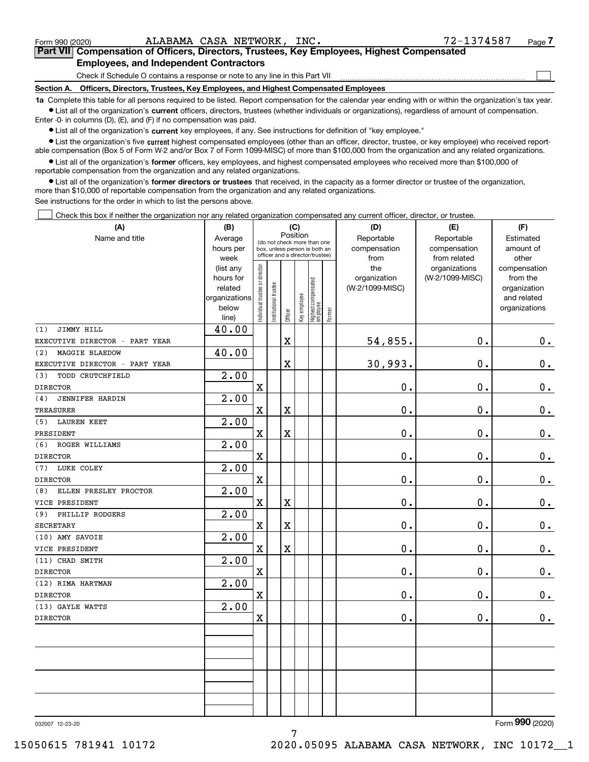Form 990 (2020) ALABAMA CASA NETWORK, INC. 72-1374587

## Part VII Compensation of Officers, Directors, Trustees, Key Employees, Highest Compensated Employees, and Independent Contractors

Check if Schedule O contains a response or note to any line in this Part VII ☐

### Section A. Officers, Directors, Trustees, Key Employees, and Highest Compensated Employees

**1a** Complete this table for all persons required to be listed. Report compensation for the calendar year ending with or within the organization's tax year.

- List all of the organization's **current** officers, directors, trustees (whether individuals or organizations), regardless of amount of compensation. Enter -0- in columns (D), (E), and (F) if no compensation was paid.
- List all of the organization's **current** key employees, if any. See instructions for definition of "key employee."
- List the organization's five **current** highest compensated employees (other than an officer, director, trustee, or key employee) who received reportable compensation (Box 5 of Form W-2 and/or Box 7 of Form 1099-MISC) of more than $100,000 from the organization and any related organizations.
- List all of the organization's **former** officers, key employees, and highest compensated employees who received more than $100,000 of reportable compensation from the organization and any related organizations.
- List all of the organization's **former directors or trustees** that received, in the capacity as a former director or trustee of the organization, more than $10,000 of reportable compensation from the organization and any related organizations.

See instructions for the order in which to list the persons above.

☐ Check this box if neither the organization nor any related organization compensated any current officer, director, or trustee.

| (A) Name and title | (B) Average hours per week (list any hours for related organizations below line) | (C) Position: Individual trustee or director | Institutional trustee | Officer | Key employee | Highest compensated employee | Former | (D) Reportable compensation from the organization (W-2/1099-MISC) | (E) Reportable compensation from related organizations (W-2/1099-MISC) | (F) Estimated amount of other compensation from the organization and related organizations |
|---|---|---|---|---|---|---|---|---|---|---|
| (1) JIMMY HILL<br>EXECUTIVE DIRECTOR - PART YEAR | 40.00 | | | X | | | | 54,855. | 0. | 0. |
| (2) MAGGIE BLAEDOW<br>EXECUTIVE DIRECTOR - PART YEAR | 40.00 | | | X | | | | 30,993. | 0. | 0. |
| (3) TODD CRUTCHFIELD<br>DIRECTOR | 2.00 | X | | | | | | 0. | 0. | 0. |
| (4) JENNIFER HARDIN<br>TREASURER | 2.00 | X | | X | | | | 0. | 0. | 0. |
| (5) LAUREN KEET<br>PRESIDENT | 2.00 | X | | X | | | | 0. | 0. | 0. |
| (6) ROGER WILLIAMS<br>DIRECTOR | 2.00 | X | | | | | | 0. | 0. | 0. |
| (7) LUKE COLEY<br>DIRECTOR | 2.00 | X | | | | | | 0. | 0. | 0. |
| (8) ELLEN PRESLEY PROCTOR<br>VICE PRESIDENT | 2.00 | X | | X | | | | 0. | 0. | 0. |
| (9) PHILLIP RODGERS<br>SECRETARY | 2.00 | X | | X | | | | 0. | 0. | 0. |
| (10) AMY SAVOIE<br>VICE PRESIDENT | 2.00 | X | | X | | | | 0. | 0. | 0. |
| (11) CHAD SMITH<br>DIRECTOR | 2.00 | X | | | | | | 0. | 0. | 0. |
| (12) RIMA HARTMAN<br>DIRECTOR | 2.00 | X | | | | | | 0. | 0. | 0. |
| (13) GAYLE WATTS<br>DIRECTOR | 2.00 | X | | | | | | 0. | 0. | 0. |

Form **990** (2020)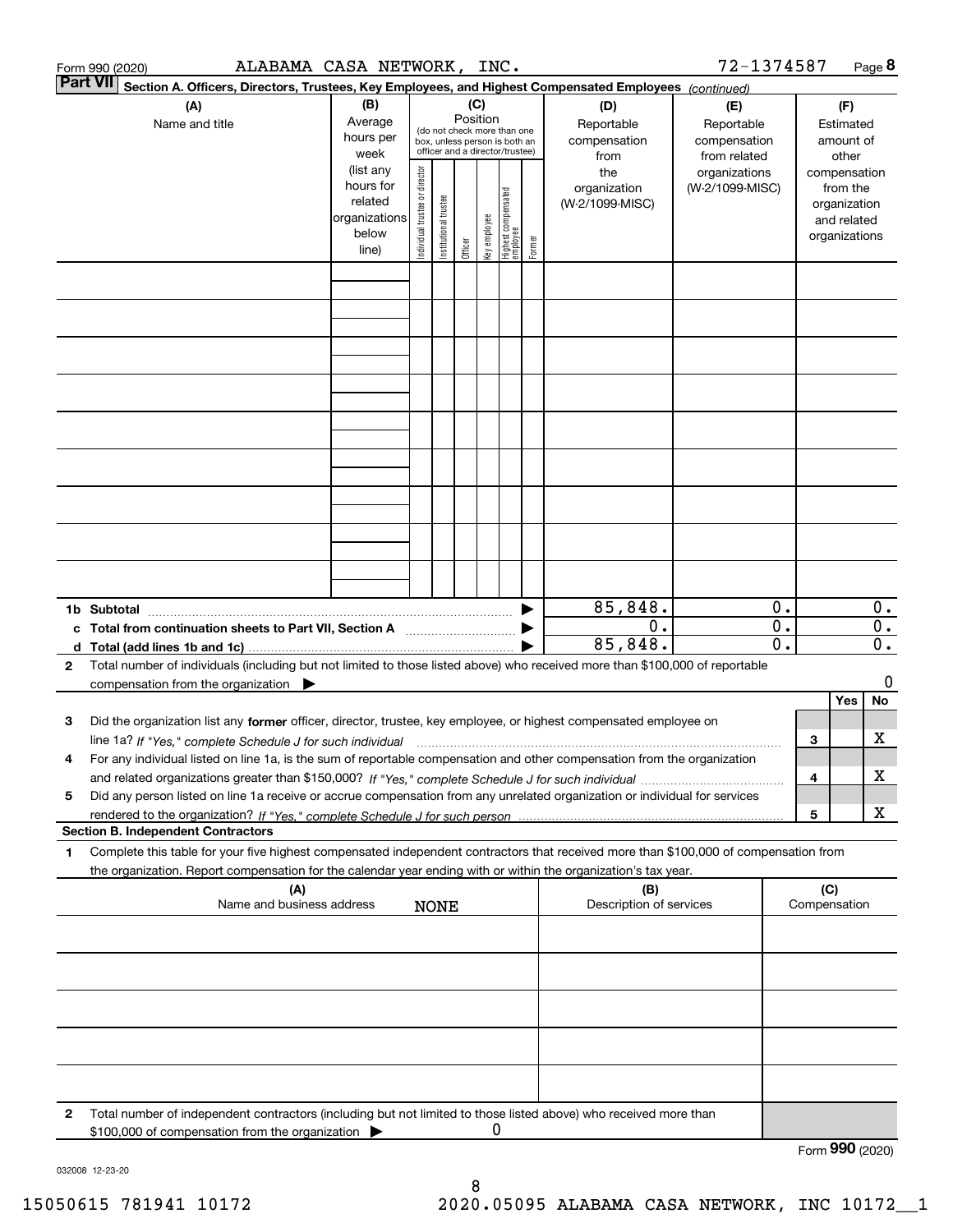Form 990 (2020) ALABAMA CASA NETWORK, INC. 72-1374587 Page **8**

**Part VII** **Section A. Officers, Directors, Trustees, Key Employees, and Highest Compensated Employees** *(continued)*

| (A) Name and title | (B) Average hours per week (list any hours for related organizations below line) | (C) Position (do not check more than one box, unless person is both an officer and a director/trustee) Individual trustee or director | Institutional trustee | Officer | Key employee | Highest compensated employee | Former | (D) Reportable compensation from the organization (W-2/1099-MISC) | (E) Reportable compensation from related organizations (W-2/1099-MISC) | (F) Estimated amount of other compensation from the organization and related organizations |
|---|---|---|---|---|---|---|---|---|---|---|
| | | | | | | | | | | |
| | | | | | | | | | | |
| | | | | | | | | | | |
| | | | | | | | | | | |
| | | | | | | | | | | |
| | | | | | | | | | | |
| | | | | | | | | | | |
| | | | | | | | | | | |
| | | | | | | | | | | |
| **1b Subtotal** | | | | | | | ▶ | 85,848. | 0. | 0. |
| **c Total from continuation sheets to Part VII, Section A** | | | | | | | ▶ | 0. | 0. | 0. |
| **d Total (add lines 1b and 1c)** | | | | | | | ▶ | 85,848. | 0. | 0. |

**2** Total number of individuals (including but not limited to those listed above) who received more than $100,000 of reportable compensation from the organization ▶ 0

| | | | Yes | No |
|---|---|---|---|---|
| **3** | Did the organization list any **former** officer, director, trustee, key employee, or highest compensated employee on line 1a? *If "Yes," complete Schedule J for such individual* | 3 | | X |
| **4** | For any individual listed on line 1a, is the sum of reportable compensation and other compensation from the organization and related organizations greater than $150,000? *If "Yes," complete Schedule J for such individual* | 4 | | X |
| **5** | Did any person listed on line 1a receive or accrue compensation from any unrelated organization or individual for services rendered to the organization? *If "Yes," complete Schedule J for such person* | 5 | | X |

**Section B. Independent Contractors**

**1** Complete this table for your five highest compensated independent contractors that received more than $100,000 of compensation from the organization. Report compensation for the calendar year ending with or within the organization's tax year.

| (A) Name and business address | (B) Description of services | (C) Compensation |
|---|---|---|
| NONE | | |
| | | |
| | | |
| | | |
| | | |

**2** Total number of independent contractors (including but not limited to those listed above) who received more than $100,000 of compensation from the organization ▶ 0

Form **990** (2020)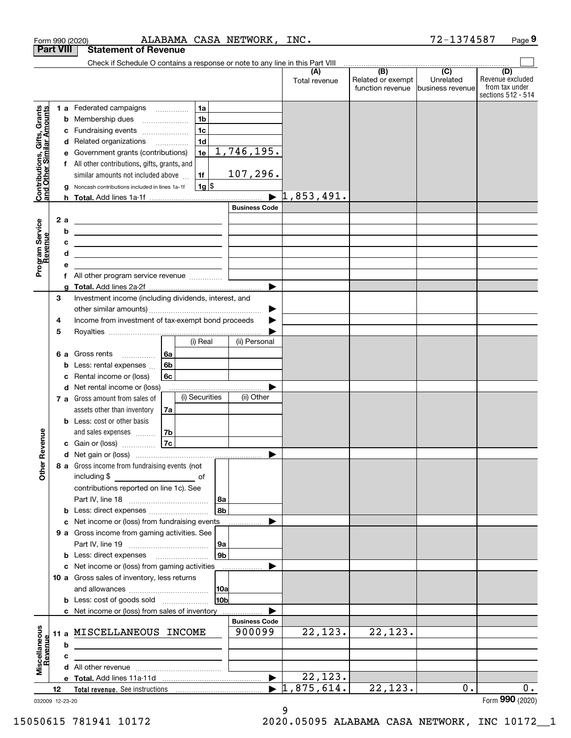Form 990 (2020) ALABAMA CASA NETWORK, INC. 72-1374587

## Part VIII Statement of Revenue

Check if Schedule O contains a response or note to any line in this Part VIII

| | | | (A) Total revenue | (B) Related or exempt function revenue | (C) Unrelated business revenue | (D) Revenue excluded from tax under sections 512 - 514 |
|---|---|---|---|---|---|---|
| **Contributions, Gifts, Grants and Other Similar Amounts** | | | | | | |
| 1 a | Federated campaigns | 1a | | | | |
| b | Membership dues | 1b | | | | |
| c | Fundraising events | 1c | | | | |
| d | Related organizations | 1d | | | | |
| e | Government grants (contributions) | 1e 1,746,195. | | | | |
| f | All other contributions, gifts, grants, and similar amounts not included above | 1f 107,296. | | | | |
| g | Noncash contributions included in lines 1a-1f | 1g $ | | | | |
| h | **Total.** Add lines 1a-1f | | 1,853,491. | | | |
| **Program Service Revenue** | | Business Code | | | | |
| 2 a | | | | | | |
| b | | | | | | |
| c | | | | | | |
| d | | | | | | |
| e | | | | | | |
| f | All other program service revenue | | | | | |
| g | **Total.** Add lines 2a-2f | | | | | |
| **Other Revenue** | | | | | | |
| 3 | Investment income (including dividends, interest, and other similar amounts) | | | | | |
| 4 | Income from investment of tax-exempt bond proceeds | | | | | |
| 5 | Royalties | | | | | |
| | | (i) Real / (ii) Personal | | | | |
| 6 a | Gross rents | 6a | | | | |
| b | Less: rental expenses | 6b | | | | |
| c | Rental income or (loss) | 6c | | | | |
| d | Net rental income or (loss) | | | | | |
| | | (i) Securities / (ii) Other | | | | |
| 7 a | Gross amount from sales of assets other than inventory | 7a | | | | |
| b | Less: cost or other basis and sales expenses | 7b | | | | |
| c | Gain or (loss) | 7c | | | | |
| d | Net gain or (loss) | | | | | |
| 8 a | Gross income from fundraising events (not including $ of contributions reported on line 1c). See Part IV, line 18 | 8a | | | | |
| b | Less: direct expenses | 8b | | | | |
| c | Net income or (loss) from fundraising events | | | | | |
| 9 a | Gross income from gaming activities. See Part IV, line 19 | 9a | | | | |
| b | Less: direct expenses | 9b | | | | |
| c | Net income or (loss) from gaming activities | | | | | |
| 10 a | Gross sales of inventory, less returns and allowances | 10a | | | | |
| b | Less: cost of goods sold | 10b | | | | |
| c | Net income or (loss) from sales of inventory | | | | | |
| **Miscellaneous Revenue** | | Business Code | | | | |
| 11 a | MISCELLANEOUS INCOME | 900099 | 22,123. | 22,123. | | |
| b | | | | | | |
| c | | | | | | |
| d | All other revenue | | | | | |
| e | **Total.** Add lines 11a-11d | | 22,123. | | | |
| 12 | **Total revenue.** See instructions | | 1,875,614. | 22,123. | 0. | 0. |

032009 12-23-20 Form **990** (2020)

15050615 781941 10172 2020.05095 ALABAMA CASA NETWORK, INC 10172__1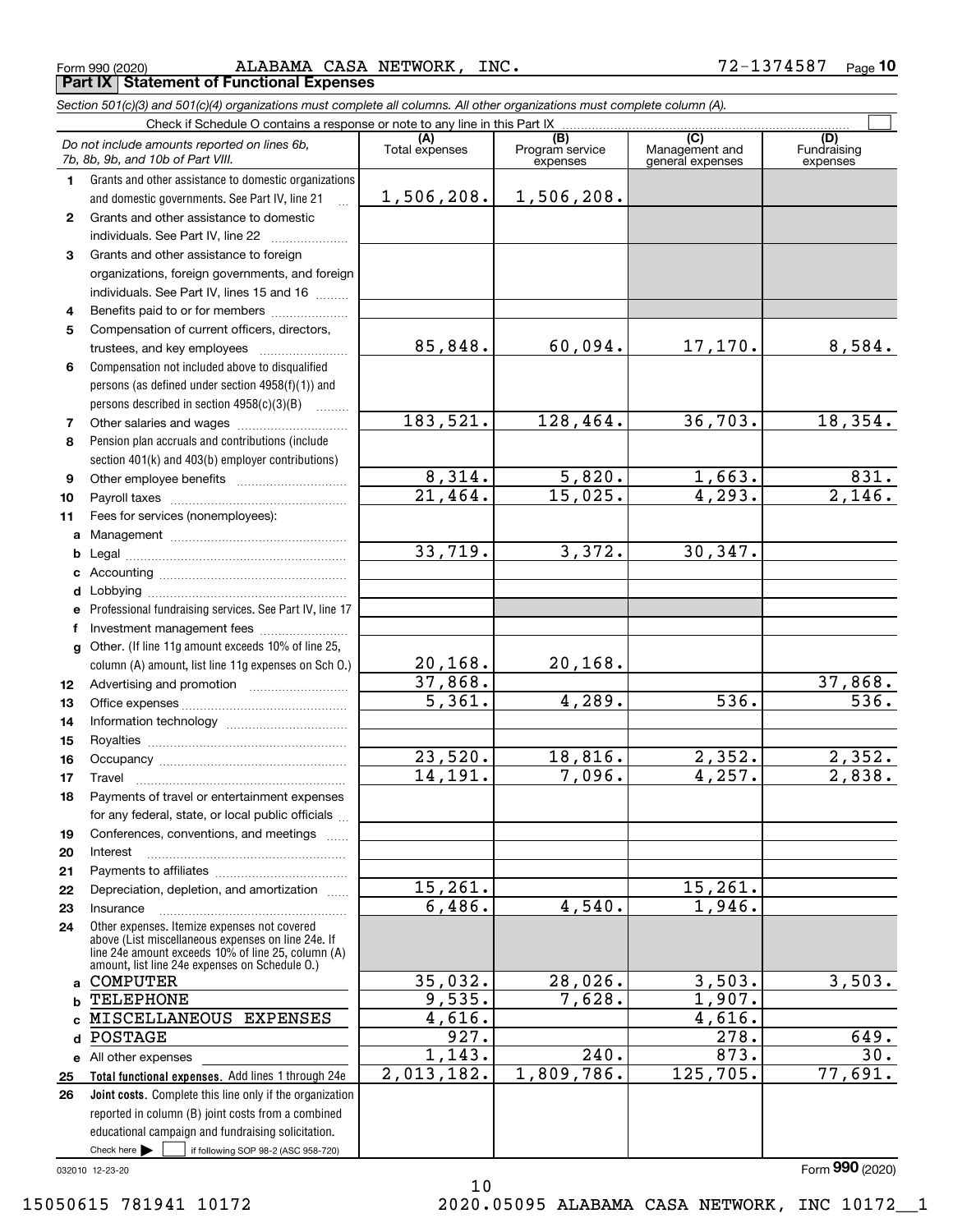Form 990 (2020) ALABAMA CASA NETWORK, INC. 72-1374587

## Part IX Statement of Functional Expenses

*Section 501(c)(3) and 501(c)(4) organizations must complete all columns. All other organizations must complete column (A).*

Check if Schedule O contains a response or note to any line in this Part IX

| | *Do not include amounts reported on lines 6b, 7b, 8b, 9b, and 10b of Part VIII.* | (A) Total expenses | (B) Program service expenses | (C) Management and general expenses | (D) Fundraising expenses |
|---|---|---|---|---|---|
| 1 | Grants and other assistance to domestic organizations and domestic governments. See Part IV, line 21 | 1,506,208. | 1,506,208. | | |
| 2 | Grants and other assistance to domestic individuals. See Part IV, line 22 | | | | |
| 3 | Grants and other assistance to foreign organizations, foreign governments, and foreign individuals. See Part IV, lines 15 and 16 | | | | |
| 4 | Benefits paid to or for members | | | | |
| 5 | Compensation of current officers, directors, trustees, and key employees | 85,848. | 60,094. | 17,170. | 8,584. |
| 6 | Compensation not included above to disqualified persons (as defined under section 4958(f)(1)) and persons described in section 4958(c)(3)(B) | | | | |
| 7 | Other salaries and wages | 183,521. | 128,464. | 36,703. | 18,354. |
| 8 | Pension plan accruals and contributions (include section 401(k) and 403(b) employer contributions) | | | | |
| 9 | Other employee benefits | 8,314. | 5,820. | 1,663. | 831. |
| 10 | Payroll taxes | 21,464. | 15,025. | 4,293. | 2,146. |
| 11 | Fees for services (nonemployees): | | | | |
| a | Management | | | | |
| b | Legal | 33,719. | 3,372. | 30,347. | |
| c | Accounting | | | | |
| d | Lobbying | | | | |
| e | Professional fundraising services. See Part IV, line 17 | | | | |
| f | Investment management fees | | | | |
| g | Other. (If line 11g amount exceeds 10% of line 25, column (A) amount, list line 11g expenses on Sch O.) | 20,168. | 20,168. | | |
| 12 | Advertising and promotion | 37,868. | | | 37,868. |
| 13 | Office expenses | 5,361. | 4,289. | 536. | 536. |
| 14 | Information technology | | | | |
| 15 | Royalties | | | | |
| 16 | Occupancy | 23,520. | 18,816. | 2,352. | 2,352. |
| 17 | Travel | 14,191. | 7,096. | 4,257. | 2,838. |
| 18 | Payments of travel or entertainment expenses for any federal, state, or local public officials | | | | |
| 19 | Conferences, conventions, and meetings | | | | |
| 20 | Interest | | | | |
| 21 | Payments to affiliates | | | | |
| 22 | Depreciation, depletion, and amortization | 15,261. | | 15,261. | |
| 23 | Insurance | 6,486. | 4,540. | 1,946. | |
| 24 | Other expenses. Itemize expenses not covered above (List miscellaneous expenses on line 24e. If line 24e amount exceeds 10% of line 25, column (A) amount, list line 24e expenses on Schedule O.) | | | | |
| a | COMPUTER | 35,032. | 28,026. | 3,503. | 3,503. |
| b | TELEPHONE | 9,535. | 7,628. | 1,907. | |
| c | MISCELLANEOUS EXPENSES | 4,616. | | 4,616. | |
| d | POSTAGE | 927. | | 278. | 649. |
| e | All other expenses | 1,143. | 240. | 873. | 30. |
| 25 | **Total functional expenses.** Add lines 1 through 24e | 2,013,182. | 1,809,786. | 125,705. | 77,691. |
| 26 | **Joint costs.** Complete this line only if the organization reported in column (B) joint costs from a combined educational campaign and fundraising solicitation. Check here ☐ if following SOP 98-2 (ASC 958-720) | | | | |

032010 12-23-20

Form 990 (2020)

15050615 781941 10172 2020.05095 ALABAMA CASA NETWORK, INC 10172__1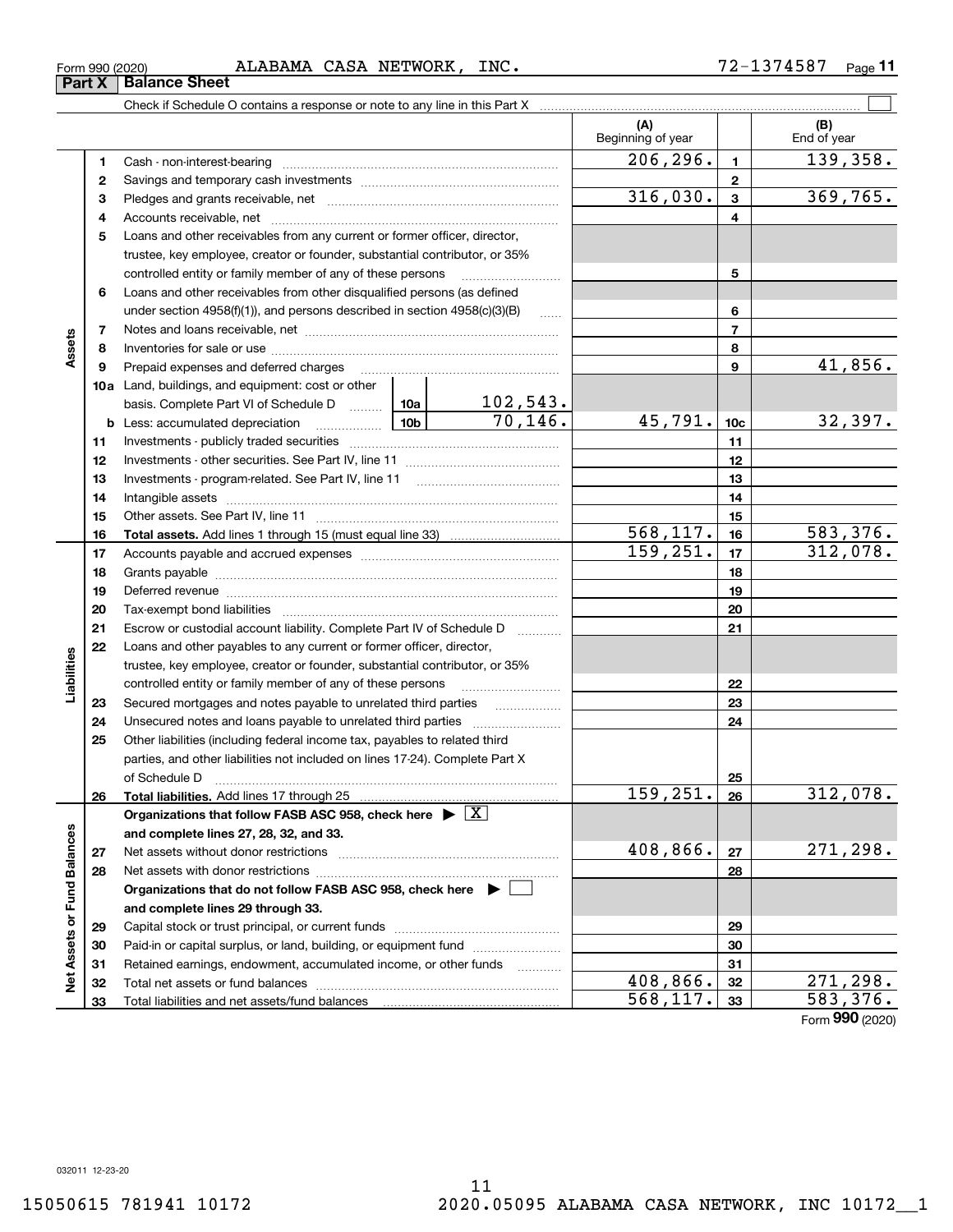Form 990 (2020) ALABAMA CASA NETWORK, INC. 72-1374587 Page 11

## Part X Balance Sheet

Check if Schedule O contains a response or note to any line in this Part X ☐

| | | | | (A) Beginning of year | | (B) End of year |
|---|---|---|---|---|---|---|
| **Assets** | 1 | Cash - non-interest-bearing | | 206,296. | 1 | 139,358. |
| | 2 | Savings and temporary cash investments | | | 2 | |
| | 3 | Pledges and grants receivable, net | | 316,030. | 3 | 369,765. |
| | 4 | Accounts receivable, net | | | 4 | |
| | 5 | Loans and other receivables from any current or former officer, director, trustee, key employee, creator or founder, substantial contributor, or 35% controlled entity or family member of any of these persons | | | 5 | |
| | 6 | Loans and other receivables from other disqualified persons (as defined under section 4958(f)(1)), and persons described in section 4958(c)(3)(B) | | | 6 | |
| | 7 | Notes and loans receivable, net | | | 7 | |
| | 8 | Inventories for sale or use | | | 8 | |
| | 9 | Prepaid expenses and deferred charges | | | 9 | 41,856. |
| | 10a | Land, buildings, and equipment: cost or other basis. Complete Part VI of Schedule D | 10a 102,543. | | | |
| | b | Less: accumulated depreciation | 10b 70,146. | 45,791. | 10c | 32,397. |
| | 11 | Investments - publicly traded securities | | | 11 | |
| | 12 | Investments - other securities. See Part IV, line 11 | | | 12 | |
| | 13 | Investments - program-related. See Part IV, line 11 | | | 13 | |
| | 14 | Intangible assets | | | 14 | |
| | 15 | Other assets. See Part IV, line 11 | | | 15 | |
| | 16 | **Total assets.** Add lines 1 through 15 (must equal line 33) | | 568,117. | 16 | 583,376. |
| **Liabilities** | 17 | Accounts payable and accrued expenses | | 159,251. | 17 | 312,078. |
| | 18 | Grants payable | | | 18 | |
| | 19 | Deferred revenue | | | 19 | |
| | 20 | Tax-exempt bond liabilities | | | 20 | |
| | 21 | Escrow or custodial account liability. Complete Part IV of Schedule D | | | 21 | |
| | 22 | Loans and other payables to any current or former officer, director, trustee, key employee, creator or founder, substantial contributor, or 35% controlled entity or family member of any of these persons | | | 22 | |
| | 23 | Secured mortgages and notes payable to unrelated third parties | | | 23 | |
| | 24 | Unsecured notes and loans payable to unrelated third parties | | | 24 | |
| | 25 | Other liabilities (including federal income tax, payables to related third parties, and other liabilities not included on lines 17-24). Complete Part X of Schedule D | | | 25 | |
| | 26 | **Total liabilities.** Add lines 17 through 25 | | 159,251. | 26 | 312,078. |
| **Net Assets or Fund Balances** | | **Organizations that follow FASB ASC 958, check here ▶ ☒ and complete lines 27, 28, 32, and 33.** | | | | |
| | 27 | Net assets without donor restrictions | | 408,866. | 27 | 271,298. |
| | 28 | Net assets with donor restrictions | | | 28 | |
| | | **Organizations that do not follow FASB ASC 958, check here ▶ ☐ and complete lines 29 through 33.** | | | | |
| | 29 | Capital stock or trust principal, or current funds | | | 29 | |
| | 30 | Paid-in or capital surplus, or land, building, or equipment fund | | | 30 | |
| | 31 | Retained earnings, endowment, accumulated income, or other funds | | | 31 | |
| | 32 | Total net assets or fund balances | | 408,866. | 32 | 271,298. |
| | 33 | Total liabilities and net assets/fund balances | | 568,117. | 33 | 583,376. |

Form **990** (2020)

032011 12-23-20

15050615 781941 10172 2020.05095 ALABAMA CASA NETWORK, INC 10172__1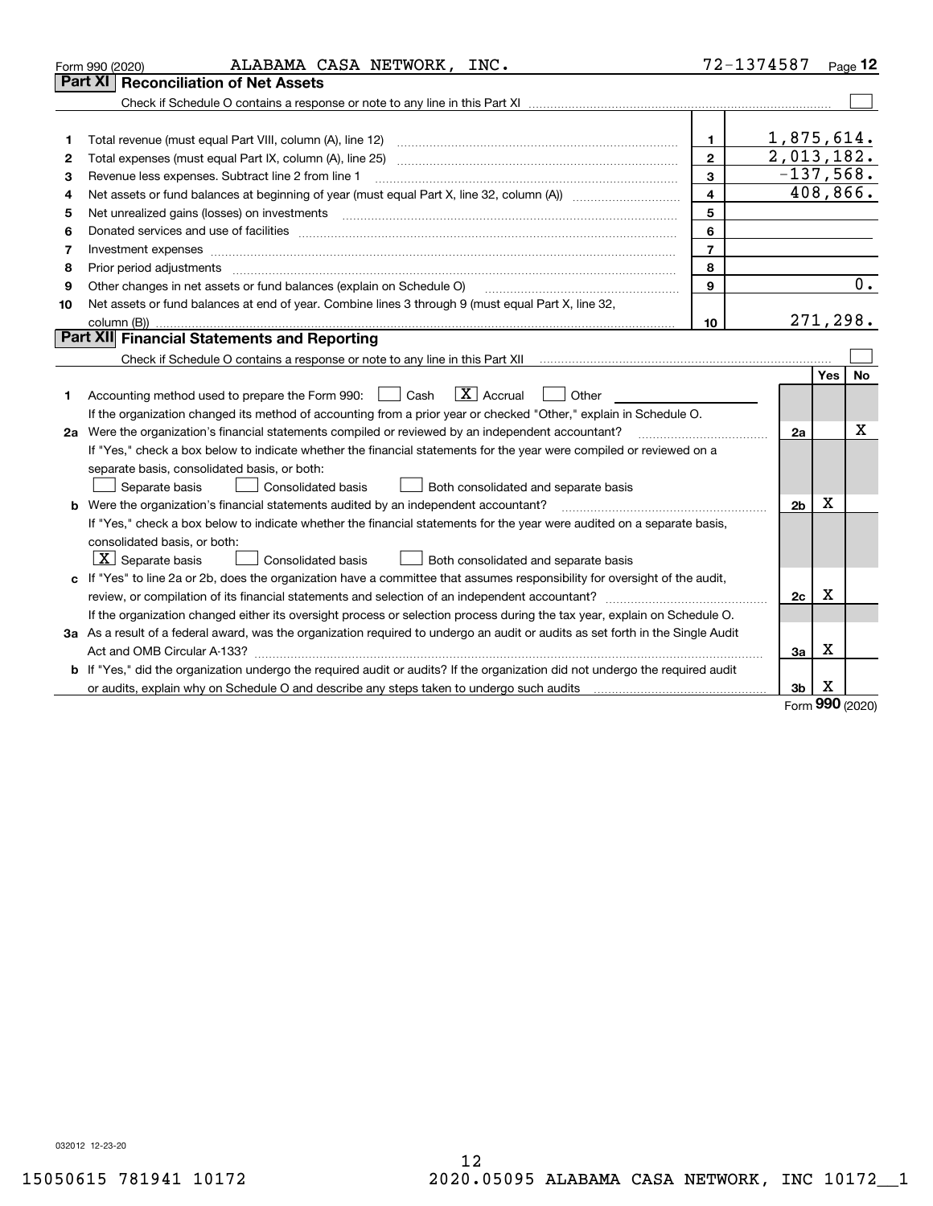Form 990 (2020) ALABAMA CASA NETWORK, INC. 72-1374587 Page **12**

## Part XI Reconciliation of Net Assets

Check if Schedule O contains a response or note to any line in this Part XI ☐

| | | | |
|---|---|---|---|
| 1 | Total revenue (must equal Part VIII, column (A), line 12) | 1 | 1,875,614. |
| 2 | Total expenses (must equal Part IX, column (A), line 25) | 2 | 2,013,182. |
| 3 | Revenue less expenses. Subtract line 2 from line 1 | 3 | -137,568. |
| 4 | Net assets or fund balances at beginning of year (must equal Part X, line 32, column (A)) | 4 | 408,866. |
| 5 | Net unrealized gains (losses) on investments | 5 | |
| 6 | Donated services and use of facilities | 6 | |
| 7 | Investment expenses | 7 | |
| 8 | Prior period adjustments | 8 | |
| 9 | Other changes in net assets or fund balances (explain on Schedule O) | 9 | 0. |
| 10 | Net assets or fund balances at end of year. Combine lines 3 through 9 (must equal Part X, line 32, column (B)) | 10 | 271,298. |

## Part XII Financial Statements and Reporting

Check if Schedule O contains a response or note to any line in this Part XII ☐

| | | | Yes | No |
|---|---|---|---|---|
| 1 | Accounting method used to prepare the Form 990: ☐ Cash ☒ Accrual ☐ Other<br>If the organization changed its method of accounting from a prior year or checked "Other," explain in Schedule O. | | | |
| 2a | Were the organization's financial statements compiled or reviewed by an independent accountant?<br>If "Yes," check a box below to indicate whether the financial statements for the year were compiled or reviewed on a separate basis, consolidated basis, or both:<br>☐ Separate basis ☐ Consolidated basis ☐ Both consolidated and separate basis | 2a | | X |
| b | Were the organization's financial statements audited by an independent accountant?<br>If "Yes," check a box below to indicate whether the financial statements for the year were audited on a separate basis, consolidated basis, or both:<br>☒ Separate basis ☐ Consolidated basis ☐ Both consolidated and separate basis | 2b | X | |
| c | If "Yes" to line 2a or 2b, does the organization have a committee that assumes responsibility for oversight of the audit, review, or compilation of its financial statements and selection of an independent accountant?<br>If the organization changed either its oversight process or selection process during the tax year, explain on Schedule O. | 2c | X | |
| 3a | As a result of a federal award, was the organization required to undergo an audit or audits as set forth in the Single Audit Act and OMB Circular A-133? | 3a | X | |
| b | If "Yes," did the organization undergo the required audit or audits? If the organization did not undergo the required audit or audits, explain why on Schedule O and describe any steps taken to undergo such audits | 3b | X | |

Form **990** (2020)

032012 12-23-20

15050615 781941 10172 2020.05095 ALABAMA CASA NETWORK, INC 10172__1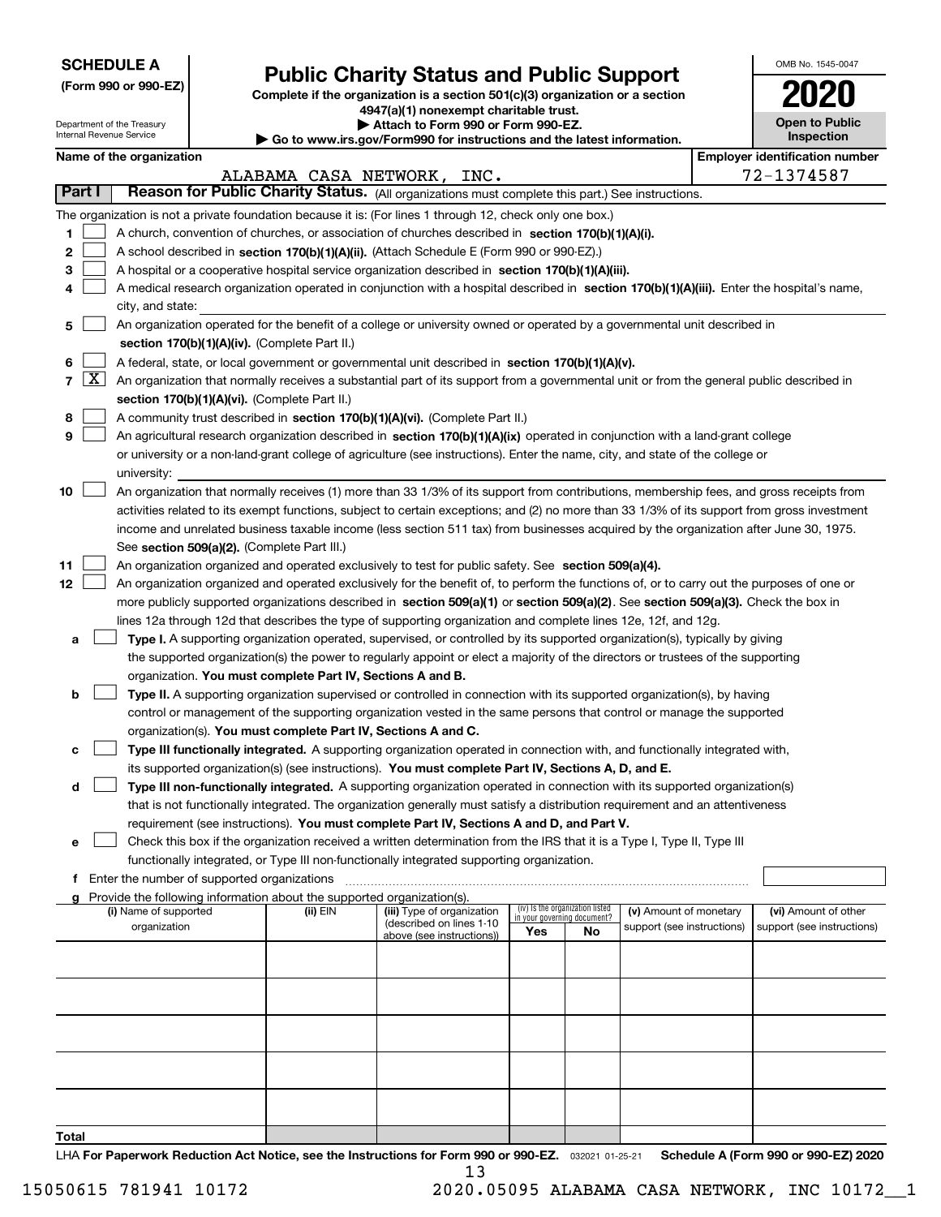**SCHEDULE A**
**(Form 990 or 990-EZ)**

Department of the Treasury
Internal Revenue Service

# Public Charity Status and Public Support

**Complete if the organization is a section 501(c)(3) organization or a section 4947(a)(1) nonexempt charitable trust.**
**▶ Attach to Form 990 or Form 990-EZ.**
**▶ Go to www.irs.gov/Form990 for instructions and the latest information.**

OMB No. 1545-0047
**2020**
**Open to Public Inspection**

**Name of the organization:** ALABAMA CASA NETWORK, INC.
**Employer identification number:** 72-1374587

**Part I — Reason for Public Charity Status.** (All organizations must complete this part.) See instructions.

The organization is not a private foundation because it is: (For lines 1 through 12, check only one box.)

1. [ ] A church, convention of churches, or association of churches described in **section 170(b)(1)(A)(i).**
2. [ ] A school described in **section 170(b)(1)(A)(ii).** (Attach Schedule E (Form 990 or 990-EZ).)
3. [ ] A hospital or a cooperative hospital service organization described in **section 170(b)(1)(A)(iii).**
4. [ ] A medical research organization operated in conjunction with a hospital described in **section 170(b)(1)(A)(iii).** Enter the hospital's name, city, and state:
5. [ ] An organization operated for the benefit of a college or university owned or operated by a governmental unit described in **section 170(b)(1)(A)(iv).** (Complete Part II.)
6. [ ] A federal, state, or local government or governmental unit described in **section 170(b)(1)(A)(v).**
7. [X] An organization that normally receives a substantial part of its support from a governmental unit or from the general public described in **section 170(b)(1)(A)(vi).** (Complete Part II.)
8. [ ] A community trust described in **section 170(b)(1)(A)(vi).** (Complete Part II.)
9. [ ] An agricultural research organization described in **section 170(b)(1)(A)(ix)** operated in conjunction with a land-grant college or university or a non-land-grant college of agriculture (see instructions). Enter the name, city, and state of the college or university:
10. [ ] An organization that normally receives (1) more than 33 1/3% of its support from contributions, membership fees, and gross receipts from activities related to its exempt functions, subject to certain exceptions; and (2) no more than 33 1/3% of its support from gross investment income and unrelated business taxable income (less section 511 tax) from businesses acquired by the organization after June 30, 1975. See **section 509(a)(2).** (Complete Part III.)
11. [ ] An organization organized and operated exclusively to test for public safety. See **section 509(a)(4).**
12. [ ] An organization organized and operated exclusively for the benefit of, to perform the functions of, or to carry out the purposes of one or more publicly supported organizations described in **section 509(a)(1)** or **section 509(a)(2)**. See **section 509(a)(3).** Check the box in lines 12a through 12d that describes the type of supporting organization and complete lines 12e, 12f, and 12g.
   - **a** [ ] **Type I.** A supporting organization operated, supervised, or controlled by its supported organization(s), typically by giving the supported organization(s) the power to regularly appoint or elect a majority of the directors or trustees of the supporting organization. **You must complete Part IV, Sections A and B.**
   - **b** [ ] **Type II.** A supporting organization supervised or controlled in connection with its supported organization(s), by having control or management of the supporting organization vested in the same persons that control or manage the supported organization(s). **You must complete Part IV, Sections A and C.**
   - **c** [ ] **Type III functionally integrated.** A supporting organization operated in connection with, and functionally integrated with, its supported organization(s) (see instructions). **You must complete Part IV, Sections A, D, and E.**
   - **d** [ ] **Type III non-functionally integrated.** A supporting organization operated in connection with its supported organization(s) that is not functionally integrated. The organization generally must satisfy a distribution requirement and an attentiveness requirement (see instructions). **You must complete Part IV, Sections A and D, and Part V.**
   - **e** [ ] Check this box if the organization received a written determination from the IRS that it is a Type I, Type II, Type III functionally integrated, or Type III non-functionally integrated supporting organization.
   - **f** Enter the number of supported organizations
   - **g** Provide the following information about the supported organization(s).

| (i) Name of supported organization | (ii) EIN | (iii) Type of organization (described on lines 1-10 above (see instructions)) | (iv) Is the organization listed in your governing document? Yes | No | (v) Amount of monetary support (see instructions) | (vi) Amount of other support (see instructions) |
|---|---|---|---|---|---|---|
| | | | | | | |
| | | | | | | |
| | | | | | | |
| | | | | | | |
| | | | | | | |
| **Total** | | | | | | |

LHA **For Paperwork Reduction Act Notice, see the Instructions for Form 990 or 990-EZ.** 032021 01-25-21 **Schedule A (Form 990 or 990-EZ) 2020**

15050615 781941 10172 2020.05095 ALABAMA CASA NETWORK, INC 10172__1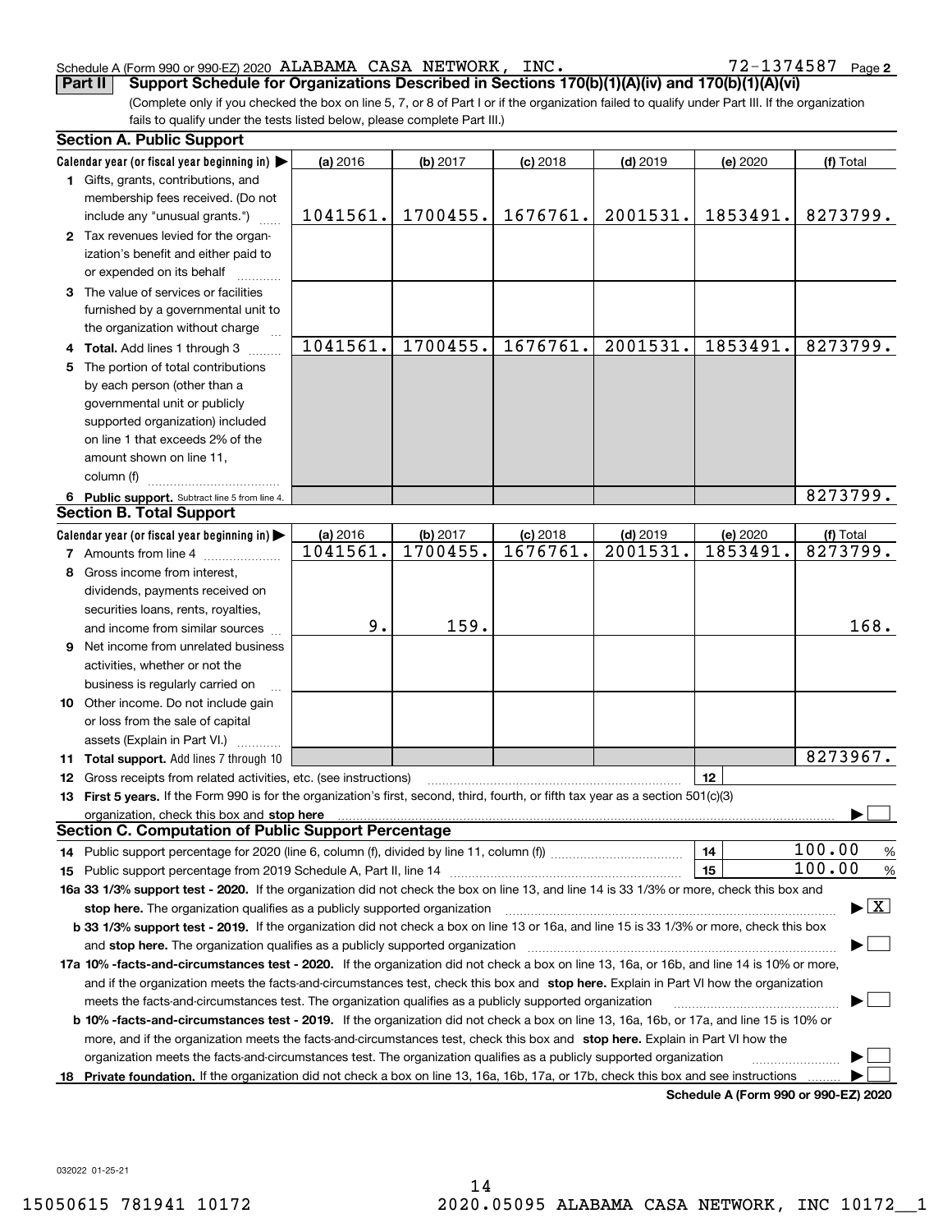Schedule A (Form 990 or 990-EZ) 2020 ALABAMA CASA NETWORK, INC. 72-1374587 Page 2

**Part II Support Schedule for Organizations Described in Sections 170(b)(1)(A)(iv) and 170(b)(1)(A)(vi)**

(Complete only if you checked the box on line 5, 7, or 8 of Part I or if the organization failed to qualify under Part III. If the organization fails to qualify under the tests listed below, please complete Part III.)

**Section A. Public Support**

| Calendar year (or fiscal year beginning in) ▶ | (a) 2016 | (b) 2017 | (c) 2018 | (d) 2019 | (e) 2020 | (f) Total |
|---|---|---|---|---|---|---|
| **1** Gifts, grants, contributions, and membership fees received. (Do not include any "unusual grants.") | 1041561. | 1700455. | 1676761. | 2001531. | 1853491. | 8273799. |
| **2** Tax revenues levied for the organization's benefit and either paid to or expended on its behalf | | | | | | |
| **3** The value of services or facilities furnished by a governmental unit to the organization without charge | | | | | | |
| **4 Total.** Add lines 1 through 3 | 1041561. | 1700455. | 1676761. | 2001531. | 1853491. | 8273799. |
| **5** The portion of total contributions by each person (other than a governmental unit or publicly supported organization) included on line 1 that exceeds 2% of the amount shown on line 11, column (f) | | | | | | |
| **6 Public support.** Subtract line 5 from line 4. | | | | | | 8273799. |

**Section B. Total Support**

| Calendar year (or fiscal year beginning in) ▶ | (a) 2016 | (b) 2017 | (c) 2018 | (d) 2019 | (e) 2020 | (f) Total |
|---|---|---|---|---|---|---|
| **7** Amounts from line 4 | 1041561. | 1700455. | 1676761. | 2001531. | 1853491. | 8273799. |
| **8** Gross income from interest, dividends, payments received on securities loans, rents, royalties, and income from similar sources | 9. | 159. | | | | 168. |
| **9** Net income from unrelated business activities, whether or not the business is regularly carried on | | | | | | |
| **10** Other income. Do not include gain or loss from the sale of capital assets (Explain in Part VI.) | | | | | | |
| **11 Total support.** Add lines 7 through 10 | | | | | | 8273967. |

**12** Gross receipts from related activities, etc. (see instructions) | **12** |

**13 First 5 years.** If the Form 990 is for the organization's first, second, third, fourth, or fifth tax year as a section 501(c)(3) organization, check this box and **stop here** ▶ ☐

**Section C. Computation of Public Support Percentage**

**14** Public support percentage for 2020 (line 6, column (f), divided by line 11, column (f)) | **14** | 100.00 %

**15** Public support percentage from 2019 Schedule A, Part II, line 14 | **15** | 100.00 %

**16a 33 1/3% support test - 2020.** If the organization did not check the box on line 13, and line 14 is 33 1/3% or more, check this box and **stop here.** The organization qualifies as a publicly supported organization ▶ ☒

**b 33 1/3% support test - 2019.** If the organization did not check a box on line 13 or 16a, and line 15 is 33 1/3% or more, check this box and **stop here.** The organization qualifies as a publicly supported organization ▶ ☐

**17a 10% -facts-and-circumstances test - 2020.** If the organization did not check a box on line 13, 16a, or 16b, and line 14 is 10% or more, and if the organization meets the facts-and-circumstances test, check this box and **stop here.** Explain in Part VI how the organization meets the facts-and-circumstances test. The organization qualifies as a publicly supported organization ▶ ☐

**b 10% -facts-and-circumstances test - 2019.** If the organization did not check a box on line 13, 16a, 16b, or 17a, and line 15 is 10% or more, and if the organization meets the facts-and-circumstances test, check this box and **stop here.** Explain in Part VI how the organization meets the facts-and-circumstances test. The organization qualifies as a publicly supported organization ▶ ☐

**18 Private foundation.** If the organization did not check a box on line 13, 16a, 16b, 17a, or 17b, check this box and see instructions ▶ ☐

**Schedule A (Form 990 or 990-EZ) 2020**

032022 01-25-21

15050615 781941 10172 2020.05095 ALABAMA CASA NETWORK, INC 10172__1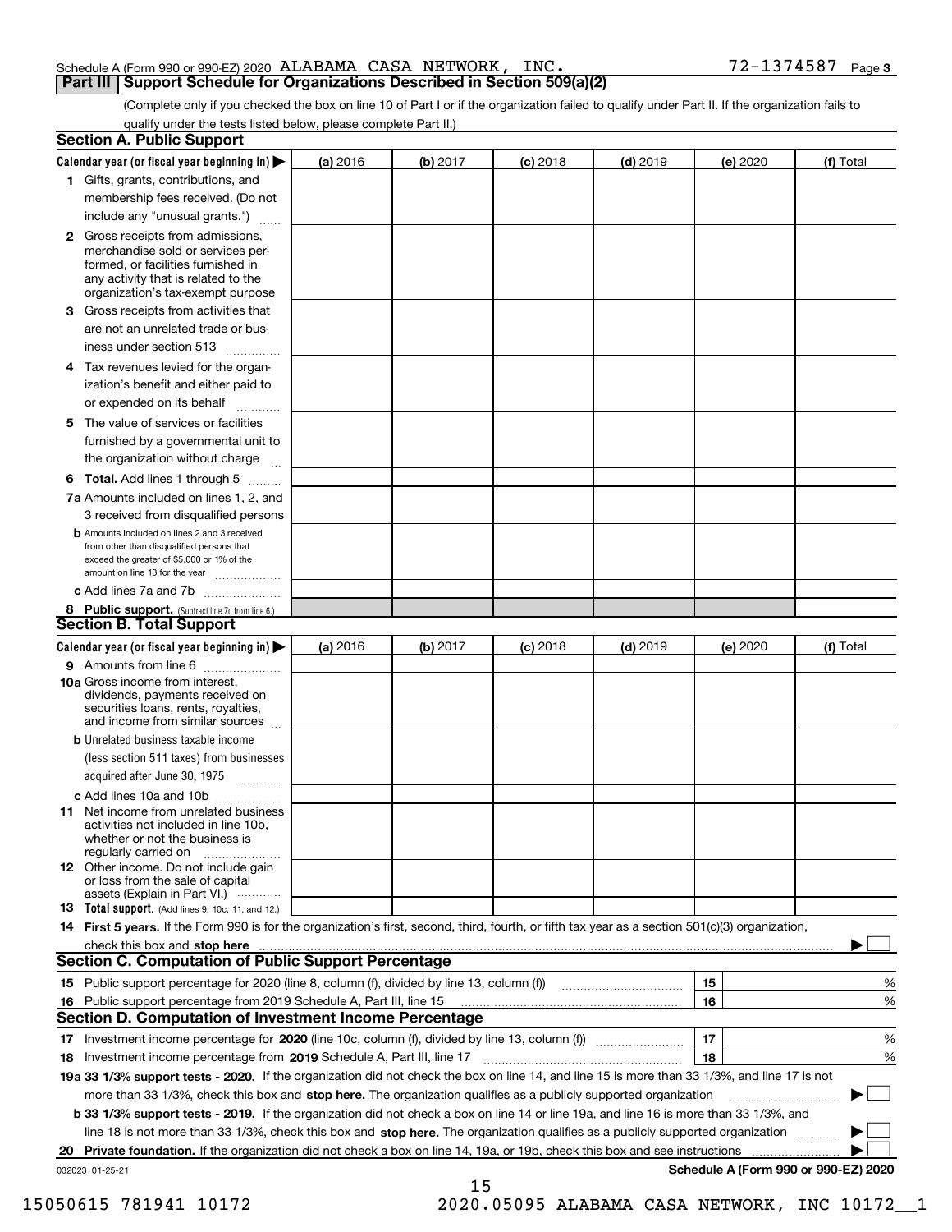Schedule A (Form 990 or 990-EZ) 2020 ALABAMA CASA NETWORK, INC. 72-1374587 Page 3

**Part III Support Schedule for Organizations Described in Section 509(a)(2)**

(Complete only if you checked the box on line 10 of Part I or if the organization failed to qualify under Part II. If the organization fails to qualify under the tests listed below, please complete Part II.)

## Section A. Public Support

| Calendar year (or fiscal year beginning in) ▶ | (a) 2016 | (b) 2017 | (c) 2018 | (d) 2019 | (e) 2020 | (f) Total |
|---|---|---|---|---|---|---|
| **1** Gifts, grants, contributions, and membership fees received. (Do not include any "unusual grants.") | | | | | | |
| **2** Gross receipts from admissions, merchandise sold or services performed, or facilities furnished in any activity that is related to the organization's tax-exempt purpose | | | | | | |
| **3** Gross receipts from activities that are not an unrelated trade or business under section 513 | | | | | | |
| **4** Tax revenues levied for the organization's benefit and either paid to or expended on its behalf | | | | | | |
| **5** The value of services or facilities furnished by a governmental unit to the organization without charge | | | | | | |
| **6 Total.** Add lines 1 through 5 | | | | | | |
| **7a** Amounts included on lines 1, 2, and 3 received from disqualified persons | | | | | | |
| **b** Amounts included on lines 2 and 3 received from other than disqualified persons that exceed the greater of $5,000 or 1% of the amount on line 13 for the year | | | | | | |
| **c** Add lines 7a and 7b | | | | | | |
| **8 Public support.** (Subtract line 7c from line 6.) | | | | | | |

## Section B. Total Support

| Calendar year (or fiscal year beginning in) ▶ | (a) 2016 | (b) 2017 | (c) 2018 | (d) 2019 | (e) 2020 | (f) Total |
|---|---|---|---|---|---|---|
| **9** Amounts from line 6 | | | | | | |
| **10a** Gross income from interest, dividends, payments received on securities loans, rents, royalties, and income from similar sources | | | | | | |
| **b** Unrelated business taxable income (less section 511 taxes) from businesses acquired after June 30, 1975 | | | | | | |
| **c** Add lines 10a and 10b | | | | | | |
| **11** Net income from unrelated business activities not included in line 10b, whether or not the business is regularly carried on | | | | | | |
| **12** Other income. Do not include gain or loss from the sale of capital assets (Explain in Part VI.) | | | | | | |
| **13 Total support.** (Add lines 9, 10c, 11, and 12.) | | | | | | |

**14 First 5 years.** If the Form 990 is for the organization's first, second, third, fourth, or fifth tax year as a section 501(c)(3) organization, check this box and **stop here** ▶ ☐

## Section C. Computation of Public Support Percentage

| | | | |
|---|---|---|---|
| **15** Public support percentage for 2020 (line 8, column (f), divided by line 13, column (f)) | 15 | | % |
| **16** Public support percentage from 2019 Schedule A, Part III, line 15 | 16 | | % |

## Section D. Computation of Investment Income Percentage

| | | | |
|---|---|---|---|
| **17** Investment income percentage for **2020** (line 10c, column (f), divided by line 13, column (f)) | 17 | | % |
| **18** Investment income percentage from **2019** Schedule A, Part III, line 17 | 18 | | % |

**19a 33 1/3% support tests - 2020.** If the organization did not check the box on line 14, and line 15 is more than 33 1/3%, and line 17 is not more than 33 1/3%, check this box and **stop here.** The organization qualifies as a publicly supported organization ▶ ☐

**b 33 1/3% support tests - 2019.** If the organization did not check a box on line 14 or line 19a, and line 16 is more than 33 1/3%, and line 18 is not more than 33 1/3%, check this box and **stop here.** The organization qualifies as a publicly supported organization ▶ ☐

**20 Private foundation.** If the organization did not check a box on line 14, 19a, or 19b, check this box and see instructions ▶ ☐

032023 01-25-21 **Schedule A (Form 990 or 990-EZ) 2020**

15050615 781941 10172 2020.05095 ALABAMA CASA NETWORK, INC 10172__1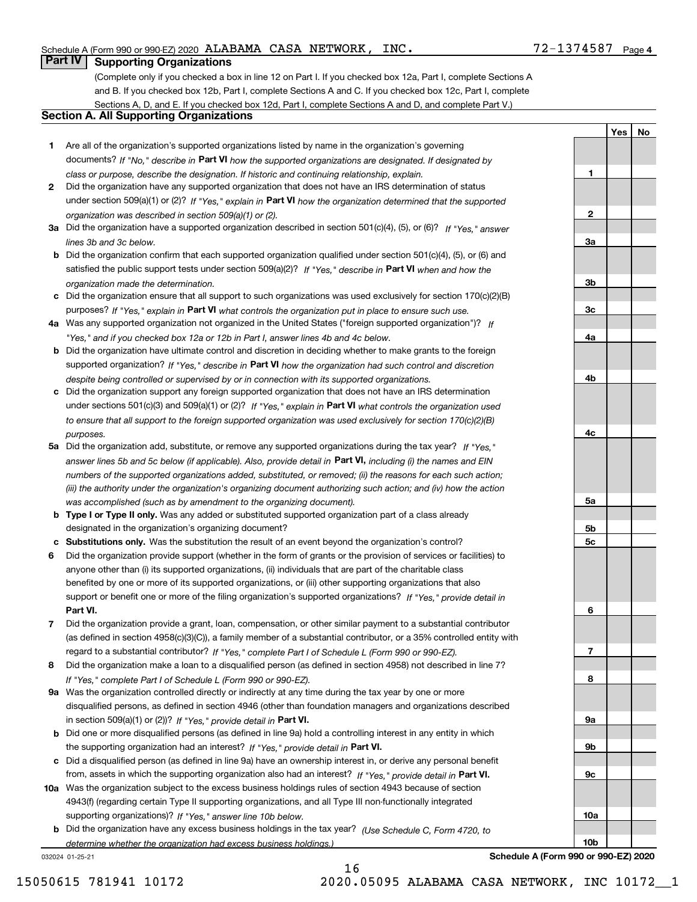Schedule A (Form 990 or 990-EZ) 2020 ALABAMA CASA NETWORK, INC. 72-1374587 Page 4

## Part IV Supporting Organizations

(Complete only if you checked a box in line 12 on Part I. If you checked box 12a, Part I, complete Sections A and B. If you checked box 12b, Part I, complete Sections A and C. If you checked box 12c, Part I, complete Sections A, D, and E. If you checked box 12d, Part I, complete Sections A and D, and complete Part V.)

### Section A. All Supporting Organizations

| | | Line | Yes | No |
|---|---|---|---|---|
| 1 | Are all of the organization's supported organizations listed by name in the organization's governing documents? *If "No," describe in* **Part VI** *how the supported organizations are designated. If designated by class or purpose, describe the designation. If historic and continuing relationship, explain.* | 1 | | |
| 2 | Did the organization have any supported organization that does not have an IRS determination of status under section 509(a)(1) or (2)? *If "Yes," explain in* **Part VI** *how the organization determined that the supported organization was described in section 509(a)(1) or (2).* | 2 | | |
| 3a | Did the organization have a supported organization described in section 501(c)(4), (5), or (6)? *If "Yes," answer lines 3b and 3c below.* | 3a | | |
| b | Did the organization confirm that each supported organization qualified under section 501(c)(4), (5), or (6) and satisfied the public support tests under section 509(a)(2)? *If "Yes," describe in* **Part VI** *when and how the organization made the determination.* | 3b | | |
| c | Did the organization ensure that all support to such organizations was used exclusively for section 170(c)(2)(B) purposes? *If "Yes," explain in* **Part VI** *what controls the organization put in place to ensure such use.* | 3c | | |
| 4a | Was any supported organization not organized in the United States ("foreign supported organization")? *If "Yes," and if you checked box 12a or 12b in Part I, answer lines 4b and 4c below.* | 4a | | |
| b | Did the organization have ultimate control and discretion in deciding whether to make grants to the foreign supported organization? *If "Yes," describe in* **Part VI** *how the organization had such control and discretion despite being controlled or supervised by or in connection with its supported organizations.* | 4b | | |
| c | Did the organization support any foreign supported organization that does not have an IRS determination under sections 501(c)(3) and 509(a)(1) or (2)? *If "Yes," explain in* **Part VI** *what controls the organization used to ensure that all support to the foreign supported organization was used exclusively for section 170(c)(2)(B) purposes.* | 4c | | |
| 5a | Did the organization add, substitute, or remove any supported organizations during the tax year? *If "Yes," answer lines 5b and 5c below (if applicable). Also, provide detail in* **Part VI,** *including (i) the names and EIN numbers of the supported organizations added, substituted, or removed; (ii) the reasons for each such action; (iii) the authority under the organization's organizing document authorizing such action; and (iv) how the action was accomplished (such as by amendment to the organizing document).* | 5a | | |
| b | **Type I or Type II only.** Was any added or substituted supported organization part of a class already designated in the organization's organizing document? | 5b | | |
| c | **Substitutions only.** Was the substitution the result of an event beyond the organization's control? | 5c | | |
| 6 | Did the organization provide support (whether in the form of grants or the provision of services or facilities) to anyone other than (i) its supported organizations, (ii) individuals that are part of the charitable class benefited by one or more of its supported organizations, or (iii) other supporting organizations that also support or benefit one or more of the filing organization's supported organizations? *If "Yes," provide detail in* **Part VI.** | 6 | | |
| 7 | Did the organization provide a grant, loan, compensation, or other similar payment to a substantial contributor (as defined in section 4958(c)(3)(C)), a family member of a substantial contributor, or a 35% controlled entity with regard to a substantial contributor? *If "Yes," complete Part I of Schedule L (Form 990 or 990-EZ).* | 7 | | |
| 8 | Did the organization make a loan to a disqualified person (as defined in section 4958) not described in line 7? *If "Yes," complete Part I of Schedule L (Form 990 or 990-EZ).* | 8 | | |
| 9a | Was the organization controlled directly or indirectly at any time during the tax year by one or more disqualified persons, as defined in section 4946 (other than foundation managers and organizations described in section 509(a)(1) or (2))? *If "Yes," provide detail in* **Part VI.** | 9a | | |
| b | Did one or more disqualified persons (as defined in line 9a) hold a controlling interest in any entity in which the supporting organization had an interest? *If "Yes," provide detail in* **Part VI.** | 9b | | |
| c | Did a disqualified person (as defined in line 9a) have an ownership interest in, or derive any personal benefit from, assets in which the supporting organization also had an interest? *If "Yes," provide detail in* **Part VI.** | 9c | | |
| 10a | Was the organization subject to the excess business holdings rules of section 4943 because of section 4943(f) (regarding certain Type II supporting organizations, and all Type III non-functionally integrated supporting organizations)? *If "Yes," answer line 10b below.* | 10a | | |
| b | Did the organization have any excess business holdings in the tax year? *(Use Schedule C, Form 4720, to determine whether the organization had excess business holdings.)* | 10b | | |

032024 01-25-21

**Schedule A (Form 990 or 990-EZ) 2020**

15050615 781941 10172 2020.05095 ALABAMA CASA NETWORK, INC 10172__1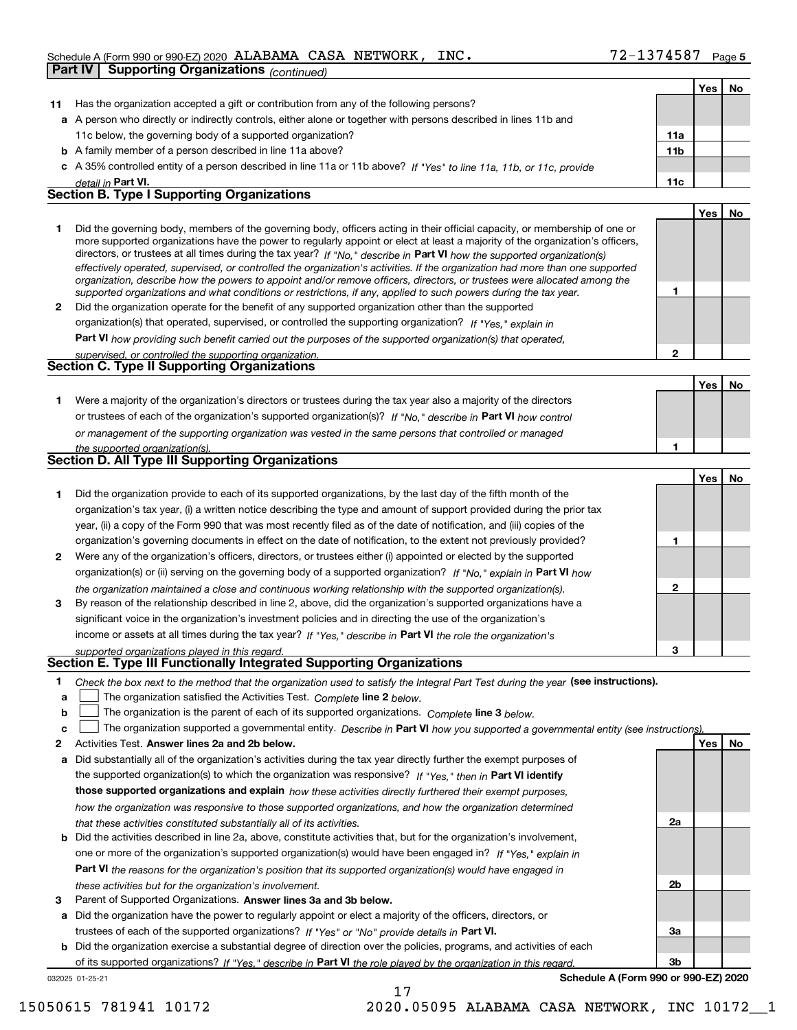Schedule A (Form 990 or 990-EZ) 2020 ALABAMA CASA NETWORK, INC. 72-1374587 Page 5

**Part IV Supporting Organizations** *(continued)*

| | | | Yes | No |
|---|---|---|---|---|
| **11** | Has the organization accepted a gift or contribution from any of the following persons? | | | |
| **a** | A person who directly or indirectly controls, either alone or together with persons described in lines 11b and 11c below, the governing body of a supported organization? | **11a** | | |
| **b** | A family member of a person described in line 11a above? | **11b** | | |
| **c** | A 35% controlled entity of a person described in line 11a or 11b above? *If "Yes" to line 11a, 11b, or 11c, provide detail in* **Part VI.** | **11c** | | |

## Section B. Type I Supporting Organizations

| | | | Yes | No |
|---|---|---|---|---|
| **1** | Did the governing body, members of the governing body, officers acting in their official capacity, or membership of one or more supported organizations have the power to regularly appoint or elect at least a majority of the organization's officers, directors, or trustees at all times during the tax year? *If "No," describe in* **Part VI** *how the supported organization(s) effectively operated, supervised, or controlled the organization's activities. If the organization had more than one supported organization, describe how the powers to appoint and/or remove officers, directors, or trustees were allocated among the supported organizations and what conditions or restrictions, if any, applied to such powers during the tax year.* | **1** | | |
| **2** | Did the organization operate for the benefit of any supported organization other than the supported organization(s) that operated, supervised, or controlled the supporting organization? *If "Yes," explain in* **Part VI** *how providing such benefit carried out the purposes of the supported organization(s) that operated, supervised, or controlled the supporting organization.* | **2** | | |

## Section C. Type II Supporting Organizations

| | | | Yes | No |
|---|---|---|---|---|
| **1** | Were a majority of the organization's directors or trustees during the tax year also a majority of the directors or trustees of each of the organization's supported organization(s)? *If "No," describe in* **Part VI** *how control or management of the supporting organization was vested in the same persons that controlled or managed the supported organization(s).* | **1** | | |

## Section D. All Type III Supporting Organizations

| | | | Yes | No |
|---|---|---|---|---|
| **1** | Did the organization provide to each of its supported organizations, by the last day of the fifth month of the organization's tax year, (i) a written notice describing the type and amount of support provided during the prior tax year, (ii) a copy of the Form 990 that was most recently filed as of the date of notification, and (iii) copies of the organization's governing documents in effect on the date of notification, to the extent not previously provided? | **1** | | |
| **2** | Were any of the organization's officers, directors, or trustees either (i) appointed or elected by the supported organization(s) or (ii) serving on the governing body of a supported organization? *If "No," explain in* **Part VI** *how the organization maintained a close and continuous working relationship with the supported organization(s).* | **2** | | |
| **3** | By reason of the relationship described in line 2, above, did the organization's supported organizations have a significant voice in the organization's investment policies and in directing the use of the organization's income or assets at all times during the tax year? *If "Yes," describe in* **Part VI** *the role the organization's supported organizations played in this regard.* | **3** | | |

## Section E. Type III Functionally Integrated Supporting Organizations

**1** *Check the box next to the method that the organization used to satisfy the Integral Part Test during the year* **(see instructions).**

**a** ☐ The organization satisfied the Activities Test. *Complete* **line 2** *below.*

**b** ☐ The organization is the parent of each of its supported organizations. *Complete* **line 3** *below.*

**c** ☐ The organization supported a governmental entity. *Describe in* **Part VI** *how you supported a governmental entity (see instructions).*

| | | | Yes | No |
|---|---|---|---|---|
| **2** | Activities Test. **Answer lines 2a and 2b below.** | | | |
| **a** | Did substantially all of the organization's activities during the tax year directly further the exempt purposes of the supported organization(s) to which the organization was responsive? *If "Yes," then in* **Part VI identify those supported organizations and explain** *how these activities directly furthered their exempt purposes, how the organization was responsive to those supported organizations, and how the organization determined that these activities constituted substantially all of its activities.* | **2a** | | |
| **b** | Did the activities described in line 2a, above, constitute activities that, but for the organization's involvement, one or more of the organization's supported organization(s) would have been engaged in? *If "Yes," explain in* **Part VI** *the reasons for the organization's position that its supported organization(s) would have engaged in these activities but for the organization's involvement.* | **2b** | | |
| **3** | Parent of Supported Organizations. **Answer lines 3a and 3b below.** | | | |
| **a** | Did the organization have the power to regularly appoint or elect a majority of the officers, directors, or trustees of each of the supported organizations? *If "Yes" or "No" provide details in* **Part VI.** | **3a** | | |
| **b** | Did the organization exercise a substantial degree of direction over the policies, programs, and activities of each of its supported organizations? *If "Yes," describe in* **Part VI** *the role played by the organization in this regard.* | **3b** | | |

032025 01-25-21 **Schedule A (Form 990 or 990-EZ) 2020**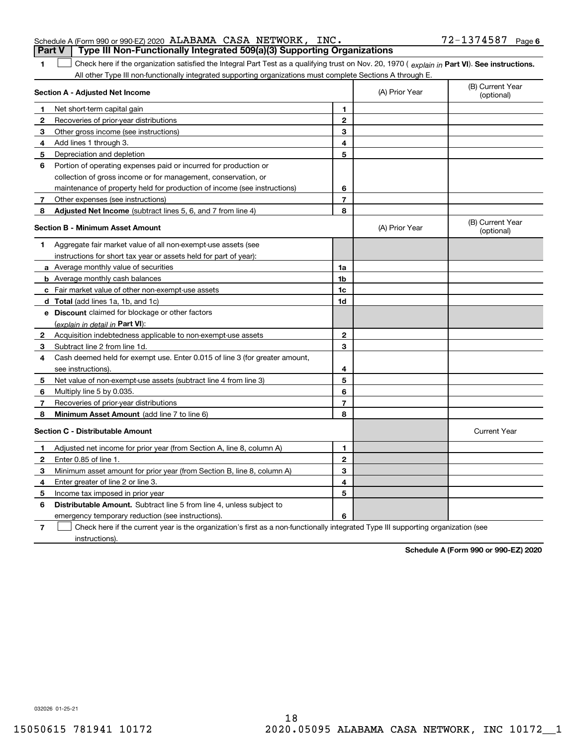Schedule A (Form 990 or 990-EZ) 2020 ALABAMA CASA NETWORK, INC. 72-1374587 Page 6

## Part V Type III Non-Functionally Integrated 509(a)(3) Supporting Organizations

1 ☐ Check here if the organization satisfied the Integral Part Test as a qualifying trust on Nov. 20, 1970 ( *explain in* **Part VI**). **See instructions.** All other Type III non-functionally integrated supporting organizations must complete Sections A through E.

| **Section A - Adjusted Net Income** | | | (A) Prior Year | (B) Current Year (optional) |
|---|---|---|---|---|
| 1 | Net short-term capital gain | 1 | | |
| 2 | Recoveries of prior-year distributions | 2 | | |
| 3 | Other gross income (see instructions) | 3 | | |
| 4 | Add lines 1 through 3. | 4 | | |
| 5 | Depreciation and depletion | 5 | | |
| 6 | Portion of operating expenses paid or incurred for production or collection of gross income or for management, conservation, or maintenance of property held for production of income (see instructions) | 6 | | |
| 7 | Other expenses (see instructions) | 7 | | |
| 8 | **Adjusted Net Income** (subtract lines 5, 6, and 7 from line 4) | 8 | | |

| **Section B - Minimum Asset Amount** | | | (A) Prior Year | (B) Current Year (optional) |
|---|---|---|---|---|
| 1 | Aggregate fair market value of all non-exempt-use assets (see instructions for short tax year or assets held for part of year): | | | |
| a | Average monthly value of securities | 1a | | |
| b | Average monthly cash balances | 1b | | |
| c | Fair market value of other non-exempt-use assets | 1c | | |
| d | **Total** (add lines 1a, 1b, and 1c) | 1d | | |
| e | **Discount** claimed for blockage or other factors (*explain in detail in* **Part VI**): | | | |
| 2 | Acquisition indebtedness applicable to non-exempt-use assets | 2 | | |
| 3 | Subtract line 2 from line 1d. | 3 | | |
| 4 | Cash deemed held for exempt use. Enter 0.015 of line 3 (for greater amount, see instructions). | 4 | | |
| 5 | Net value of non-exempt-use assets (subtract line 4 from line 3) | 5 | | |
| 6 | Multiply line 5 by 0.035. | 6 | | |
| 7 | Recoveries of prior-year distributions | 7 | | |
| 8 | **Minimum Asset Amount** (add line 7 to line 6) | 8 | | |

| **Section C - Distributable Amount** | | | | Current Year |
|---|---|---|---|---|
| 1 | Adjusted net income for prior year (from Section A, line 8, column A) | 1 | | |
| 2 | Enter 0.85 of line 1. | 2 | | |
| 3 | Minimum asset amount for prior year (from Section B, line 8, column A) | 3 | | |
| 4 | Enter greater of line 2 or line 3. | 4 | | |
| 5 | Income tax imposed in prior year | 5 | | |
| 6 | **Distributable Amount.** Subtract line 5 from line 4, unless subject to emergency temporary reduction (see instructions). | 6 | | |

7 ☐ Check here if the current year is the organization's first as a non-functionally integrated Type III supporting organization (see instructions).

**Schedule A (Form 990 or 990-EZ) 2020**

032026 01-25-21

15050615 781941 10172 2020.05095 ALABAMA CASA NETWORK, INC 10172__1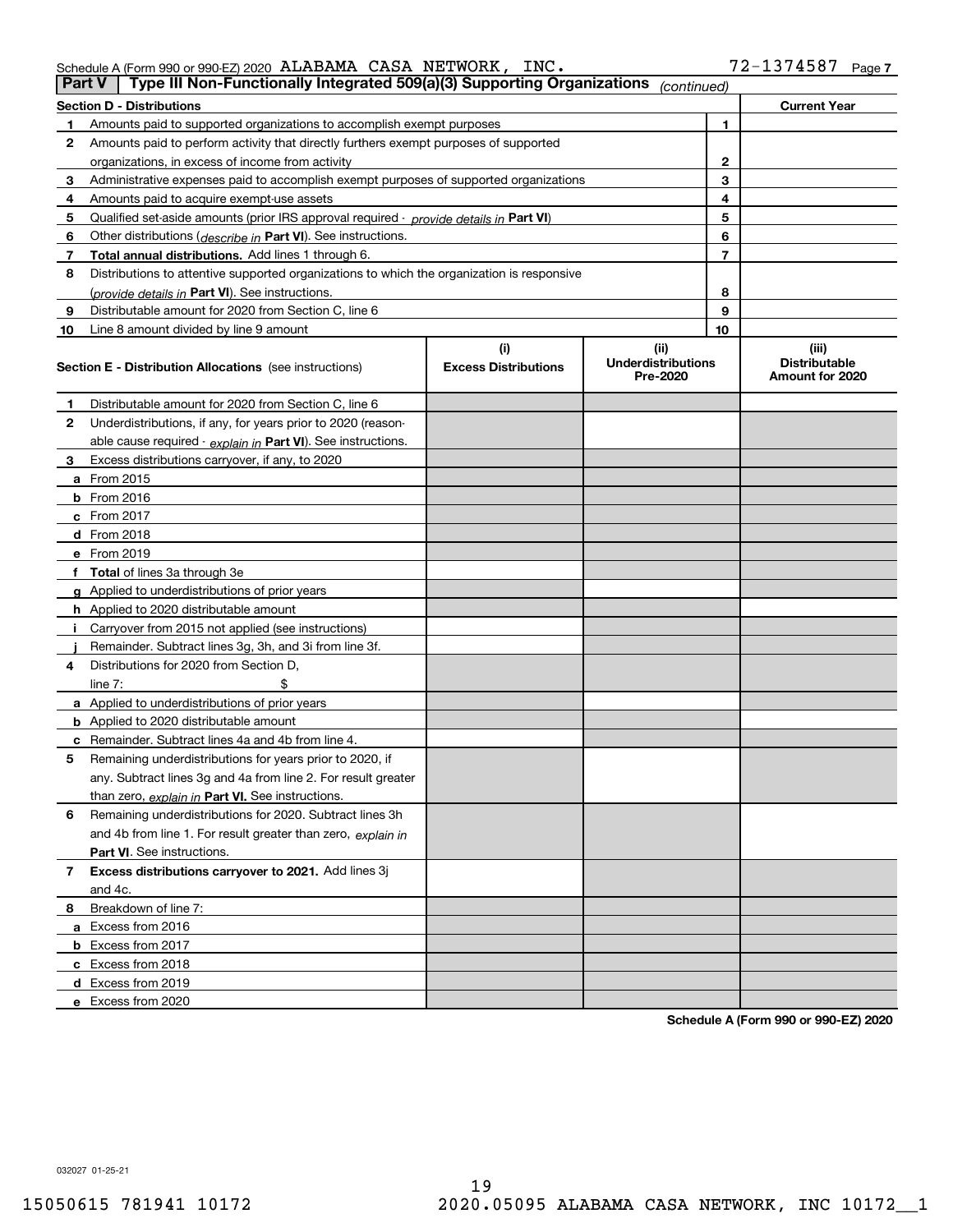Schedule A (Form 990 or 990-EZ) 2020 ALABAMA CASA NETWORK, INC. 72-1374587 Page 7

## Part V | Type III Non-Functionally Integrated 509(a)(3) Supporting Organizations *(continued)*

| Section D - Distributions | | | Current Year |
|---|---|---|---|
| 1 | Amounts paid to supported organizations to accomplish exempt purposes | 1 | |
| 2 | Amounts paid to perform activity that directly furthers exempt purposes of supported organizations, in excess of income from activity | 2 | |
| 3 | Administrative expenses paid to accomplish exempt purposes of supported organizations | 3 | |
| 4 | Amounts paid to acquire exempt-use assets | 4 | |
| 5 | Qualified set-aside amounts (prior IRS approval required - *provide details in* **Part VI**) | 5 | |
| 6 | Other distributions (*describe in* **Part VI**). See instructions. | 6 | |
| 7 | **Total annual distributions.** Add lines 1 through 6. | 7 | |
| 8 | Distributions to attentive supported organizations to which the organization is responsive (*provide details in* **Part VI**). See instructions. | 8 | |
| 9 | Distributable amount for 2020 from Section C, line 6 | 9 | |
| 10 | Line 8 amount divided by line 9 amount | 10 | |

| **Section E - Distribution Allocations** (see instructions) | (i) Excess Distributions | (ii) Underdistributions Pre-2020 | (iii) Distributable Amount for 2020 |
|---|---|---|---|
| **1** Distributable amount for 2020 from Section C, line 6 | | | |
| **2** Underdistributions, if any, for years prior to 2020 (reasonable cause required - *explain in* **Part VI**). See instructions. | | | |
| **3** Excess distributions carryover, if any, to 2020 | | | |
| **a** From 2015 | | | |
| **b** From 2016 | | | |
| **c** From 2017 | | | |
| **d** From 2018 | | | |
| **e** From 2019 | | | |
| **f** **Total** of lines 3a through 3e | | | |
| **g** Applied to underdistributions of prior years | | | |
| **h** Applied to 2020 distributable amount | | | |
| **i** Carryover from 2015 not applied (see instructions) | | | |
| **j** Remainder. Subtract lines 3g, 3h, and 3i from line 3f. | | | |
| **4** Distributions for 2020 from Section D, line 7: $ | | | |
| **a** Applied to underdistributions of prior years | | | |
| **b** Applied to 2020 distributable amount | | | |
| **c** Remainder. Subtract lines 4a and 4b from line 4. | | | |
| **5** Remaining underdistributions for years prior to 2020, if any. Subtract lines 3g and 4a from line 2. For result greater than zero, *explain in* **Part VI**. See instructions. | | | |
| **6** Remaining underdistributions for 2020. Subtract lines 3h and 4b from line 1. For result greater than zero, *explain in* **Part VI**. See instructions. | | | |
| **7** **Excess distributions carryover to 2021.** Add lines 3j and 4c. | | | |
| **8** Breakdown of line 7: | | | |
| **a** Excess from 2016 | | | |
| **b** Excess from 2017 | | | |
| **c** Excess from 2018 | | | |
| **d** Excess from 2019 | | | |
| **e** Excess from 2020 | | | |

**Schedule A (Form 990 or 990-EZ) 2020**

032027 01-25-21

15050615 781941 10172 2020.05095 ALABAMA CASA NETWORK, INC 10172__1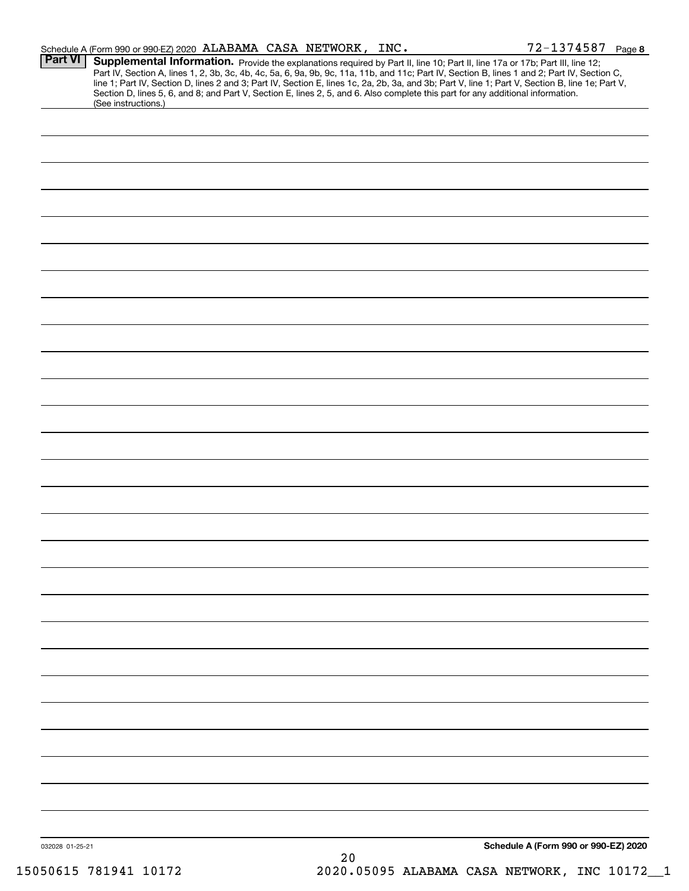Schedule A (Form 990 or 990-EZ) 2020 ALABAMA CASA NETWORK, INC. 72-1374587 Page 8

**Part VI** **Supplemental Information.** Provide the explanations required by Part II, line 10; Part II, line 17a or 17b; Part III, line 12; Part IV, Section A, lines 1, 2, 3b, 3c, 4b, 4c, 5a, 6, 9a, 9b, 9c, 11a, 11b, and 11c; Part IV, Section B, lines 1 and 2; Part IV, Section C, line 1; Part IV, Section D, lines 2 and 3; Part IV, Section E, lines 1c, 2a, 2b, 3a, and 3b; Part V, line 1; Part V, Section B, line 1e; Part V, Section D, lines 5, 6, and 8; and Part V, Section E, lines 2, 5, and 6. Also complete this part for any additional information. (See instructions.)

032028 01-25-21 **Schedule A (Form 990 or 990-EZ) 2020**

15050615 781941 10172 2020.05095 ALABAMA CASA NETWORK, INC 10172__1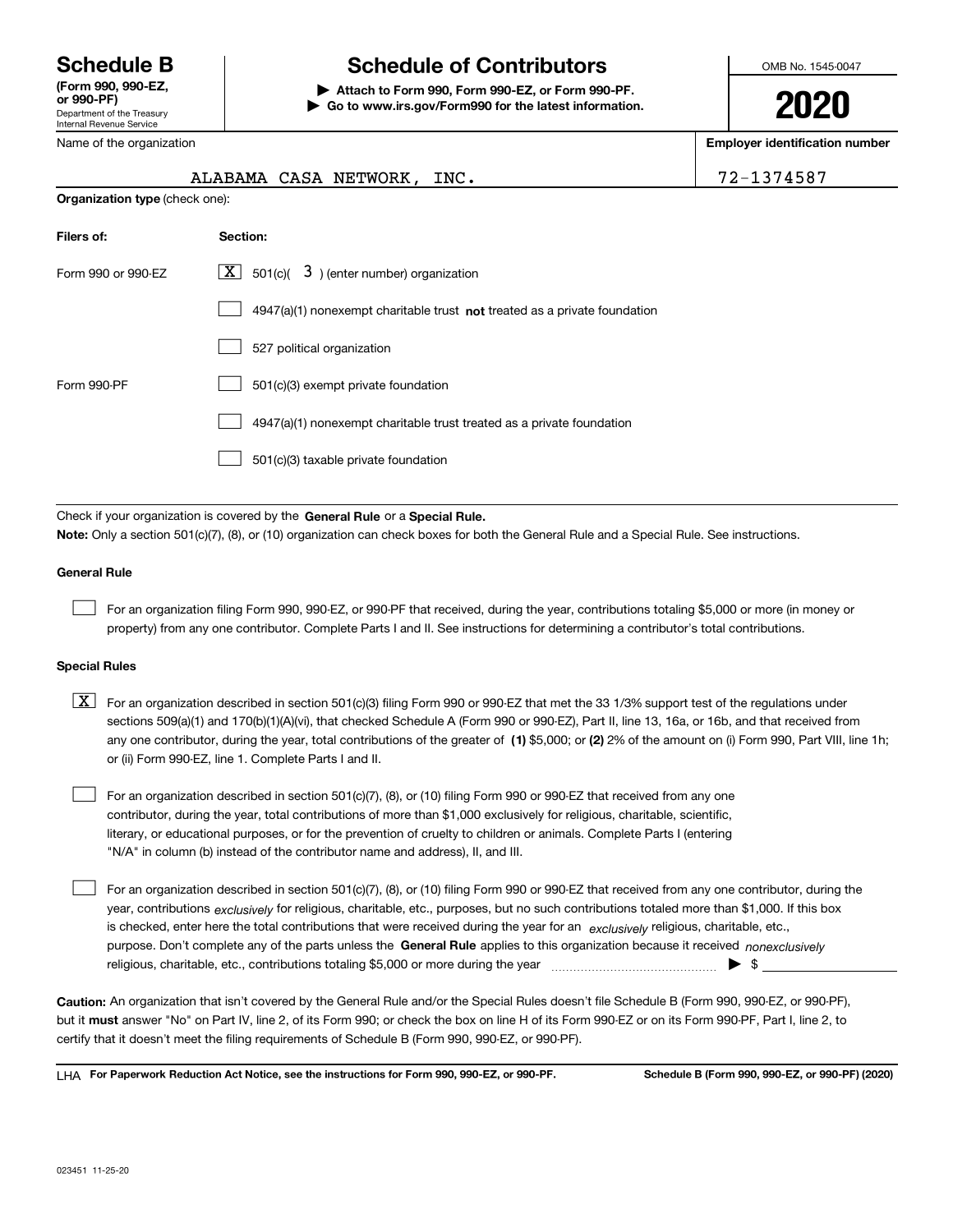# Schedule B

**(Form 990, 990-EZ, or 990-PF)**

Department of the Treasury
Internal Revenue Service

# Schedule of Contributors

▶ **Attach to Form 990, Form 990-EZ, or Form 990-PF.**
▶ **Go to www.irs.gov/Form990 for the latest information.**

OMB No. 1545-0047

**2020**

| Name of the organization | Employer identification number |
|---|---|
| ALABAMA CASA NETWORK, INC. | 72-1374587 |

**Organization type** (check one):

| Filers of: | Section: |
|---|---|
| Form 990 or 990-EZ | [X] 501(c)( 3 ) (enter number) organization |
| | [ ] 4947(a)(1) nonexempt charitable trust **not** treated as a private foundation |
| | [ ] 527 political organization |
| Form 990-PF | [ ] 501(c)(3) exempt private foundation |
| | [ ] 4947(a)(1) nonexempt charitable trust treated as a private foundation |
| | [ ] 501(c)(3) taxable private foundation |

Check if your organization is covered by the **General Rule** or a **Special Rule.**

**Note:** Only a section 501(c)(7), (8), or (10) organization can check boxes for both the General Rule and a Special Rule. See instructions.

### General Rule

[ ] For an organization filing Form 990, 990-EZ, or 990-PF that received, during the year, contributions totaling $5,000 or more (in money or property) from any one contributor. Complete Parts I and II. See instructions for determining a contributor's total contributions.

### Special Rules

[X] For an organization described in section 501(c)(3) filing Form 990 or 990-EZ that met the 33 1/3% support test of the regulations under sections 509(a)(1) and 170(b)(1)(A)(vi), that checked Schedule A (Form 990 or 990-EZ), Part II, line 13, 16a, or 16b, and that received from any one contributor, during the year, total contributions of the greater of **(1)** $5,000; or **(2)** 2% of the amount on (i) Form 990, Part VIII, line 1h; or (ii) Form 990-EZ, line 1. Complete Parts I and II.

[ ] For an organization described in section 501(c)(7), (8), or (10) filing Form 990 or 990-EZ that received from any one contributor, during the year, total contributions of more than $1,000 exclusively for religious, charitable, scientific, literary, or educational purposes, or for the prevention of cruelty to children or animals. Complete Parts I (entering "N/A" in column (b) instead of the contributor name and address), II, and III.

[ ] For an organization described in section 501(c)(7), (8), or (10) filing Form 990 or 990-EZ that received from any one contributor, during the year, contributions *exclusively* for religious, charitable, etc., purposes, but no such contributions totaled more than $1,000. If this box is checked, enter here the total contributions that were received during the year for an *exclusively* religious, charitable, etc., purpose. Don't complete any of the parts unless the **General Rule** applies to this organization because it received *nonexclusively* religious, charitable, etc., contributions totaling $5,000 or more during the year ▶ $

**Caution:** An organization that isn't covered by the General Rule and/or the Special Rules doesn't file Schedule B (Form 990, 990-EZ, or 990-PF), but it **must** answer "No" on Part IV, line 2, of its Form 990; or check the box on line H of its Form 990-EZ or on its Form 990-PF, Part I, line 2, to certify that it doesn't meet the filing requirements of Schedule B (Form 990, 990-EZ, or 990-PF).

LHA **For Paperwork Reduction Act Notice, see the instructions for Form 990, 990-EZ, or 990-PF.** **Schedule B (Form 990, 990-EZ, or 990-PF) (2020)**

023451 11-25-20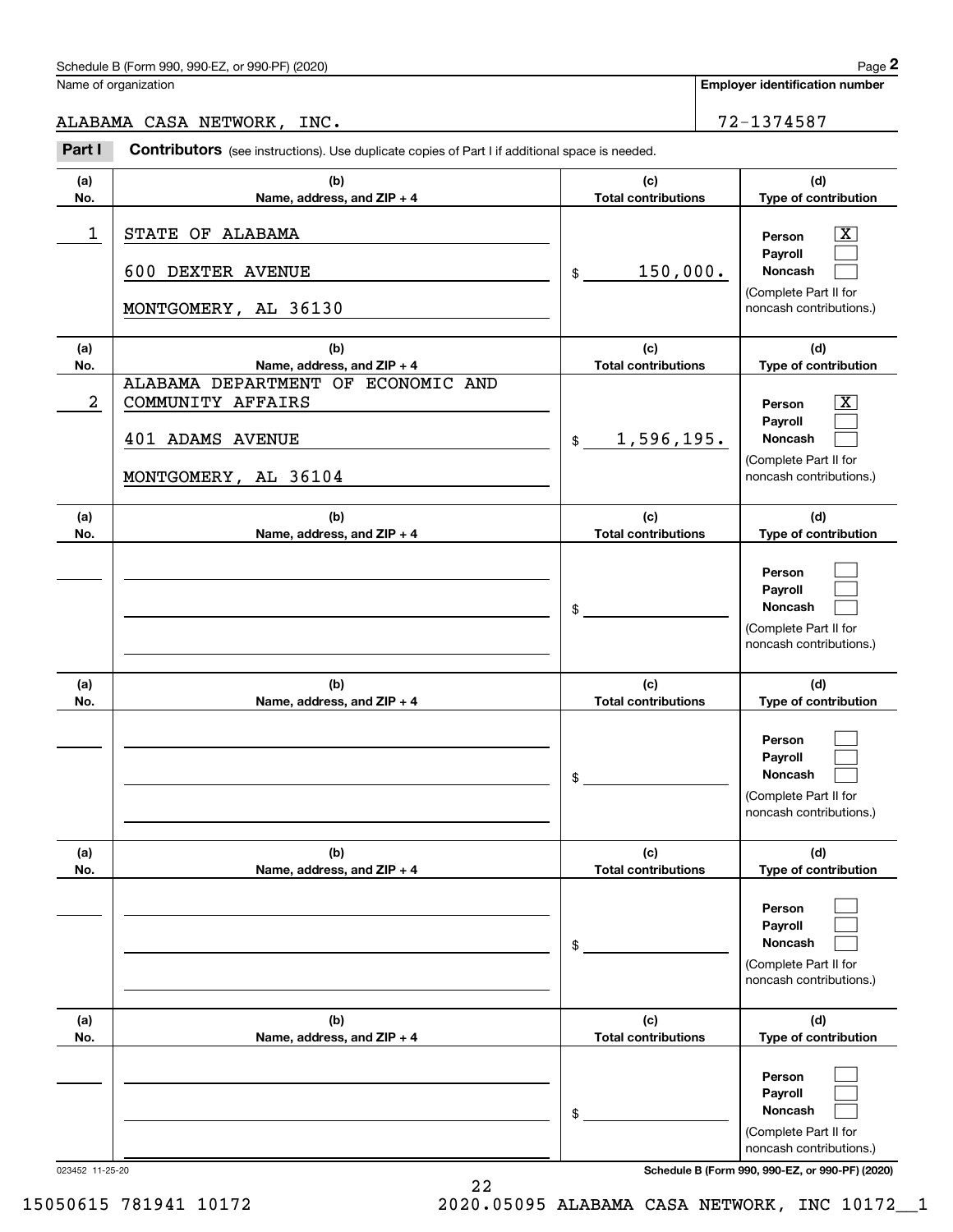Name of organization

**Employer identification number**

ALABAMA CASA NETWORK, INC. | 72-1374587

**Part I** **Contributors** (see instructions). Use duplicate copies of Part I if additional space is needed.

| (a) No. | (b) Name, address, and ZIP + 4 | (c) Total contributions | (d) Type of contribution |
|---|---|---|---|
| 1 | STATE OF ALABAMA<br>600 DEXTER AVENUE<br>MONTGOMERY, AL 36130 | $ 150,000. | Person [X]<br>Payroll [ ]<br>Noncash [ ]<br>(Complete Part II for noncash contributions.) |
| 2 | ALABAMA DEPARTMENT OF ECONOMIC AND COMMUNITY AFFAIRS<br>401 ADAMS AVENUE<br>MONTGOMERY, AL 36104 | $ 1,596,195. | Person [X]<br>Payroll [ ]<br>Noncash [ ]<br>(Complete Part II for noncash contributions.) |
| | | $ | Person [ ]<br>Payroll [ ]<br>Noncash [ ]<br>(Complete Part II for noncash contributions.) |
| | | $ | Person [ ]<br>Payroll [ ]<br>Noncash [ ]<br>(Complete Part II for noncash contributions.) |
| | | $ | Person [ ]<br>Payroll [ ]<br>Noncash [ ]<br>(Complete Part II for noncash contributions.) |
| | | $ | Person [ ]<br>Payroll [ ]<br>Noncash [ ]<br>(Complete Part II for noncash contributions.) |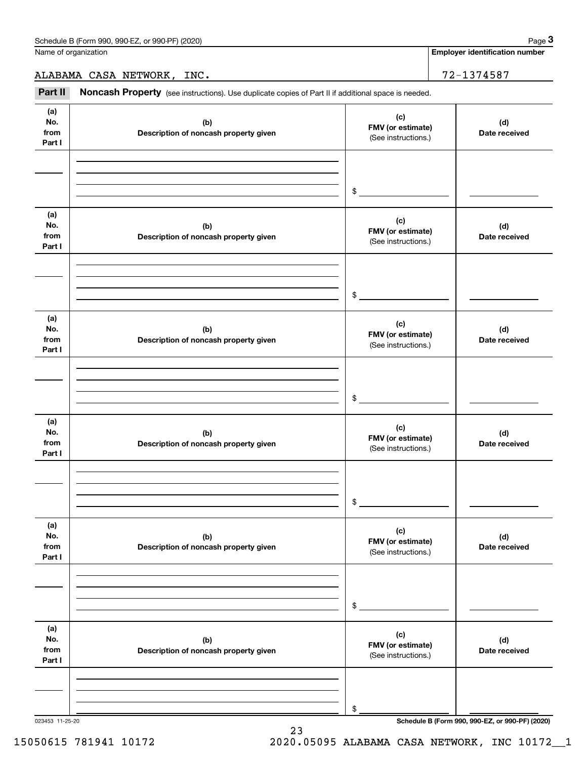Name of organization

ALABAMA CASA NETWORK, INC.

**Employer identification number**

72-1374587

**Part II** **Noncash Property** (see instructions). Use duplicate copies of Part II if additional space is needed.

| (a) No. from Part I | (b) Description of noncash property given | (c) FMV (or estimate) (See instructions.) | (d) Date received |
|---|---|---|---|
| | | $ | |

| (a) No. from Part I | (b) Description of noncash property given | (c) FMV (or estimate) (See instructions.) | (d) Date received |
|---|---|---|---|
| | | $ | |

| (a) No. from Part I | (b) Description of noncash property given | (c) FMV (or estimate) (See instructions.) | (d) Date received |
|---|---|---|---|
| | | $ | |

| (a) No. from Part I | (b) Description of noncash property given | (c) FMV (or estimate) (See instructions.) | (d) Date received |
|---|---|---|---|
| | | $ | |

| (a) No. from Part I | (b) Description of noncash property given | (c) FMV (or estimate) (See instructions.) | (d) Date received |
|---|---|---|---|
| | | $ | |

| (a) No. from Part I | (b) Description of noncash property given | (c) FMV (or estimate) (See instructions.) | (d) Date received |
|---|---|---|---|
| | | $ | |

023453 11-25-20

15050615 781941 10172 2020.05095 ALABAMA CASA NETWORK, INC 10172__1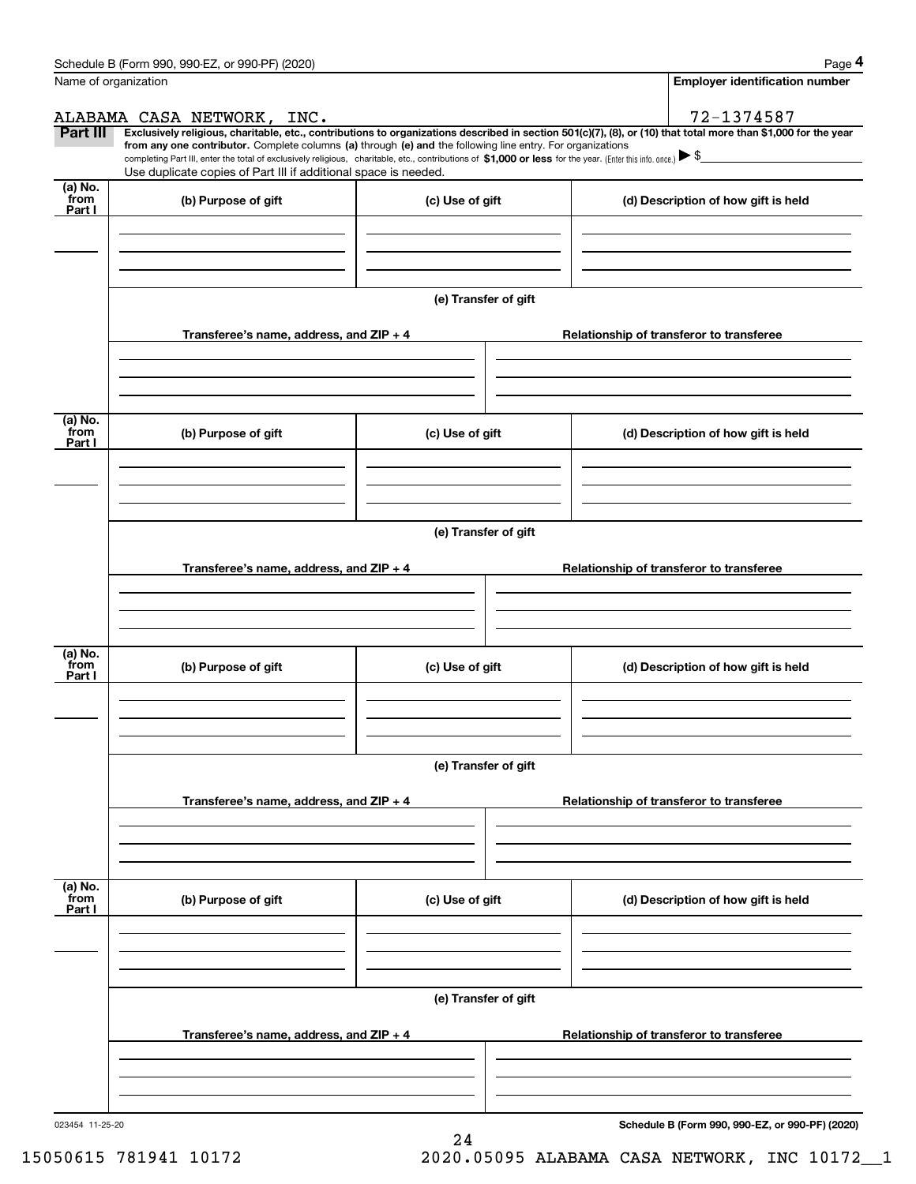Name of organization

**Employer identification number**

ALABAMA CASA NETWORK, INC.

72-1374587

**Part III** **Exclusively religious, charitable, etc., contributions to organizations described in section 501(c)(7), (8), or (10) that total more than $1,000 for the year from any one contributor.** Complete columns **(a)** through **(e) and** the following line entry. For organizations completing Part III, enter the total of exclusively religious, charitable, etc., contributions of **$1,000 or less** for the year. (Enter this info. once.) ▶ $

Use duplicate copies of Part III if additional space is needed.

| (a) No. from Part I | (b) Purpose of gift | (c) Use of gift | (d) Description of how gift is held |
|---|---|---|---|
| | | | |

**(e) Transfer of gift**

| Transferee's name, address, and ZIP + 4 | Relationship of transferor to transferee |
|---|---|
| | |

| (a) No. from Part I | (b) Purpose of gift | (c) Use of gift | (d) Description of how gift is held |
|---|---|---|---|
| | | | |

**(e) Transfer of gift**

| Transferee's name, address, and ZIP + 4 | Relationship of transferor to transferee |
|---|---|
| | |

| (a) No. from Part I | (b) Purpose of gift | (c) Use of gift | (d) Description of how gift is held |
|---|---|---|---|
| | | | |

**(e) Transfer of gift**

| Transferee's name, address, and ZIP + 4 | Relationship of transferor to transferee |
|---|---|
| | |

| (a) No. from Part I | (b) Purpose of gift | (c) Use of gift | (d) Description of how gift is held |
|---|---|---|---|
| | | | |

**(e) Transfer of gift**

| Transferee's name, address, and ZIP + 4 | Relationship of transferor to transferee |
|---|---|
| | |

023454 11-25-20

**Schedule B (Form 990, 990-EZ, or 990-PF) (2020)**

15050615 781941 10172 2020.05095 ALABAMA CASA NETWORK, INC 10172__1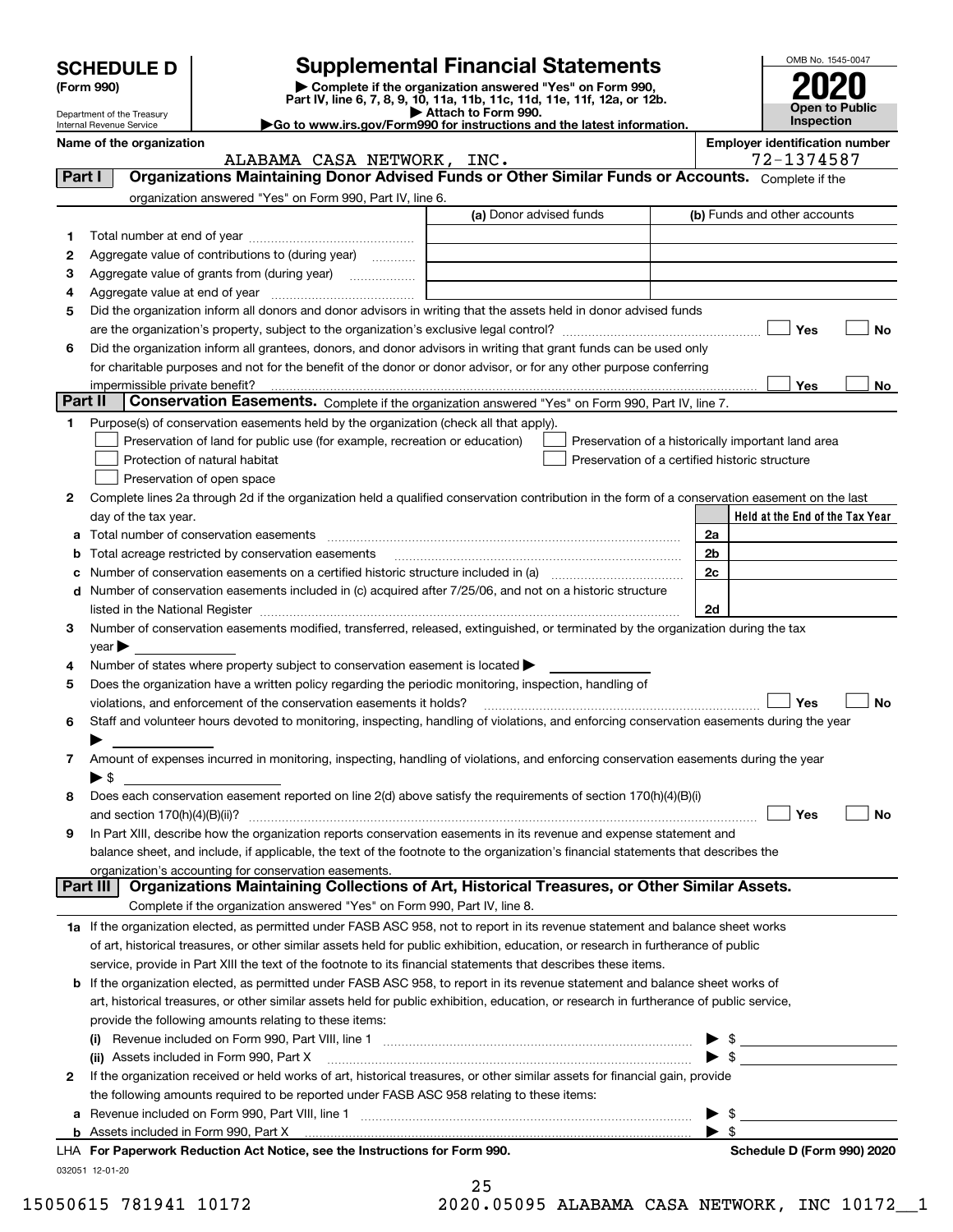# SCHEDULE D (Form 990)

Department of the Treasury
Internal Revenue Service

## Supplemental Financial Statements

▶ Complete if the organization answered "Yes" on Form 990, Part IV, line 6, 7, 8, 9, 10, 11a, 11b, 11c, 11d, 11e, 11f, 12a, or 12b.
▶ Attach to Form 990.
▶Go to www.irs.gov/Form990 for instructions and the latest information.

OMB No. 1545-0047
**2020**
**Open to Public Inspection**

**Name of the organization:** ALABAMA CASA NETWORK, INC.
**Employer identification number:** 72-1374587

### Part I — Organizations Maintaining Donor Advised Funds or Other Similar Funds or Accounts.
Complete if the organization answered "Yes" on Form 990, Part IV, line 6.

| | | (a) Donor advised funds | (b) Funds and other accounts |
|---|---|---|---|
| 1 | Total number at end of year | | |
| 2 | Aggregate value of contributions to (during year) | | |
| 3 | Aggregate value of grants from (during year) | | |
| 4 | Aggregate value at end of year | | |

5 Did the organization inform all donors and donor advisors in writing that the assets held in donor advised funds are the organization's property, subject to the organization's exclusive legal control? ☐ Yes ☐ No

6 Did the organization inform all grantees, donors, and donor advisors in writing that grant funds can be used only for charitable purposes and not for the benefit of the donor or donor advisor, or for any other purpose conferring impermissible private benefit? ☐ Yes ☐ No

### Part II — Conservation Easements.
Complete if the organization answered "Yes" on Form 990, Part IV, line 7.

1 Purpose(s) of conservation easements held by the organization (check all that apply).
- ☐ Preservation of land for public use (for example, recreation or education)
- ☐ Protection of natural habitat
- ☐ Preservation of open space
- ☐ Preservation of a historically important land area
- ☐ Preservation of a certified historic structure

2 Complete lines 2a through 2d if the organization held a qualified conservation contribution in the form of a conservation easement on the last day of the tax year.

| | | | Held at the End of the Tax Year |
|---|---|---|---|
| a | Total number of conservation easements | 2a | |
| b | Total acreage restricted by conservation easements | 2b | |
| c | Number of conservation easements on a certified historic structure included in (a) | 2c | |
| d | Number of conservation easements included in (c) acquired after 7/25/06, and not on a historic structure listed in the National Register | 2d | |

3 Number of conservation easements modified, transferred, released, extinguished, or terminated by the organization during the tax year ▶

4 Number of states where property subject to conservation easement is located ▶

5 Does the organization have a written policy regarding the periodic monitoring, inspection, handling of violations, and enforcement of the conservation easements it holds? ☐ Yes ☐ No

6 Staff and volunteer hours devoted to monitoring, inspecting, handling of violations, and enforcing conservation easements during the year ▶

7 Amount of expenses incurred in monitoring, inspecting, handling of violations, and enforcing conservation easements during the year ▶ $

8 Does each conservation easement reported on line 2(d) above satisfy the requirements of section 170(h)(4)(B)(i) and section 170(h)(4)(B)(ii)? ☐ Yes ☐ No

9 In Part XIII, describe how the organization reports conservation easements in its revenue and expense statement and balance sheet, and include, if applicable, the text of the footnote to the organization's financial statements that describes the organization's accounting for conservation easements.

### Part III — Organizations Maintaining Collections of Art, Historical Treasures, or Other Similar Assets.
Complete if the organization answered "Yes" on Form 990, Part IV, line 8.

1a If the organization elected, as permitted under FASB ASC 958, not to report in its revenue statement and balance sheet works of art, historical treasures, or other similar assets held for public exhibition, education, or research in furtherance of public service, provide in Part XIII the text of the footnote to its financial statements that describes these items.

b If the organization elected, as permitted under FASB ASC 958, to report in its revenue statement and balance sheet works of art, historical treasures, or other similar assets held for public exhibition, education, or research in furtherance of public service, provide the following amounts relating to these items:

(i) Revenue included on Form 990, Part VIII, line 1 ▶ $

(ii) Assets included in Form 990, Part X ▶ $

2 If the organization received or held works of art, historical treasures, or other similar assets for financial gain, provide the following amounts required to be reported under FASB ASC 958 relating to these items:

a Revenue included on Form 990, Part VIII, line 1 ▶ $

b Assets included in Form 990, Part X ▶ $

LHA For Paperwork Reduction Act Notice, see the Instructions for Form 990. Schedule D (Form 990) 2020

032051 12-01-20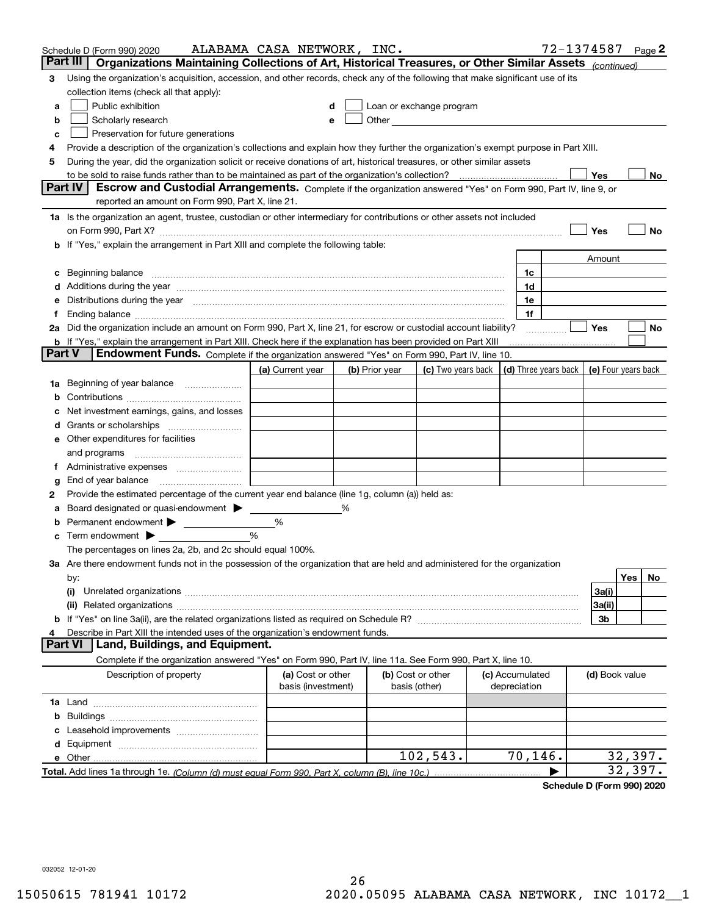Schedule D (Form 990) 2020 ALABAMA CASA NETWORK, INC. 72-1374587 Page 2

## Part III Organizations Maintaining Collections of Art, Historical Treasures, or Other Similar Assets *(continued)*

**3** Using the organization's acquisition, accession, and other records, check any of the following that make significant use of its collection items (check all that apply):

- **a** ☐ Public exhibition
- **b** ☐ Scholarly research
- **c** ☐ Preservation for future generations
- **d** ☐ Loan or exchange program
- **e** ☐ Other

**4** Provide a description of the organization's collections and explain how they further the organization's exempt purpose in Part XIII.

**5** During the year, did the organization solicit or receive donations of art, historical treasures, or other similar assets to be sold to raise funds rather than to be maintained as part of the organization's collection? ☐ Yes ☐ No

## Part IV Escrow and Custodial Arrangements.

Complete if the organization answered "Yes" on Form 990, Part IV, line 9, or reported an amount on Form 990, Part X, line 21.

**1a** Is the organization an agent, trustee, custodian or other intermediary for contributions or other assets not included on Form 990, Part X? ☐ Yes ☐ No

**b** If "Yes," explain the arrangement in Part XIII and complete the following table:

| | | | Amount |
|---|---|---|---|
| **c** | Beginning balance | 1c | |
| **d** | Additions during the year | 1d | |
| **e** | Distributions during the year | 1e | |
| **f** | Ending balance | 1f | |

**2a** Did the organization include an amount on Form 990, Part X, line 21, for escrow or custodial account liability? ☐ Yes ☐ No

**b** If "Yes," explain the arrangement in Part XIII. Check here if the explanation has been provided on Part XIII ☐

## Part V Endowment Funds.

Complete if the organization answered "Yes" on Form 990, Part IV, line 10.

| | (a) Current year | (b) Prior year | (c) Two years back | (d) Three years back | (e) Four years back |
|---|---|---|---|---|---|
| **1a** Beginning of year balance | | | | | |
| **b** Contributions | | | | | |
| **c** Net investment earnings, gains, and losses | | | | | |
| **d** Grants or scholarships | | | | | |
| **e** Other expenditures for facilities and programs | | | | | |
| **f** Administrative expenses | | | | | |
| **g** End of year balance | | | | | |

**2** Provide the estimated percentage of the current year end balance (line 1g, column (a)) held as:

- **a** Board designated or quasi-endowment ▶ ______ %
- **b** Permanent endowment ▶ ______ %
- **c** Term endowment ▶ ______ %

The percentages on lines 2a, 2b, and 2c should equal 100%.

**3a** Are there endowment funds not in the possession of the organization that are held and administered for the organization by:

| | | Yes | No |
|---|---|---|---|
| (i) Unrelated organizations | 3a(i) | | |
| (ii) Related organizations | 3a(ii) | | |
| **b** If "Yes" on line 3a(ii), are the related organizations listed as required on Schedule R? | 3b | | |

**4** Describe in Part XIII the intended uses of the organization's endowment funds.

## Part VI Land, Buildings, and Equipment.

Complete if the organization answered "Yes" on Form 990, Part IV, line 11a. See Form 990, Part X, line 10.

| Description of property | (a) Cost or other basis (investment) | (b) Cost or other basis (other) | (c) Accumulated depreciation | (d) Book value |
|---|---|---|---|---|
| **1a** Land | | | | |
| **b** Buildings | | | | |
| **c** Leasehold improvements | | | | |
| **d** Equipment | | | | |
| **e** Other | | 102,543. | 70,146. | 32,397. |
| **Total.** Add lines 1a through 1e. *(Column (d) must equal Form 990, Part X, column (B), line 10c.)* | | | | 32,397. |

**Schedule D (Form 990) 2020**

032052 12-01-20

15050615 781941 10172 2020.05095 ALABAMA CASA NETWORK, INC 10172__1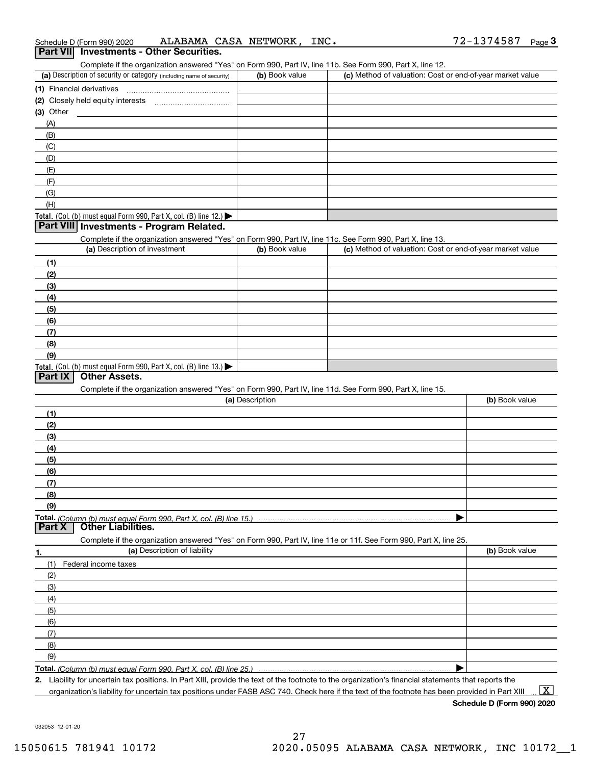Schedule D (Form 990) 2020 ALABAMA CASA NETWORK, INC. 72-1374587 Page 3

## Part VII Investments - Other Securities.

Complete if the organization answered "Yes" on Form 990, Part IV, line 11b. See Form 990, Part X, line 12.

| (a) Description of security or category (including name of security) | (b) Book value | (c) Method of valuation: Cost or end-of-year market value |
|---|---|---|
| (1) Financial derivatives | | |
| (2) Closely held equity interests | | |
| (3) Other | | |
| (A) | | |
| (B) | | |
| (C) | | |
| (D) | | |
| (E) | | |
| (F) | | |
| (G) | | |
| (H) | | |
| **Total.** (Col. (b) must equal Form 990, Part X, col. (B) line 12.) ▶ | | |

## Part VIII Investments - Program Related.

Complete if the organization answered "Yes" on Form 990, Part IV, line 11c. See Form 990, Part X, line 13.

| (a) Description of investment | (b) Book value | (c) Method of valuation: Cost or end-of-year market value |
|---|---|---|
| (1) | | |
| (2) | | |
| (3) | | |
| (4) | | |
| (5) | | |
| (6) | | |
| (7) | | |
| (8) | | |
| (9) | | |
| **Total.** (Col. (b) must equal Form 990, Part X, col. (B) line 13.) ▶ | | |

## Part IX Other Assets.

Complete if the organization answered "Yes" on Form 990, Part IV, line 11d. See Form 990, Part X, line 15.

| (a) Description | (b) Book value |
|---|---|
| (1) | |
| (2) | |
| (3) | |
| (4) | |
| (5) | |
| (6) | |
| (7) | |
| (8) | |
| (9) | |
| **Total.** *(Column (b) must equal Form 990, Part X, col. (B) line 15.)* ▶ | |

## Part X Other Liabilities.

Complete if the organization answered "Yes" on Form 990, Part IV, line 11e or 11f. See Form 990, Part X, line 25.

| 1. (a) Description of liability | (b) Book value |
|---|---|
| (1) Federal income taxes | |
| (2) | |
| (3) | |
| (4) | |
| (5) | |
| (6) | |
| (7) | |
| (8) | |
| (9) | |
| **Total.** *(Column (b) must equal Form 990, Part X, col. (B) line 25.)* ▶ | |

**2.** Liability for uncertain tax positions. In Part XIII, provide the text of the footnote to the organization's financial statements that reports the organization's liability for uncertain tax positions under FASB ASC 740. Check here if the text of the footnote has been provided in Part XIII ... [X]

**Schedule D (Form 990) 2020**

032053 12-01-20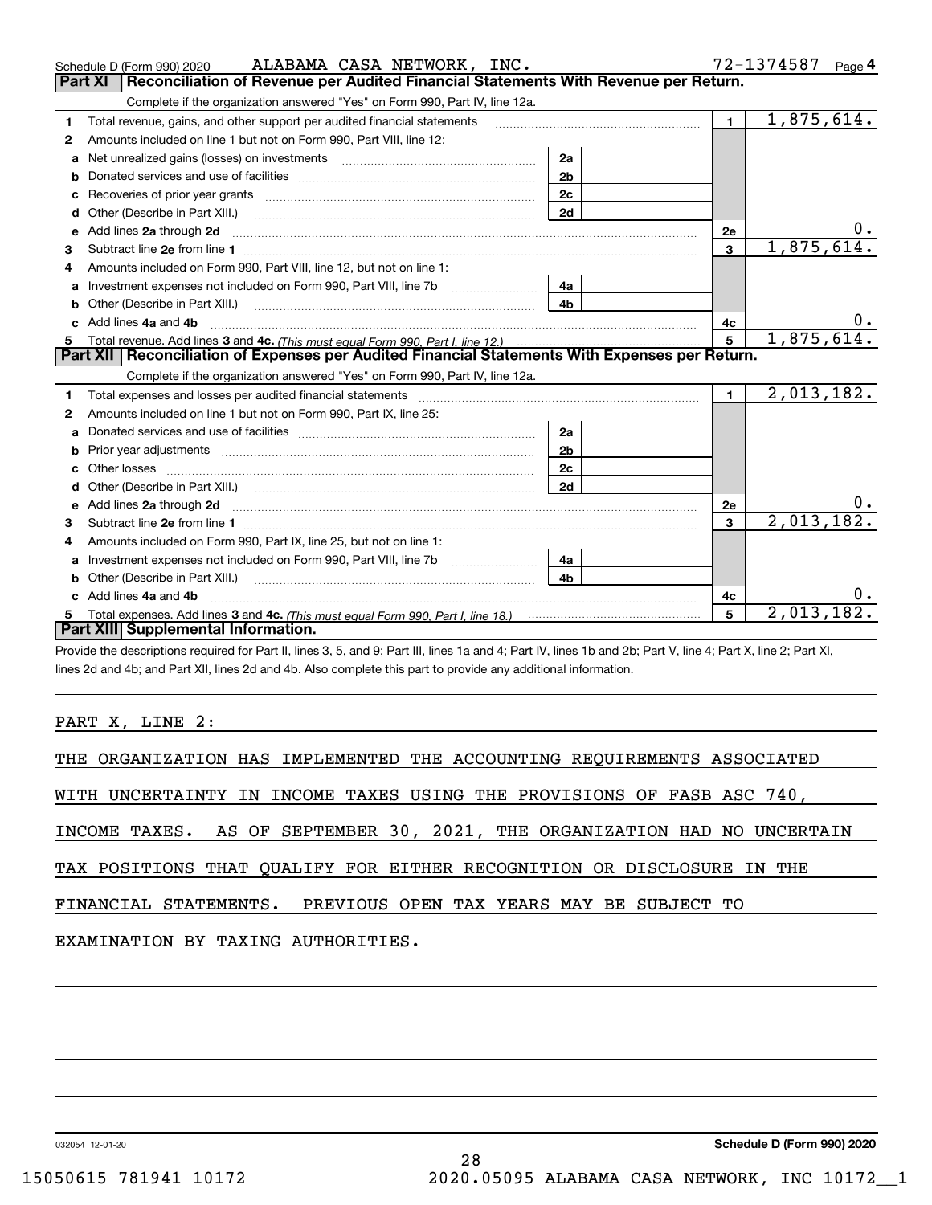Schedule D (Form 990) 2020 ALABAMA CASA NETWORK, INC. 72-1374587 Page 4

## Part XI Reconciliation of Revenue per Audited Financial Statements With Revenue per Return.

Complete if the organization answered "Yes" on Form 990, Part IV, line 12a.

| | | | | | |
|---|---|---|---|---|---|
| 1 | Total revenue, gains, and other support per audited financial statements | | | 1 | 1,875,614. |
| 2 | Amounts included on line 1 but not on Form 990, Part VIII, line 12: | | | | |
| a | Net unrealized gains (losses) on investments | 2a | | | |
| b | Donated services and use of facilities | 2b | | | |
| c | Recoveries of prior year grants | 2c | | | |
| d | Other (Describe in Part XIII.) | 2d | | | |
| e | Add lines 2a through 2d | | | 2e | 0. |
| 3 | Subtract line 2e from line 1 | | | 3 | 1,875,614. |
| 4 | Amounts included on Form 990, Part VIII, line 12, but not on line 1: | | | | |
| a | Investment expenses not included on Form 990, Part VIII, line 7b | 4a | | | |
| b | Other (Describe in Part XIII.) | 4b | | | |
| c | Add lines 4a and 4b | | | 4c | 0. |
| 5 | Total revenue. Add lines 3 and 4c. *(This must equal Form 990, Part I, line 12.)* | | | 5 | 1,875,614. |

## Part XII Reconciliation of Expenses per Audited Financial Statements With Expenses per Return.

Complete if the organization answered "Yes" on Form 990, Part IV, line 12a.

| | | | | | |
|---|---|---|---|---|---|
| 1 | Total expenses and losses per audited financial statements | | | 1 | 2,013,182. |
| 2 | Amounts included on line 1 but not on Form 990, Part IX, line 25: | | | | |
| a | Donated services and use of facilities | 2a | | | |
| b | Prior year adjustments | 2b | | | |
| c | Other losses | 2c | | | |
| d | Other (Describe in Part XIII.) | 2d | | | |
| e | Add lines 2a through 2d | | | 2e | 0. |
| 3 | Subtract line 2e from line 1 | | | 3 | 2,013,182. |
| 4 | Amounts included on Form 990, Part IX, line 25, but not on line 1: | | | | |
| a | Investment expenses not included on Form 990, Part VIII, line 7b | 4a | | | |
| b | Other (Describe in Part XIII.) | 4b | | | |
| c | Add lines 4a and 4b | | | 4c | 0. |
| 5 | Total expenses. Add lines 3 and 4c. *(This must equal Form 990, Part I, line 18.)* | | | 5 | 2,013,182. |

## Part XIII Supplemental Information.

Provide the descriptions required for Part II, lines 3, 5, and 9; Part III, lines 1a and 4; Part IV, lines 1b and 2b; Part V, line 4; Part X, line 2; Part XI, lines 2d and 4b; and Part XII, lines 2d and 4b. Also complete this part to provide any additional information.

PART X, LINE 2:

THE ORGANIZATION HAS IMPLEMENTED THE ACCOUNTING REQUIREMENTS ASSOCIATED WITH UNCERTAINTY IN INCOME TAXES USING THE PROVISIONS OF FASB ASC 740, INCOME TAXES. AS OF SEPTEMBER 30, 2021, THE ORGANIZATION HAD NO UNCERTAIN TAX POSITIONS THAT QUALIFY FOR EITHER RECOGNITION OR DISCLOSURE IN THE FINANCIAL STATEMENTS. PREVIOUS OPEN TAX YEARS MAY BE SUBJECT TO EXAMINATION BY TAXING AUTHORITIES.

032054 12-01-20 **Schedule D (Form 990) 2020**

15050615 781941 10172 2020.05095 ALABAMA CASA NETWORK, INC 10172__1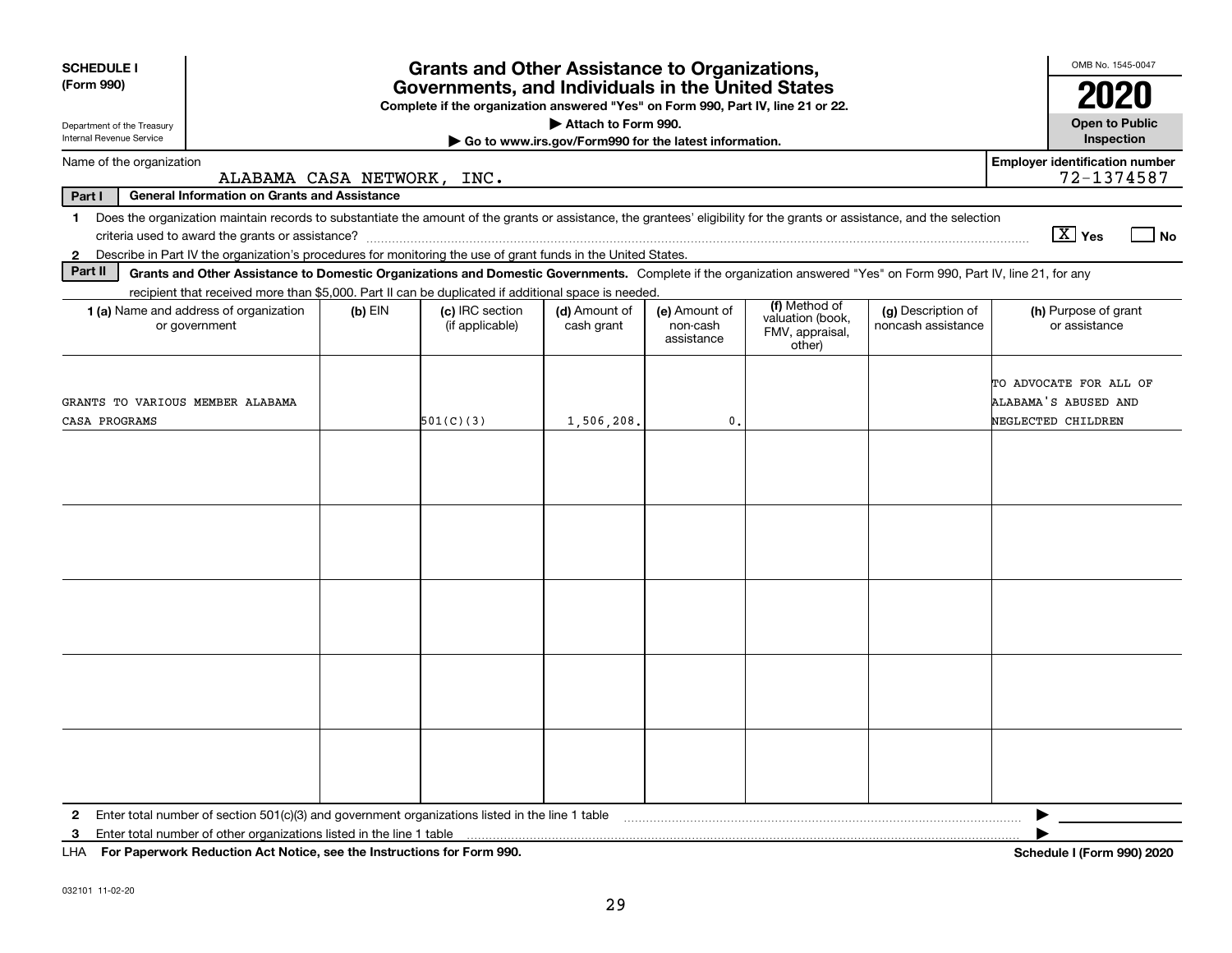**SCHEDULE I**
**(Form 990)**

Department of the Treasury
Internal Revenue Service

# Grants and Other Assistance to Organizations, Governments, and Individuals in the United States

**Complete if the organization answered "Yes" on Form 990, Part IV, line 21 or 22.**

▶ **Attach to Form 990.**

▶ **Go to www.irs.gov/Form990 for the latest information.**

OMB No. 1545-0047

**2020**

**Open to Public Inspection**

Name of the organization: ALABAMA CASA NETWORK, INC.

**Employer identification number** 72-1374587

**Part I — General Information on Grants and Assistance**

1 Does the organization maintain records to substantiate the amount of the grants or assistance, the grantees' eligibility for the grants or assistance, and the selection criteria used to award the grants or assistance? [X] Yes [ ] No

2 Describe in Part IV the organization's procedures for monitoring the use of grant funds in the United States.

**Part II — Grants and Other Assistance to Domestic Organizations and Domestic Governments.** Complete if the organization answered "Yes" on Form 990, Part IV, line 21, for any recipient that received more than $5,000. Part II can be duplicated if additional space is needed.

| 1 (a) Name and address of organization or government | (b) EIN | (c) IRC section (if applicable) | (d) Amount of cash grant | (e) Amount of non-cash assistance | (f) Method of valuation (book, FMV, appraisal, other) | (g) Description of noncash assistance | (h) Purpose of grant or assistance |
|---|---|---|---|---|---|---|---|
| GRANTS TO VARIOUS MEMBER ALABAMA CASA PROGRAMS | | 501(C)(3) | 1,506,208. | 0. | | | TO ADVOCATE FOR ALL OF ALABAMA'S ABUSED AND NEGLECTED CHILDREN |
| | | | | | | | |
| | | | | | | | |
| | | | | | | | |
| | | | | | | | |
| | | | | | | | |

2 Enter total number of section 501(c)(3) and government organizations listed in the line 1 table ▶

3 Enter total number of other organizations listed in the line 1 table ▶

LHA **For Paperwork Reduction Act Notice, see the Instructions for Form 990.** **Schedule I (Form 990) 2020**

032101 11-02-20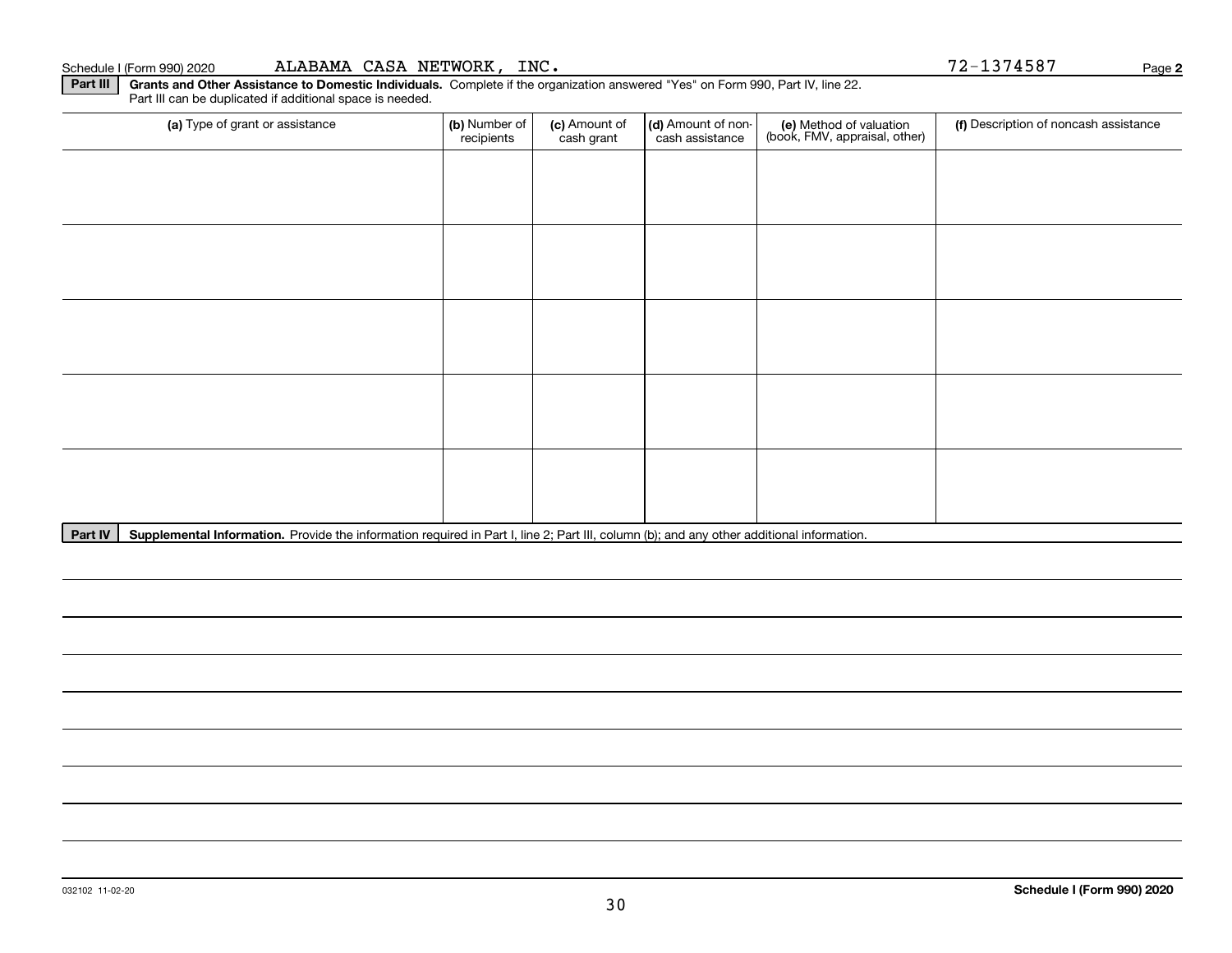Schedule I (Form 990) 2020 ALABAMA CASA NETWORK, INC. 72-1374587 Page **2**

**Part III** **Grants and Other Assistance to Domestic Individuals.** Complete if the organization answered "Yes" on Form 990, Part IV, line 22. Part III can be duplicated if additional space is needed.

| (a) Type of grant or assistance | (b) Number of recipients | (c) Amount of cash grant | (d) Amount of non-cash assistance | (e) Method of valuation (book, FMV, appraisal, other) | (f) Description of noncash assistance |
|---|---|---|---|---|---|
| | | | | | |
| | | | | | |
| | | | | | |
| | | | | | |
| | | | | | |

**Part IV** **Supplemental Information.** Provide the information required in Part I, line 2; Part III, column (b); and any other additional information.

032102 11-02-20 **Schedule I (Form 990) 2020**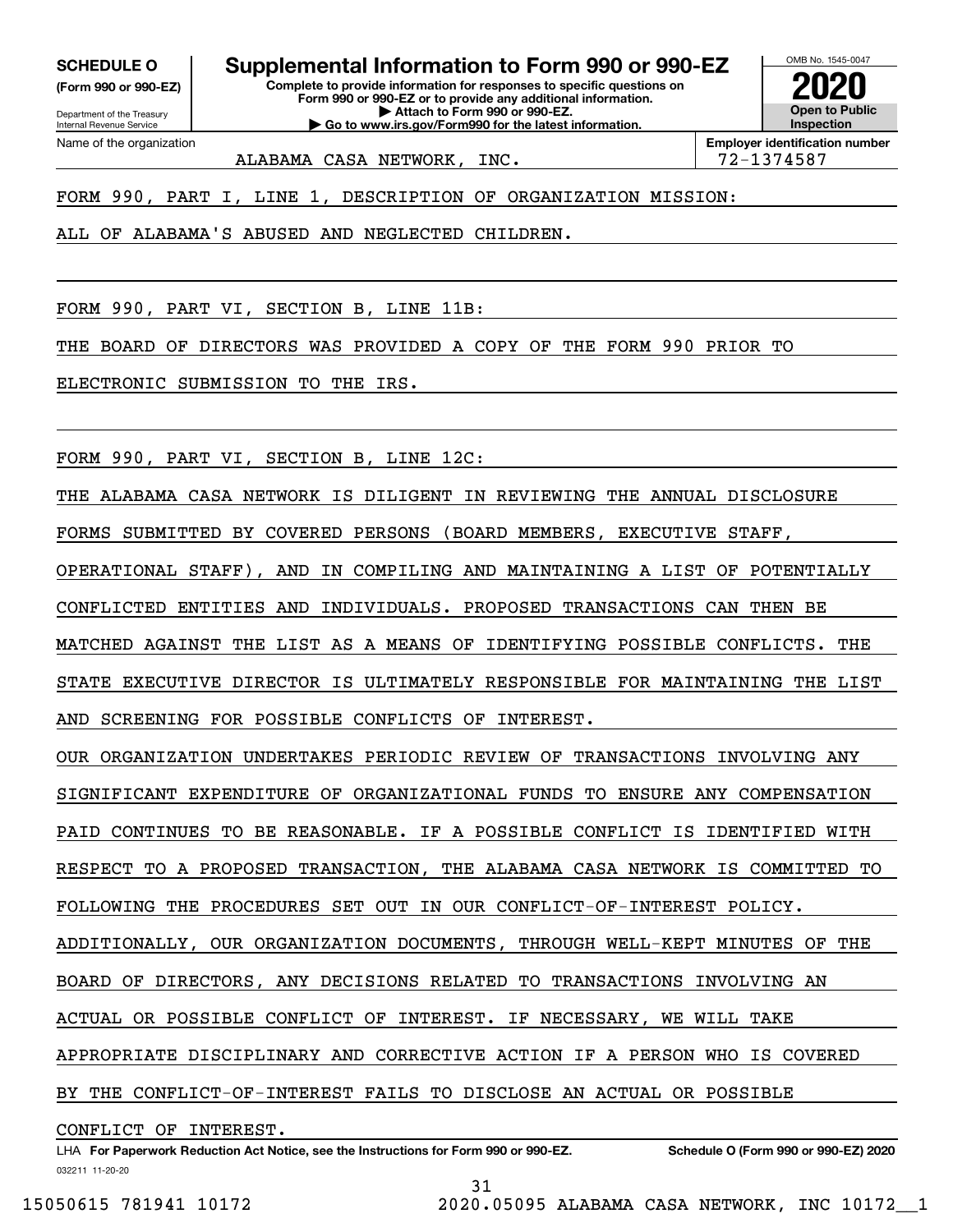**SCHEDULE O** (Form 990 or 990-EZ)

Department of the Treasury
Internal Revenue Service

# Supplemental Information to Form 990 or 990-EZ

**Complete to provide information for responses to specific questions on Form 990 or 990-EZ or to provide any additional information.**
**▶ Attach to Form 990 or 990-EZ.**
**▶ Go to www.irs.gov/Form990 for the latest information.**

OMB No. 1545-0047

**2020**

**Open to Public Inspection**

Name of the organization: ALABAMA CASA NETWORK, INC.

**Employer identification number:** 72-1374587

FORM 990, PART I, LINE 1, DESCRIPTION OF ORGANIZATION MISSION:

ALL OF ALABAMA'S ABUSED AND NEGLECTED CHILDREN.

FORM 990, PART VI, SECTION B, LINE 11B:

THE BOARD OF DIRECTORS WAS PROVIDED A COPY OF THE FORM 990 PRIOR TO ELECTRONIC SUBMISSION TO THE IRS.

FORM 990, PART VI, SECTION B, LINE 12C:

THE ALABAMA CASA NETWORK IS DILIGENT IN REVIEWING THE ANNUAL DISCLOSURE FORMS SUBMITTED BY COVERED PERSONS (BOARD MEMBERS, EXECUTIVE STAFF, OPERATIONAL STAFF), AND IN COMPILING AND MAINTAINING A LIST OF POTENTIALLY CONFLICTED ENTITIES AND INDIVIDUALS. PROPOSED TRANSACTIONS CAN THEN BE MATCHED AGAINST THE LIST AS A MEANS OF IDENTIFYING POSSIBLE CONFLICTS. THE STATE EXECUTIVE DIRECTOR IS ULTIMATELY RESPONSIBLE FOR MAINTAINING THE LIST AND SCREENING FOR POSSIBLE CONFLICTS OF INTEREST.

OUR ORGANIZATION UNDERTAKES PERIODIC REVIEW OF TRANSACTIONS INVOLVING ANY SIGNIFICANT EXPENDITURE OF ORGANIZATIONAL FUNDS TO ENSURE ANY COMPENSATION PAID CONTINUES TO BE REASONABLE. IF A POSSIBLE CONFLICT IS IDENTIFIED WITH RESPECT TO A PROPOSED TRANSACTION, THE ALABAMA CASA NETWORK IS COMMITTED TO FOLLOWING THE PROCEDURES SET OUT IN OUR CONFLICT-OF-INTEREST POLICY. ADDITIONALLY, OUR ORGANIZATION DOCUMENTS, THROUGH WELL-KEPT MINUTES OF THE BOARD OF DIRECTORS, ANY DECISIONS RELATED TO TRANSACTIONS INVOLVING AN ACTUAL OR POSSIBLE CONFLICT OF INTEREST. IF NECESSARY, WE WILL TAKE APPROPRIATE DISCIPLINARY AND CORRECTIVE ACTION IF A PERSON WHO IS COVERED BY THE CONFLICT-OF-INTEREST FAILS TO DISCLOSE AN ACTUAL OR POSSIBLE CONFLICT OF INTEREST.

LHA **For Paperwork Reduction Act Notice, see the Instructions for Form 990 or 990-EZ.** **Schedule O (Form 990 or 990-EZ) 2020**

032211 11-20-20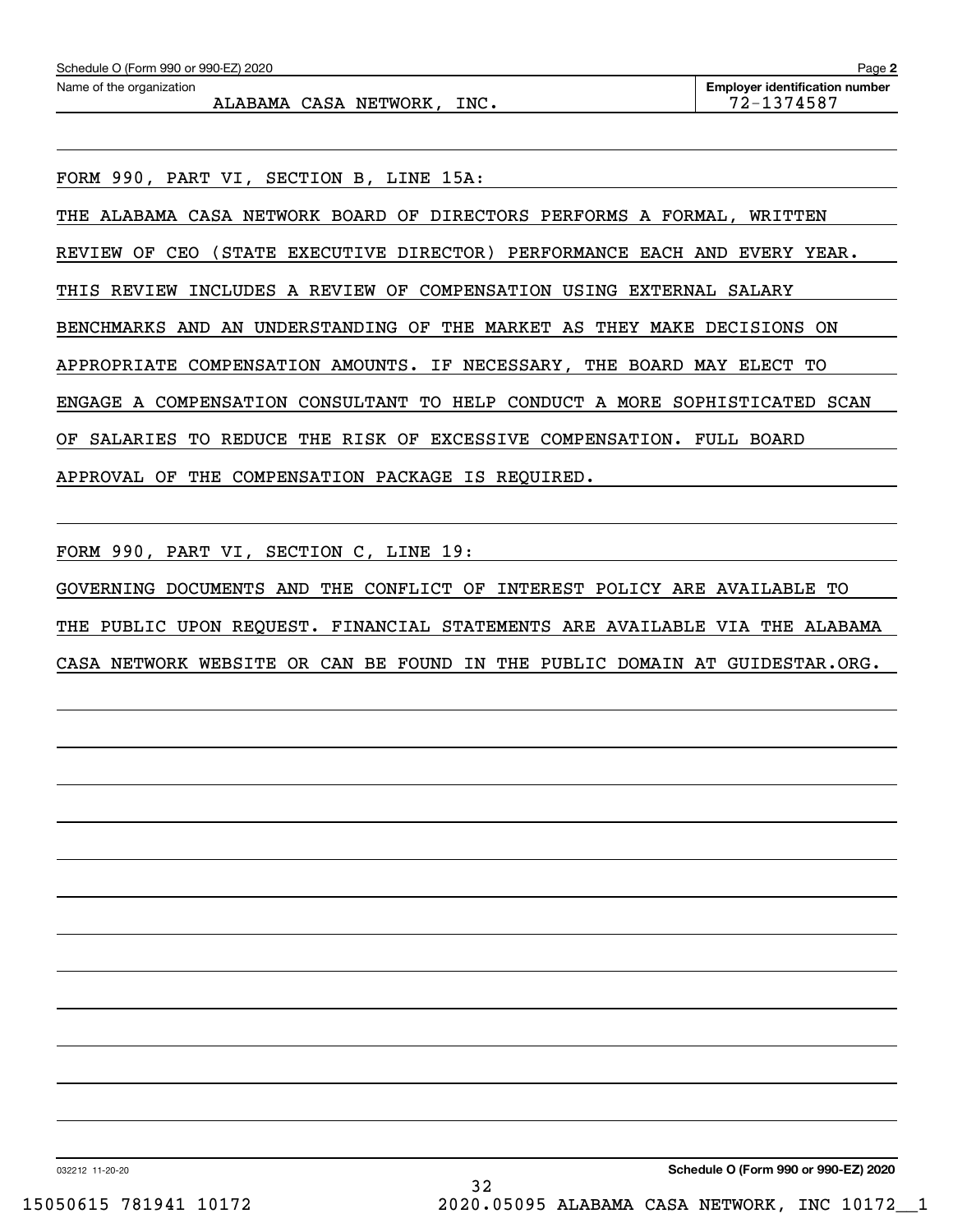Schedule O (Form 990 or 990-EZ) 2020

Name of the organization: ALABAMA CASA NETWORK, INC.

Employer identification number: 72-1374587

FORM 990, PART VI, SECTION B, LINE 15A:

THE ALABAMA CASA NETWORK BOARD OF DIRECTORS PERFORMS A FORMAL, WRITTEN REVIEW OF CEO (STATE EXECUTIVE DIRECTOR) PERFORMANCE EACH AND EVERY YEAR. THIS REVIEW INCLUDES A REVIEW OF COMPENSATION USING EXTERNAL SALARY BENCHMARKS AND AN UNDERSTANDING OF THE MARKET AS THEY MAKE DECISIONS ON APPROPRIATE COMPENSATION AMOUNTS. IF NECESSARY, THE BOARD MAY ELECT TO ENGAGE A COMPENSATION CONSULTANT TO HELP CONDUCT A MORE SOPHISTICATED SCAN OF SALARIES TO REDUCE THE RISK OF EXCESSIVE COMPENSATION. FULL BOARD APPROVAL OF THE COMPENSATION PACKAGE IS REQUIRED.

FORM 990, PART VI, SECTION C, LINE 19:

GOVERNING DOCUMENTS AND THE CONFLICT OF INTEREST POLICY ARE AVAILABLE TO THE PUBLIC UPON REQUEST. FINANCIAL STATEMENTS ARE AVAILABLE VIA THE ALABAMA CASA NETWORK WEBSITE OR CAN BE FOUND IN THE PUBLIC DOMAIN AT GUIDESTAR.ORG.

032212 11-20-20

Schedule O (Form 990 or 990-EZ) 2020

15050615 781941 10172 2020.05095 ALABAMA CASA NETWORK, INC 10172__1